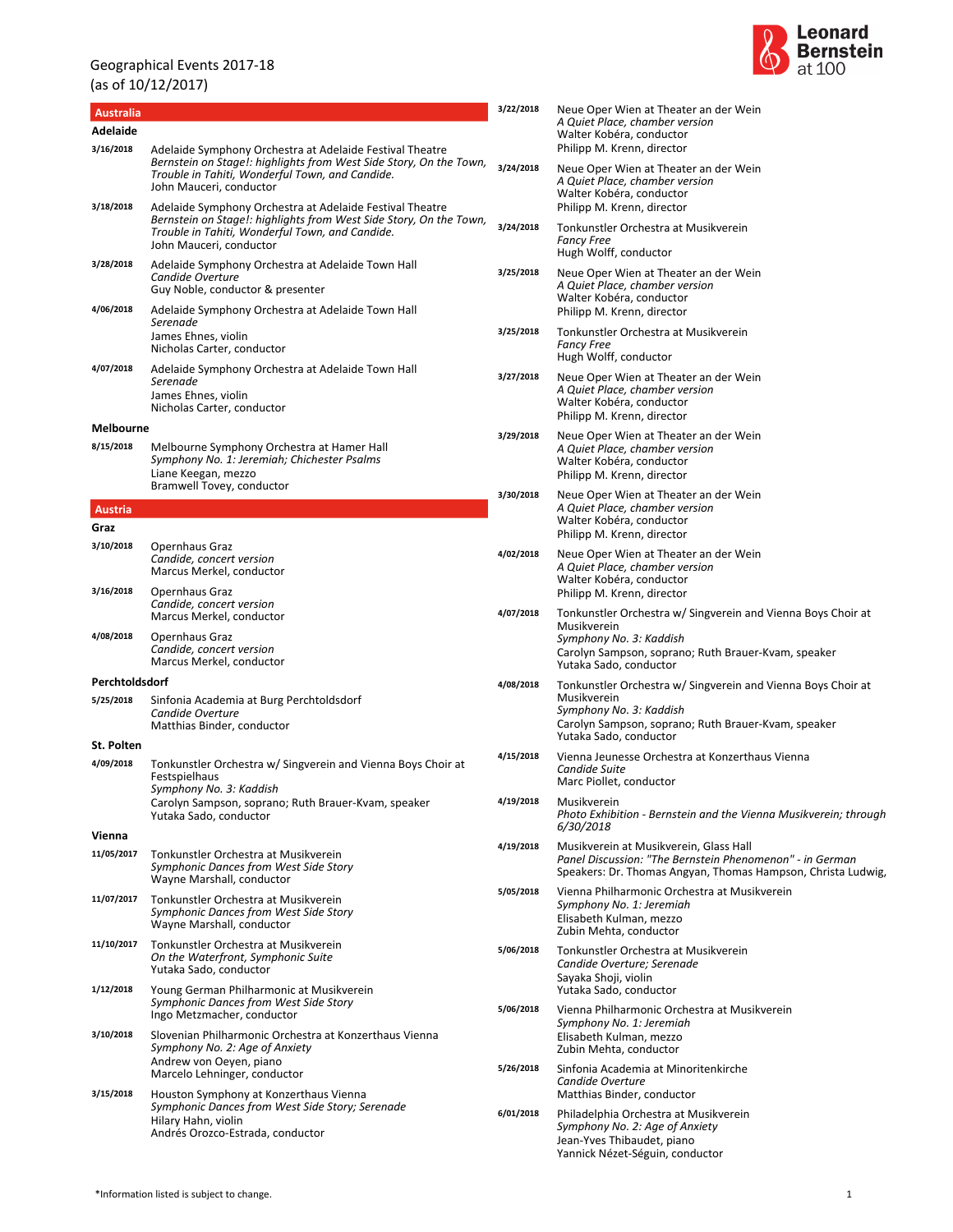Geographical Events 2017-18
(as of 10/12/2017)

Leonard Bernstein at 100

## Australia

### Adelaide

**3/16/2018** Adelaide Symphony Orchestra at Adelaide Festival Theatre
*Bernstein on Stage!: highlights from West Side Story, On the Town, Trouble in Tahiti, Wonderful Town, and Candide.*
John Mauceri, conductor

**3/18/2018** Adelaide Symphony Orchestra at Adelaide Festival Theatre
*Bernstein on Stage!: highlights from West Side Story, On the Town, Trouble in Tahiti, Wonderful Town, and Candide.*
John Mauceri, conductor

**3/28/2018** Adelaide Symphony Orchestra at Adelaide Town Hall
*Candide Overture*
Guy Noble, conductor & presenter

**4/06/2018** Adelaide Symphony Orchestra at Adelaide Town Hall
*Serenade*
James Ehnes, violin
Nicholas Carter, conductor

**4/07/2018** Adelaide Symphony Orchestra at Adelaide Town Hall
*Serenade*
James Ehnes, violin
Nicholas Carter, conductor

### Melbourne

**8/15/2018** Melbourne Symphony Orchestra at Hamer Hall
*Symphony No. 1: Jeremiah; Chichester Psalms*
Liane Keegan, mezzo
Bramwell Tovey, conductor

## Austria

### Graz

**3/10/2018** Opernhaus Graz
*Candide, concert version*
Marcus Merkel, conductor

**3/16/2018** Opernhaus Graz
*Candide, concert version*
Marcus Merkel, conductor

**4/08/2018** Opernhaus Graz
*Candide, concert version*
Marcus Merkel, conductor

### Perchtoldsdorf

**5/25/2018** Sinfonia Academia at Burg Perchtoldsdorf
*Candide Overture*
Matthias Binder, conductor

### St. Polten

**4/09/2018** Tonkunstler Orchestra w/ Singverein and Vienna Boys Choir at Festspielhaus
*Symphony No. 3: Kaddish*
Carolyn Sampson, soprano; Ruth Brauer-Kvam, speaker
Yutaka Sado, conductor

### Vienna

**11/05/2017** Tonkunstler Orchestra at Musikverein
*Symphonic Dances from West Side Story*
Wayne Marshall, conductor

**11/07/2017** Tonkunstler Orchestra at Musikverein
*Symphonic Dances from West Side Story*
Wayne Marshall, conductor

**11/10/2017** Tonkunstler Orchestra at Musikverein
*On the Waterfront, Symphonic Suite*
Yutaka Sado, conductor

**1/12/2018** Young German Philharmonic at Musikverein
*Symphonic Dances from West Side Story*
Ingo Metzmacher, conductor

**3/10/2018** Slovenian Philharmonic Orchestra at Konzerthaus Vienna
*Symphony No. 2: Age of Anxiety*
Andrew von Oeyen, piano
Marcelo Lehninger, conductor

**3/15/2018** Houston Symphony at Konzerthaus Vienna
*Symphonic Dances from West Side Story; Serenade*
Hilary Hahn, violin
Andrés Orozco-Estrada, conductor

**3/22/2018** Neue Oper Wien at Theater an der Wein
*A Quiet Place, chamber version*
Walter Kobéra, conductor
Philipp M. Krenn, director

**3/24/2018** Neue Oper Wien at Theater an der Wein
*A Quiet Place, chamber version*
Walter Kobéra, conductor
Philipp M. Krenn, director

**3/24/2018** Tonkunstler Orchestra at Musikverein
*Fancy Free*
Hugh Wolff, conductor

**3/25/2018** Neue Oper Wien at Theater an der Wein
*A Quiet Place, chamber version*
Walter Kobéra, conductor
Philipp M. Krenn, director

**3/25/2018** Tonkunstler Orchestra at Musikverein
*Fancy Free*
Hugh Wolff, conductor

**3/27/2018** Neue Oper Wien at Theater an der Wein
*A Quiet Place, chamber version*
Walter Kobéra, conductor
Philipp M. Krenn, director

**3/29/2018** Neue Oper Wien at Theater an der Wein
*A Quiet Place, chamber version*
Walter Kobéra, conductor
Philipp M. Krenn, director

**3/30/2018** Neue Oper Wien at Theater an der Wein
*A Quiet Place, chamber version*
Walter Kobéra, conductor
Philipp M. Krenn, director

**4/02/2018** Neue Oper Wien at Theater an der Wein
*A Quiet Place, chamber version*
Walter Kobéra, conductor
Philipp M. Krenn, director

**4/07/2018** Tonkunstler Orchestra w/ Singverein and Vienna Boys Choir at Musikverein
*Symphony No. 3: Kaddish*
Carolyn Sampson, soprano; Ruth Brauer-Kvam, speaker
Yutaka Sado, conductor

**4/08/2018** Tonkunstler Orchestra w/ Singverein and Vienna Boys Choir at Musikverein
*Symphony No. 3: Kaddish*
Carolyn Sampson, soprano; Ruth Brauer-Kvam, speaker
Yutaka Sado, conductor

**4/15/2018** Vienna Jeunesse Orchestra at Konzerthaus Vienna
*Candide Suite*
Marc Piollet, conductor

**4/19/2018** Musikverein
*Photo Exhibition - Bernstein and the Vienna Musikverein; through 6/30/2018*

**4/19/2018** Musikverein at Musikverein, Glass Hall
*Panel Discussion: "The Bernstein Phenomenon" - in German*
Speakers: Dr. Thomas Angyan, Thomas Hampson, Christa Ludwig,

**5/05/2018** Vienna Philharmonic Orchestra at Musikverein
*Symphony No. 1: Jeremiah*
Elisabeth Kulman, mezzo
Zubin Mehta, conductor

**5/06/2018** Tonkunstler Orchestra at Musikverein
*Candide Overture; Serenade*
Sayaka Shoji, violin
Yutaka Sado, conductor

**5/06/2018** Vienna Philharmonic Orchestra at Musikverein
*Symphony No. 1: Jeremiah*
Elisabeth Kulman, mezzo
Zubin Mehta, conductor

**5/26/2018** Sinfonia Academia at Minoritenkirche
*Candide Overture*
Matthias Binder, conductor

**6/01/2018** Philadelphia Orchestra at Musikverein
*Symphony No. 2: Age of Anxiety*
Jean-Yves Thibaudet, piano
Yannick Nézet-Séguin, conductor

*Information listed is subject to change.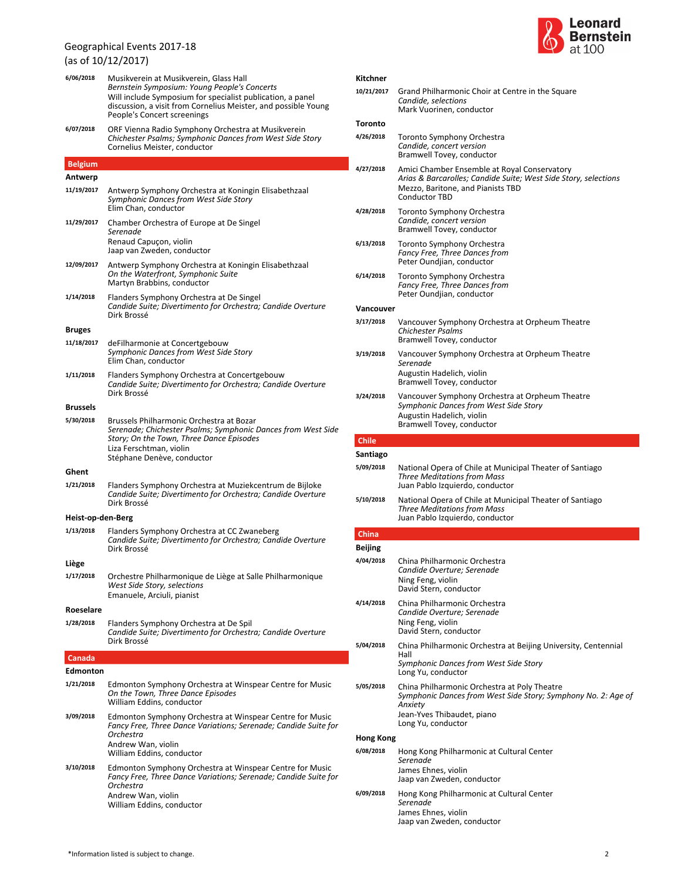Geographical Events 2017-18
(as of 10/12/2017)

**6/06/2018** Musikverein at Musikverein, Glass Hall
*Bernstein Symposium: Young People's Concerts*
Will include Symposium for specialist publication, a panel discussion, a visit from Cornelius Meister, and possible Young People's Concert screenings

**6/07/2018** ORF Vienna Radio Symphony Orchestra at Musikverein
*Chichester Psalms; Symphonic Dances from West Side Story*
Cornelius Meister, conductor

## Belgium

### Antwerp

**11/19/2017** Antwerp Symphony Orchestra at Koningin Elisabethzaal
*Symphonic Dances from West Side Story*
Elim Chan, conductor

**11/29/2017** Chamber Orchestra of Europe at De Singel
*Serenade*
Renaud Capuçon, violin
Jaap van Zweden, conductor

**12/09/2017** Antwerp Symphony Orchestra at Koningin Elisabethzaal
*On the Waterfront, Symphonic Suite*
Martyn Brabbins, conductor

**1/14/2018** Flanders Symphony Orchestra at De Singel
*Candide Suite; Divertimento for Orchestra; Candide Overture*
Dirk Brossé

### Bruges

**11/18/2017** deFilharmonie at Concertgebouw
*Symphonic Dances from West Side Story*
Elim Chan, conductor

**1/11/2018** Flanders Symphony Orchestra at Concertgebouw
*Candide Suite; Divertimento for Orchestra; Candide Overture*
Dirk Brossé

### Brussels

**5/30/2018** Brussels Philharmonic Orchestra at Bozar
*Serenade; Chichester Psalms; Symphonic Dances from West Side Story; On the Town, Three Dance Episodes*
Liza Ferschtman, violin
Stéphane Denève, conductor

### Ghent

**1/21/2018** Flanders Symphony Orchestra at Muziekcentrum de Bijloke
*Candide Suite; Divertimento for Orchestra; Candide Overture*
Dirk Brossé

### Heist-op-den-Berg

**1/13/2018** Flanders Symphony Orchestra at CC Zwaneberg
*Candide Suite; Divertimento for Orchestra; Candide Overture*
Dirk Brossé

### Liège

**1/17/2018** Orchestre Philharmonique de Liège at Salle Philharmonique
*West Side Story, selections*
Emanuele, Arciuli, pianist

### Roeselare

**1/28/2018** Flanders Symphony Orchestra at De Spil
*Candide Suite; Divertimento for Orchestra; Candide Overture*
Dirk Brossé

## Canada

### Edmonton

**1/21/2018** Edmonton Symphony Orchestra at Winspear Centre for Music
*On the Town, Three Dance Episodes*
William Eddins, conductor

**3/09/2018** Edmonton Symphony Orchestra at Winspear Centre for Music
*Fancy Free, Three Dance Variations; Serenade; Candide Suite for Orchestra*
Andrew Wan, violin
William Eddins, conductor

**3/10/2018** Edmonton Symphony Orchestra at Winspear Centre for Music
*Fancy Free, Three Dance Variations; Serenade; Candide Suite for Orchestra*
Andrew Wan, violin
William Eddins, conductor

### Kitchner

**10/21/2017** Grand Philharmonic Choir at Centre in the Square
*Candide, selections*
Mark Vuorinen, conductor

### Toronto

**4/26/2018** Toronto Symphony Orchestra
*Candide, concert version*
Bramwell Tovey, conductor

**4/27/2018** Amici Chamber Ensemble at Royal Conservatory
*Arias & Barcarolles; Candide Suite; West Side Story, selections*
Mezzo, Baritone, and Pianists TBD
Conductor TBD

**4/28/2018** Toronto Symphony Orchestra
*Candide, concert version*
Bramwell Tovey, conductor

**6/13/2018** Toronto Symphony Orchestra
*Fancy Free, Three Dances from*
Peter Oundjian, conductor

**6/14/2018** Toronto Symphony Orchestra
*Fancy Free, Three Dances from*
Peter Oundjian, conductor

### Vancouver

**3/17/2018** Vancouver Symphony Orchestra at Orpheum Theatre
*Chichester Psalms*
Bramwell Tovey, conductor

**3/19/2018** Vancouver Symphony Orchestra at Orpheum Theatre
*Serenade*
Augustin Hadelich, violin
Bramwell Tovey, conductor

**3/24/2018** Vancouver Symphony Orchestra at Orpheum Theatre
*Symphonic Dances from West Side Story*
Augustin Hadelich, violin
Bramwell Tovey, conductor

## Chile

### Santiago

**5/09/2018** National Opera of Chile at Municipal Theater of Santiago
*Three Meditations from Mass*
Juan Pablo Izquierdo, conductor

**5/10/2018** National Opera of Chile at Municipal Theater of Santiago
*Three Meditations from Mass*
Juan Pablo Izquierdo, conductor

## China

### Beijing

**4/04/2018** China Philharmonic Orchestra
*Candide Overture; Serenade*
Ning Feng, violin
David Stern, conductor

**4/14/2018** China Philharmonic Orchestra
*Candide Overture; Serenade*
Ning Feng, violin
David Stern, conductor

**5/04/2018** China Philharmonic Orchestra at Beijing University, Centennial Hall
*Symphonic Dances from West Side Story*
Long Yu, conductor

**5/05/2018** China Philharmonic Orchestra at Poly Theatre
*Symphonic Dances from West Side Story; Symphony No. 2: Age of Anxiety*
Jean-Yves Thibaudet, piano
Long Yu, conductor

### Hong Kong

**6/08/2018** Hong Kong Philharmonic at Cultural Center
*Serenade*
James Ehnes, violin
Jaap van Zweden, conductor

**6/09/2018** Hong Kong Philharmonic at Cultural Center
*Serenade*
James Ehnes, violin
Jaap van Zweden, conductor

*Information listed is subject to change.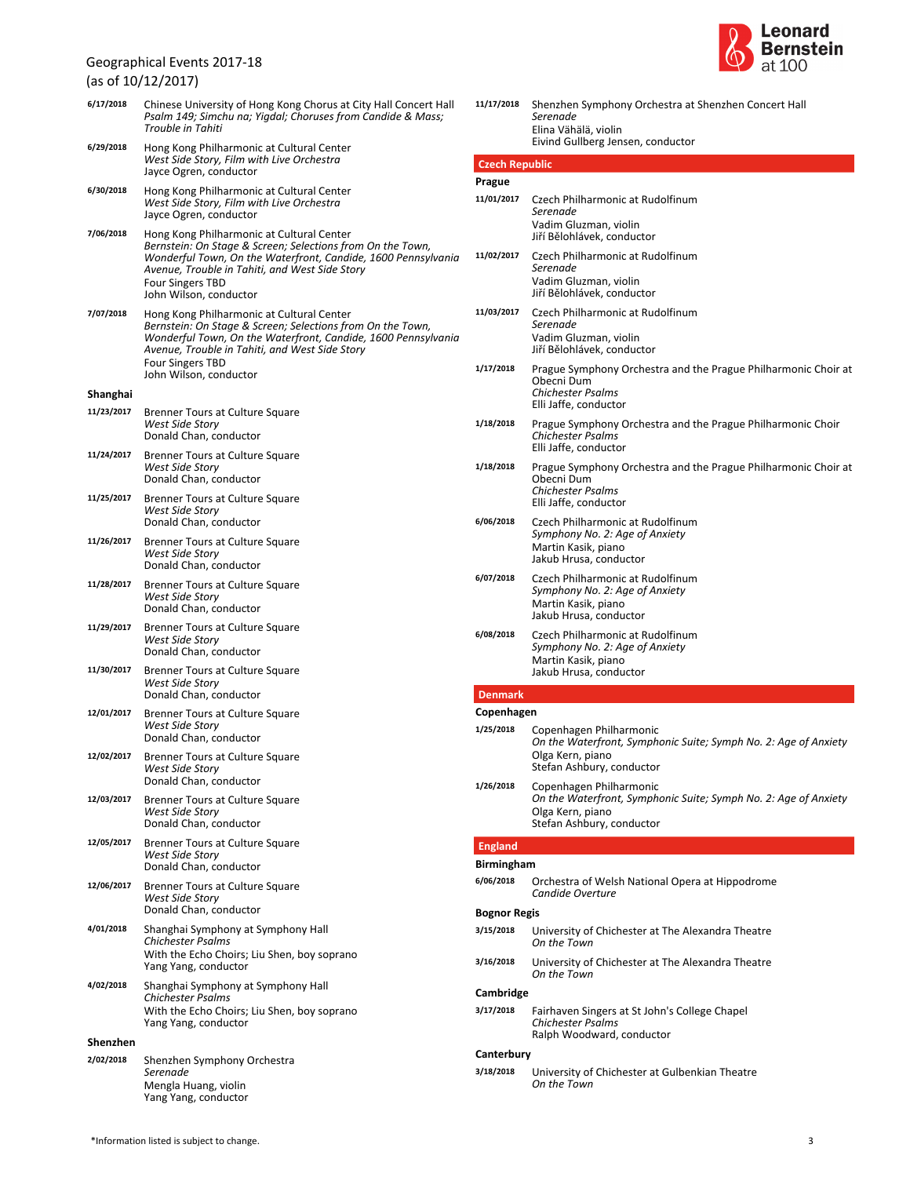Geographical Events 2017-18
(as of 10/12/2017)

**6/17/2018** Chinese University of Hong Kong Chorus at City Hall Concert Hall
*Psalm 149; Simchu na; Yigdal; Choruses from Candide & Mass; Trouble in Tahiti*

**6/29/2018** Hong Kong Philharmonic at Cultural Center
*West Side Story, Film with Live Orchestra*
Jayce Ogren, conductor

**6/30/2018** Hong Kong Philharmonic at Cultural Center
*West Side Story, Film with Live Orchestra*
Jayce Ogren, conductor

**7/06/2018** Hong Kong Philharmonic at Cultural Center
*Bernstein: On Stage & Screen; Selections from On the Town, Wonderful Town, On the Waterfront, Candide, 1600 Pennsylvania Avenue, Trouble in Tahiti, and West Side Story*
Four Singers TBD
John Wilson, conductor

**7/07/2018** Hong Kong Philharmonic at Cultural Center
*Bernstein: On Stage & Screen; Selections from On the Town, Wonderful Town, On the Waterfront, Candide, 1600 Pennsylvania Avenue, Trouble in Tahiti, and West Side Story*
Four Singers TBD
John Wilson, conductor

### Shanghai

**11/23/2017** Brenner Tours at Culture Square
*West Side Story*
Donald Chan, conductor

**11/24/2017** Brenner Tours at Culture Square
*West Side Story*
Donald Chan, conductor

**11/25/2017** Brenner Tours at Culture Square
*West Side Story*
Donald Chan, conductor

**11/26/2017** Brenner Tours at Culture Square
*West Side Story*
Donald Chan, conductor

**11/28/2017** Brenner Tours at Culture Square
*West Side Story*
Donald Chan, conductor

**11/29/2017** Brenner Tours at Culture Square
*West Side Story*
Donald Chan, conductor

**11/30/2017** Brenner Tours at Culture Square
*West Side Story*
Donald Chan, conductor

**12/01/2017** Brenner Tours at Culture Square
*West Side Story*
Donald Chan, conductor

**12/02/2017** Brenner Tours at Culture Square
*West Side Story*
Donald Chan, conductor

**12/03/2017** Brenner Tours at Culture Square
*West Side Story*
Donald Chan, conductor

**12/05/2017** Brenner Tours at Culture Square
*West Side Story*
Donald Chan, conductor

**12/06/2017** Brenner Tours at Culture Square
*West Side Story*
Donald Chan, conductor

**4/01/2018** Shanghai Symphony at Symphony Hall
*Chichester Psalms*
With the Echo Choirs; Liu Shen, boy soprano
Yang Yang, conductor

**4/02/2018** Shanghai Symphony at Symphony Hall
*Chichester Psalms*
With the Echo Choirs; Liu Shen, boy soprano
Yang Yang, conductor

### Shenzhen

**2/02/2018** Shenzhen Symphony Orchestra
*Serenade*
Mengla Huang, violin
Yang Yang, conductor

**11/17/2018** Shenzhen Symphony Orchestra at Shenzhen Concert Hall
*Serenade*
Elina Vähälä, violin
Eivind Gullberg Jensen, conductor

## Czech Republic

### Prague

**11/01/2017** Czech Philharmonic at Rudolfinum
*Serenade*
Vadim Gluzman, violin
Jiří Bělohlávek, conductor

**11/02/2017** Czech Philharmonic at Rudolfinum
*Serenade*
Vadim Gluzman, violin
Jiří Bělohlávek, conductor

**11/03/2017** Czech Philharmonic at Rudolfinum
*Serenade*
Vadim Gluzman, violin
Jiří Bělohlávek, conductor

**1/17/2018** Prague Symphony Orchestra and the Prague Philharmonic Choir at Obecni Dum
*Chichester Psalms*
Elli Jaffe, conductor

**1/18/2018** Prague Symphony Orchestra and the Prague Philharmonic Choir
*Chichester Psalms*
Elli Jaffe, conductor

**1/18/2018** Prague Symphony Orchestra and the Prague Philharmonic Choir at Obecni Dum
*Chichester Psalms*
Elli Jaffe, conductor

**6/06/2018** Czech Philharmonic at Rudolfinum
*Symphony No. 2: Age of Anxiety*
Martin Kasik, piano
Jakub Hrusa, conductor

**6/07/2018** Czech Philharmonic at Rudolfinum
*Symphony No. 2: Age of Anxiety*
Martin Kasik, piano
Jakub Hrusa, conductor

**6/08/2018** Czech Philharmonic at Rudolfinum
*Symphony No. 2: Age of Anxiety*
Martin Kasik, piano
Jakub Hrusa, conductor

## Denmark

### Copenhagen

**1/25/2018** Copenhagen Philharmonic
*On the Waterfront, Symphonic Suite; Symph No. 2: Age of Anxiety*
Olga Kern, piano
Stefan Ashbury, conductor

**1/26/2018** Copenhagen Philharmonic
*On the Waterfront, Symphonic Suite; Symph No. 2: Age of Anxiety*
Olga Kern, piano
Stefan Ashbury, conductor

## England

### Birmingham

**6/06/2018** Orchestra of Welsh National Opera at Hippodrome
*Candide Overture*

### Bognor Regis

**3/15/2018** University of Chichester at The Alexandra Theatre
*On the Town*

**3/16/2018** University of Chichester at The Alexandra Theatre
*On the Town*

### Cambridge

**3/17/2018** Fairhaven Singers at St John's College Chapel
*Chichester Psalms*
Ralph Woodward, conductor

### Canterbury

**3/18/2018** University of Chichester at Gulbenkian Theatre
*On the Town*

*Information listed is subject to change.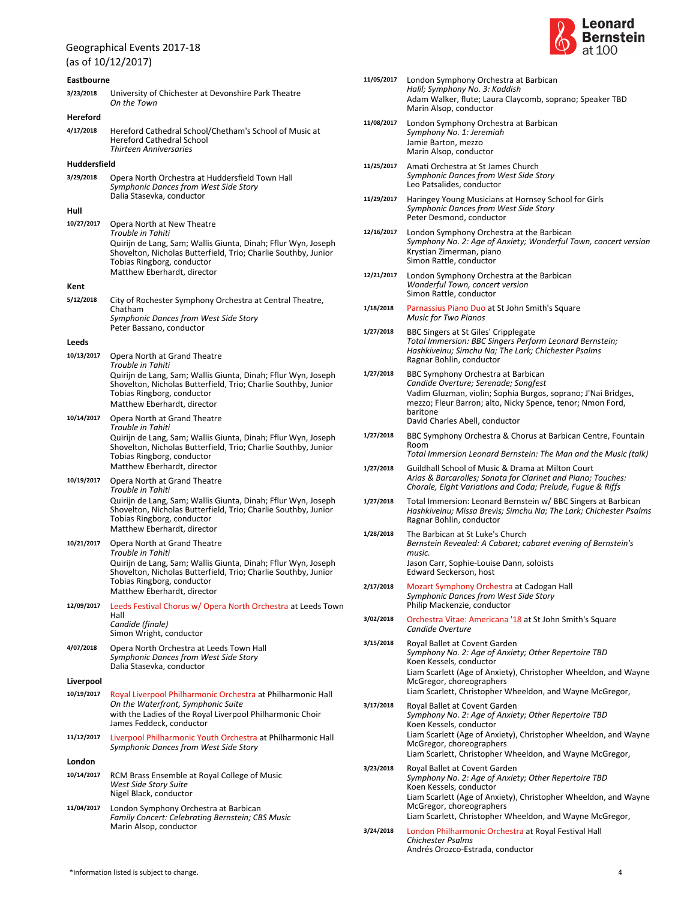# Geographical Events 2017-18
(as of 10/12/2017)

## Eastbourne

**3/23/2018**
University of Chichester at Devonshire Park Theatre
*On the Town*

## Hereford

**4/17/2018**
Hereford Cathedral School/Chetham's School of Music at Hereford Cathedral School
*Thirteen Anniversaries*

## Huddersfield

**3/29/2018**
Opera North Orchestra at Huddersfield Town Hall
*Symphonic Dances from West Side Story*
Dalia Stasevka, conductor

## Hull

**10/27/2017**
Opera North at New Theatre
*Trouble in Tahiti*
Quirijn de Lang, Sam; Wallis Giunta, Dinah; Fflur Wyn, Joseph Shovelton, Nicholas Butterfield, Trio; Charlie Southby, Junior
Tobias Ringborg, conductor
Matthew Eberhardt, director

## Kent

**5/12/2018**
City of Rochester Symphony Orchestra at Central Theatre, Chatham
*Symphonic Dances from West Side Story*
Peter Bassano, conductor

## Leeds

**10/13/2017**
Opera North at Grand Theatre
*Trouble in Tahiti*
Quirijn de Lang, Sam; Wallis Giunta, Dinah; Fflur Wyn, Joseph Shovelton, Nicholas Butterfield, Trio; Charlie Southby, Junior
Tobias Ringborg, conductor
Matthew Eberhardt, director

**10/14/2017**
Opera North at Grand Theatre
*Trouble in Tahiti*
Quirijn de Lang, Sam; Wallis Giunta, Dinah; Fflur Wyn, Joseph Shovelton, Nicholas Butterfield, Trio; Charlie Southby, Junior
Tobias Ringborg, conductor
Matthew Eberhardt, director

**10/19/2017**
Opera North at Grand Theatre
*Trouble in Tahiti*
Quirijn de Lang, Sam; Wallis Giunta, Dinah; Fflur Wyn, Joseph Shovelton, Nicholas Butterfield, Trio; Charlie Southby, Junior
Tobias Ringborg, conductor
Matthew Eberhardt, director

**10/21/2017**
Opera North at Grand Theatre
*Trouble in Tahiti*
Quirijn de Lang, Sam; Wallis Giunta, Dinah; Fflur Wyn, Joseph Shovelton, Nicholas Butterfield, Trio; Charlie Southby, Junior
Tobias Ringborg, conductor
Matthew Eberhardt, director

**12/09/2017**
Leeds Festival Chorus w/ Opera North Orchestra at Leeds Town Hall
*Candide (finale)*
Simon Wright, conductor

**4/07/2018**
Opera North Orchestra at Leeds Town Hall
*Symphonic Dances from West Side Story*
Dalia Stasevka, conductor

## Liverpool

**10/19/2017**
Royal Liverpool Philharmonic Orchestra at Philharmonic Hall
*On the Waterfront, Symphonic Suite*
with the Ladies of the Royal Liverpool Philharmonic Choir
James Feddeck, conductor

**11/12/2017**
Liverpool Philharmonic Youth Orchestra at Philharmonic Hall
*Symphonic Dances from West Side Story*

## London

**10/14/2017**
RCM Brass Ensemble at Royal College of Music
*West Side Story Suite*
Nigel Black, conductor

**11/04/2017**
London Symphony Orchestra at Barbican
*Family Concert: Celebrating Bernstein; CBS Music*
Marin Alsop, conductor

**11/05/2017**
London Symphony Orchestra at Barbican
*Halil; Symphony No. 3: Kaddish*
Adam Walker, flute; Laura Claycomb, soprano; Speaker TBD
Marin Alsop, conductor

**11/08/2017**
London Symphony Orchestra at Barbican
*Symphony No. 1: Jeremiah*
Jamie Barton, mezzo
Marin Alsop, conductor

**11/25/2017**
Amati Orchestra at St James Church
*Symphonic Dances from West Side Story*
Leo Patsalides, conductor

**11/29/2017**
Haringey Young Musicians at Hornsey School for Girls
*Symphonic Dances from West Side Story*
Peter Desmond, conductor

**12/16/2017**
London Symphony Orchestra at the Barbican
*Symphony No. 2: Age of Anxiety; Wonderful Town, concert version*
Krystian Zimerman, piano
Simon Rattle, conductor

**12/21/2017**
London Symphony Orchestra at the Barbican
*Wonderful Town, concert version*
Simon Rattle, conductor

**1/18/2018**
Parnassius Piano Duo at St John Smith's Square
*Music for Two Pianos*

**1/27/2018**
BBC Singers at St Giles' Cripplegate
*Total Immersion: BBC Singers Perform Leonard Bernstein; Hashkiveinu; Simchu Na; The Lark; Chichester Psalms*
Ragnar Bohlin, conductor

**1/27/2018**
BBC Symphony Orchestra at Barbican
*Candide Overture; Serenade; Songfest*
Vadim Gluzman, violin; Sophia Burgos, soprano; J'Nai Bridges, mezzo; Fleur Barron; alto, Nicky Spence, tenor; Nmon Ford, baritone
David Charles Abell, conductor

**1/27/2018**
BBC Symphony Orchestra & Chorus at Barbican Centre, Fountain Room
*Total Immersion Leonard Bernstein: The Man and the Music (talk)*

**1/27/2018**
Guildhall School of Music & Drama at Milton Court
*Arias & Barcarolles; Sonata for Clarinet and Piano; Touches: Chorale, Eight Variations and Coda; Prelude, Fugue & Riffs*

**1/27/2018**
Total Immersion: Leonard Bernstein w/ BBC Singers at Barbican
*Hashkiveinu; Missa Brevis; Simchu Na; The Lark; Chichester Psalms*
Ragnar Bohlin, conductor

**1/28/2018**
The Barbican at St Luke's Church
*Bernstein Revealed: A Cabaret; cabaret evening of Bernstein's music.*
Jason Carr, Sophie-Louise Dann, soloists
Edward Seckerson, host

**2/17/2018**
Mozart Symphony Orchestra at Cadogan Hall
*Symphonic Dances from West Side Story*
Philip Mackenzie, conductor

**3/02/2018**
Orchestra Vitae: Americana '18 at St John Smith's Square
*Candide Overture*

**3/15/2018**
Royal Ballet at Covent Garden
*Symphony No. 2: Age of Anxiety; Other Repertoire TBD*
Koen Kessels, conductor
Liam Scarlett (Age of Anxiety), Christopher Wheeldon, and Wayne McGregor, choreographers
Liam Scarlett, Christopher Wheeldon, and Wayne McGregor,

**3/17/2018**
Royal Ballet at Covent Garden
*Symphony No. 2: Age of Anxiety; Other Repertoire TBD*
Koen Kessels, conductor
Liam Scarlett (Age of Anxiety), Christopher Wheeldon, and Wayne McGregor, choreographers
Liam Scarlett, Christopher Wheeldon, and Wayne McGregor,

**3/23/2018**
Royal Ballet at Covent Garden
*Symphony No. 2: Age of Anxiety; Other Repertoire TBD*
Koen Kessels, conductor
Liam Scarlett (Age of Anxiety), Christopher Wheeldon, and Wayne McGregor, choreographers
Liam Scarlett, Christopher Wheeldon, and Wayne McGregor,

**3/24/2018**
London Philharmonic Orchestra at Royal Festival Hall
*Chichester Psalms*
Andrés Orozco-Estrada, conductor

*Information listed is subject to change.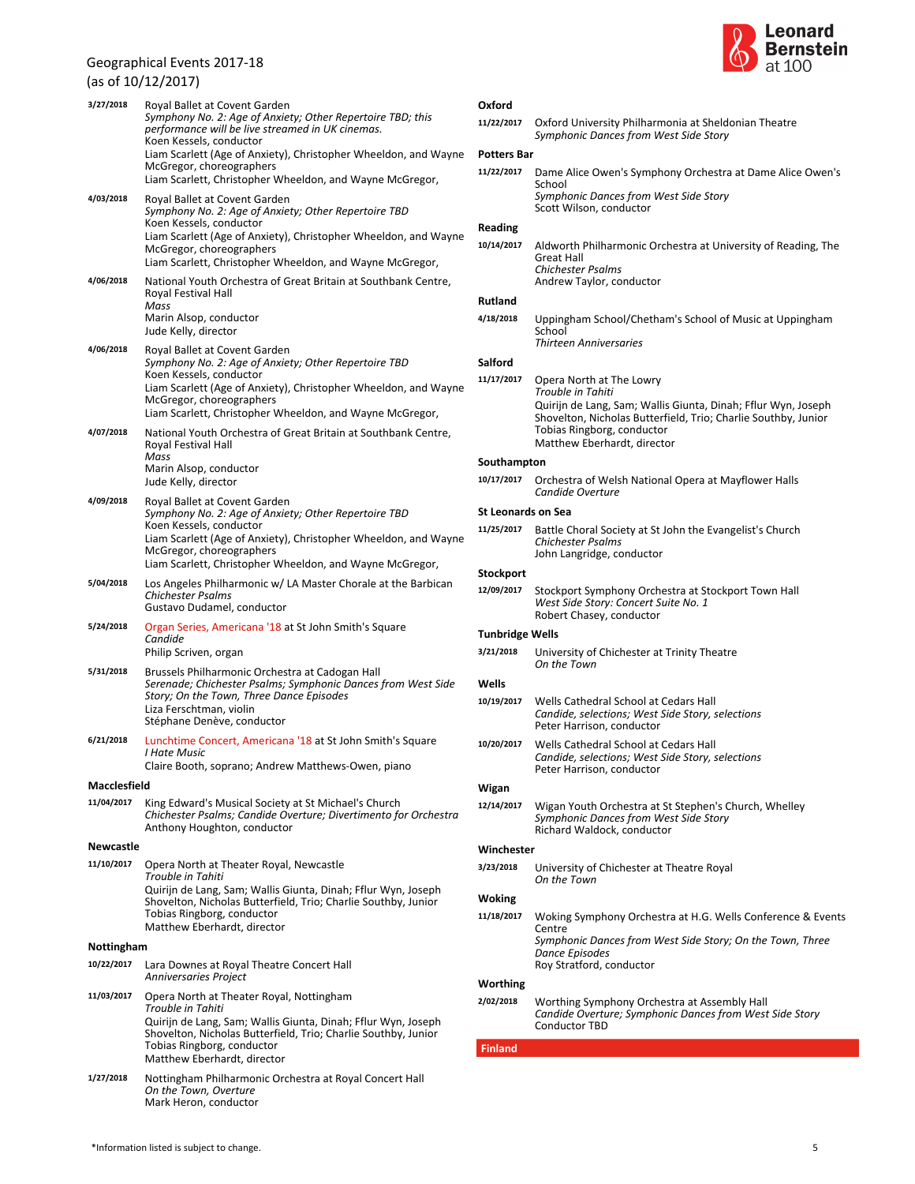Geographical Events 2017-18
(as of 10/12/2017)

**3/27/2018** Royal Ballet at Covent Garden
*Symphony No. 2: Age of Anxiety; Other Repertoire TBD; this performance will be live streamed in UK cinemas.*
Koen Kessels, conductor
Liam Scarlett (Age of Anxiety), Christopher Wheeldon, and Wayne McGregor, choreographers
Liam Scarlett, Christopher Wheeldon, and Wayne McGregor,

**4/03/2018** Royal Ballet at Covent Garden
*Symphony No. 2: Age of Anxiety; Other Repertoire TBD*
Koen Kessels, conductor
Liam Scarlett (Age of Anxiety), Christopher Wheeldon, and Wayne McGregor, choreographers
Liam Scarlett, Christopher Wheeldon, and Wayne McGregor,

**4/06/2018** National Youth Orchestra of Great Britain at Southbank Centre, Royal Festival Hall
*Mass*
Marin Alsop, conductor
Jude Kelly, director

**4/06/2018** Royal Ballet at Covent Garden
*Symphony No. 2: Age of Anxiety; Other Repertoire TBD*
Koen Kessels, conductor
Liam Scarlett (Age of Anxiety), Christopher Wheeldon, and Wayne McGregor, choreographers
Liam Scarlett, Christopher Wheeldon, and Wayne McGregor,

**4/07/2018** National Youth Orchestra of Great Britain at Southbank Centre, Royal Festival Hall
*Mass*
Marin Alsop, conductor
Jude Kelly, director

**4/09/2018** Royal Ballet at Covent Garden
*Symphony No. 2: Age of Anxiety; Other Repertoire TBD*
Koen Kessels, conductor
Liam Scarlett (Age of Anxiety), Christopher Wheeldon, and Wayne McGregor, choreographers
Liam Scarlett, Christopher Wheeldon, and Wayne McGregor,

**5/04/2018** Los Angeles Philharmonic w/ LA Master Chorale at the Barbican
*Chichester Psalms*
Gustavo Dudamel, conductor

**5/24/2018** Organ Series, Americana '18 at St John Smith's Square
*Candide*
Philip Scriven, organ

**5/31/2018** Brussels Philharmonic Orchestra at Cadogan Hall
*Serenade; Chichester Psalms; Symphonic Dances from West Side Story; On the Town, Three Dance Episodes*
Liza Ferschtman, violin
Stéphane Denève, conductor

**6/21/2018** Lunchtime Concert, Americana '18 at St John Smith's Square
*I Hate Music*
Claire Booth, soprano; Andrew Matthews-Owen, piano

### Macclesfield

**11/04/2017** King Edward's Musical Society at St Michael's Church
*Chichester Psalms; Candide Overture; Divertimento for Orchestra*
Anthony Houghton, conductor

### Newcastle

**11/10/2017** Opera North at Theater Royal, Newcastle
*Trouble in Tahiti*
Quirijn de Lang, Sam; Wallis Giunta, Dinah; Fflur Wyn, Joseph Shovelton, Nicholas Butterfield, Trio; Charlie Southby, Junior
Tobias Ringborg, conductor
Matthew Eberhardt, director

### Nottingham

**10/22/2017** Lara Downes at Royal Theatre Concert Hall
*Anniversaries Project*

**11/03/2017** Opera North at Theater Royal, Nottingham
*Trouble in Tahiti*
Quirijn de Lang, Sam; Wallis Giunta, Dinah; Fflur Wyn, Joseph Shovelton, Nicholas Butterfield, Trio; Charlie Southby, Junior
Tobias Ringborg, conductor
Matthew Eberhardt, director

**1/27/2018** Nottingham Philharmonic Orchestra at Royal Concert Hall
*On the Town, Overture*
Mark Heron, conductor

### Oxford

**11/22/2017** Oxford University Philharmonia at Sheldonian Theatre
*Symphonic Dances from West Side Story*

### Potters Bar

**11/22/2017** Dame Alice Owen's Symphony Orchestra at Dame Alice Owen's School
*Symphonic Dances from West Side Story*
Scott Wilson, conductor

### Reading

**10/14/2017** Aldworth Philharmonic Orchestra at University of Reading, The Great Hall
*Chichester Psalms*
Andrew Taylor, conductor

### Rutland

**4/18/2018** Uppingham School/Chetham's School of Music at Uppingham School
*Thirteen Anniversaries*

### Salford

**11/17/2017** Opera North at The Lowry
*Trouble in Tahiti*
Quirijn de Lang, Sam; Wallis Giunta, Dinah; Fflur Wyn, Joseph Shovelton, Nicholas Butterfield, Trio; Charlie Southby, Junior
Tobias Ringborg, conductor
Matthew Eberhardt, director

### Southampton

**10/17/2017** Orchestra of Welsh National Opera at Mayflower Halls
*Candide Overture*

### St Leonards on Sea

**11/25/2017** Battle Choral Society at St John the Evangelist's Church
*Chichester Psalms*
John Langridge, conductor

### Stockport

**12/09/2017** Stockport Symphony Orchestra at Stockport Town Hall
*West Side Story: Concert Suite No. 1*
Robert Chasey, conductor

### Tunbridge Wells

**3/21/2018** University of Chichester at Trinity Theatre
*On the Town*

### Wells

**10/19/2017** Wells Cathedral School at Cedars Hall
*Candide, selections; West Side Story, selections*
Peter Harrison, conductor

**10/20/2017** Wells Cathedral School at Cedars Hall
*Candide, selections; West Side Story, selections*
Peter Harrison, conductor

### Wigan

**12/14/2017** Wigan Youth Orchestra at St Stephen's Church, Whelley
*Symphonic Dances from West Side Story*
Richard Waldock, conductor

### Winchester

**3/23/2018** University of Chichester at Theatre Royal
*On the Town*

### Woking

**11/18/2017** Woking Symphony Orchestra at H.G. Wells Conference & Events Centre
*Symphonic Dances from West Side Story; On the Town, Three Dance Episodes*
Roy Stratford, conductor

### Worthing

**2/02/2018** Worthing Symphony Orchestra at Assembly Hall
*Candide Overture; Symphonic Dances from West Side Story*
Conductor TBD

## Finland

*Information listed is subject to change.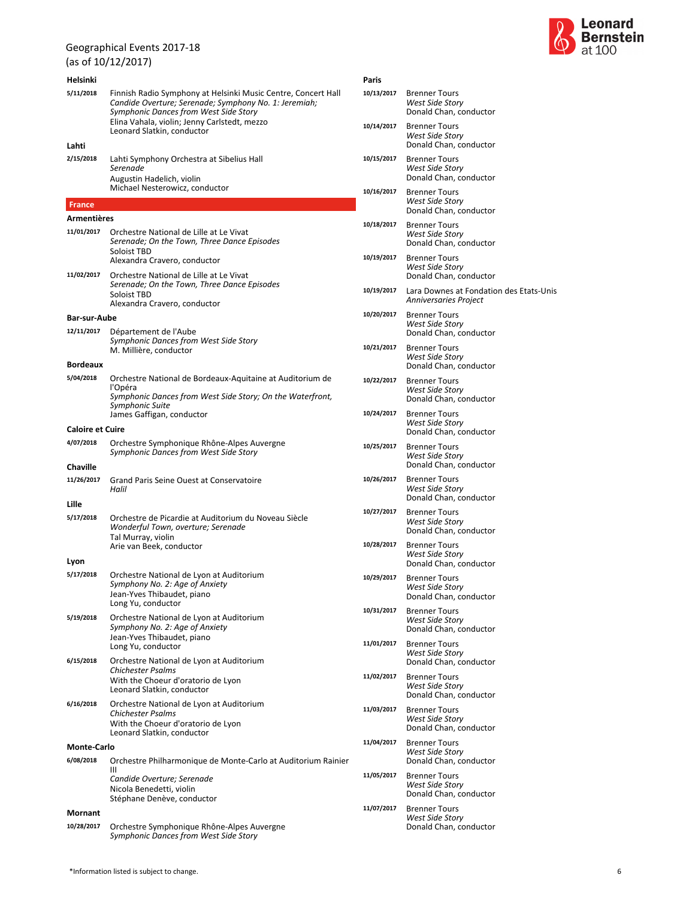Geographical Events 2017-18
(as of 10/12/2017)

### Helsinki

**5/11/2018** Finnish Radio Symphony at Helsinki Music Centre, Concert Hall
*Candide Overture; Serenade; Symphony No. 1: Jeremiah; Symphonic Dances from West Side Story*
Elina Vahala, violin; Jenny Carlstedt, mezzo
Leonard Slatkin, conductor

### Lahti

**2/15/2018** Lahti Symphony Orchestra at Sibelius Hall
*Serenade*
Augustin Hadelich, violin
Michael Nesterowicz, conductor

## France

### Armentières

**11/01/2017** Orchestre National de Lille at Le Vivat
*Serenade; On the Town, Three Dance Episodes*
Soloist TBD
Alexandra Cravero, conductor

**11/02/2017** Orchestre National de Lille at Le Vivat
*Serenade; On the Town, Three Dance Episodes*
Soloist TBD
Alexandra Cravero, conductor

### Bar-sur-Aube

**12/11/2017** Département de l'Aube
*Symphonic Dances from West Side Story*
M. Millière, conductor

### Bordeaux

**5/04/2018** Orchestre National de Bordeaux-Aquitaine at Auditorium de l'Opéra
*Symphonic Dances from West Side Story; On the Waterfront, Symphonic Suite*
James Gaffigan, conductor

### Caloire et Cuire

**4/07/2018** Orchestre Symphonique Rhône-Alpes Auvergne
*Symphonic Dances from West Side Story*

### Chaville

**11/26/2017** Grand Paris Seine Ouest at Conservatoire
*Halil*

### Lille

**5/17/2018** Orchestre de Picardie at Auditorium du Noveau Siècle
*Wonderful Town, overture; Serenade*
Tal Murray, violin
Arie van Beek, conductor

### Lyon

**5/17/2018** Orchestre National de Lyon at Auditorium
*Symphony No. 2: Age of Anxiety*
Jean-Yves Thibaudet, piano
Long Yu, conductor

**5/19/2018** Orchestre National de Lyon at Auditorium
*Symphony No. 2: Age of Anxiety*
Jean-Yves Thibaudet, piano
Long Yu, conductor

**6/15/2018** Orchestre National de Lyon at Auditorium
*Chichester Psalms*
With the Choeur d'oratorio de Lyon
Leonard Slatkin, conductor

**6/16/2018** Orchestre National de Lyon at Auditorium
*Chichester Psalms*
With the Choeur d'oratorio de Lyon
Leonard Slatkin, conductor

### Monte-Carlo

**6/08/2018** Orchestre Philharmonique de Monte-Carlo at Auditorium Rainier III
*Candide Overture; Serenade*
Nicola Benedetti, violin
Stéphane Denève, conductor

### Mornant

**10/28/2017** Orchestre Symphonique Rhône-Alpes Auvergne
*Symphonic Dances from West Side Story*

### Paris

**10/13/2017** Brenner Tours
*West Side Story*
Donald Chan, conductor

**10/14/2017** Brenner Tours
*West Side Story*
Donald Chan, conductor

**10/15/2017** Brenner Tours
*West Side Story*
Donald Chan, conductor

**10/16/2017** Brenner Tours
*West Side Story*
Donald Chan, conductor

**10/18/2017** Brenner Tours
*West Side Story*
Donald Chan, conductor

**10/19/2017** Brenner Tours
*West Side Story*
Donald Chan, conductor

**10/19/2017** Lara Downes at Fondation des Etats-Unis
*Anniversaries Project*

**10/20/2017** Brenner Tours
*West Side Story*
Donald Chan, conductor

**10/21/2017** Brenner Tours
*West Side Story*
Donald Chan, conductor

**10/22/2017** Brenner Tours
*West Side Story*
Donald Chan, conductor

**10/24/2017** Brenner Tours
*West Side Story*
Donald Chan, conductor

**10/25/2017** Brenner Tours
*West Side Story*
Donald Chan, conductor

**10/26/2017** Brenner Tours
*West Side Story*
Donald Chan, conductor

**10/27/2017** Brenner Tours
*West Side Story*
Donald Chan, conductor

**10/28/2017** Brenner Tours
*West Side Story*
Donald Chan, conductor

**10/29/2017** Brenner Tours
*West Side Story*
Donald Chan, conductor

**10/31/2017** Brenner Tours
*West Side Story*
Donald Chan, conductor

**11/01/2017** Brenner Tours
*West Side Story*
Donald Chan, conductor

**11/02/2017** Brenner Tours
*West Side Story*
Donald Chan, conductor

**11/03/2017** Brenner Tours
*West Side Story*
Donald Chan, conductor

**11/04/2017** Brenner Tours
*West Side Story*
Donald Chan, conductor

**11/05/2017** Brenner Tours
*West Side Story*
Donald Chan, conductor

**11/07/2017** Brenner Tours
*West Side Story*
Donald Chan, conductor

*Information listed is subject to change.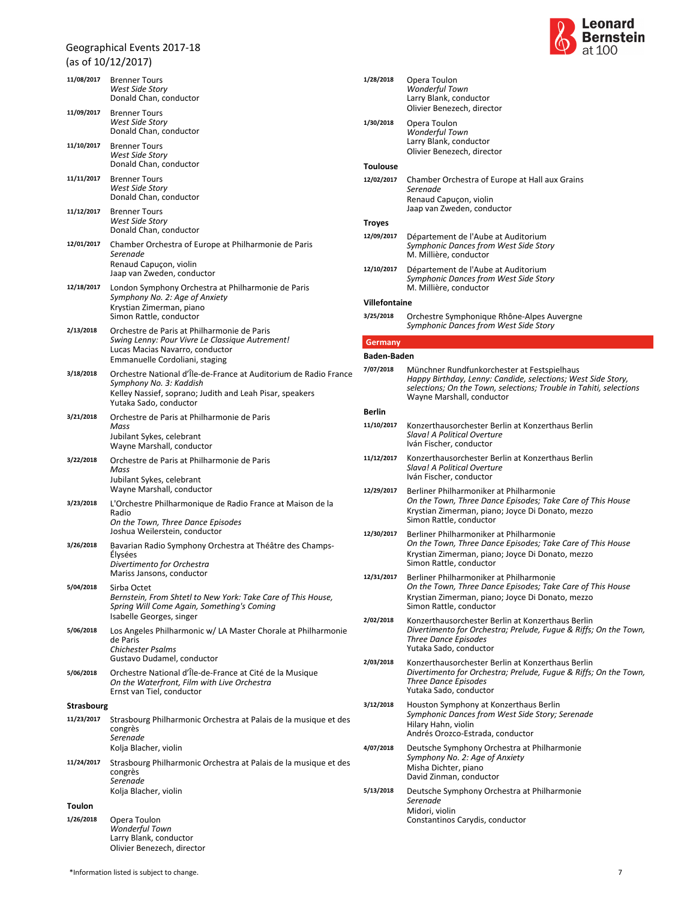Geographical Events 2017-18
(as of 10/12/2017)

**11/08/2017** Brenner Tours
*West Side Story*
Donald Chan, conductor

**11/09/2017** Brenner Tours
*West Side Story*
Donald Chan, conductor

**11/10/2017** Brenner Tours
*West Side Story*
Donald Chan, conductor

**11/11/2017** Brenner Tours
*West Side Story*
Donald Chan, conductor

**11/12/2017** Brenner Tours
*West Side Story*
Donald Chan, conductor

**12/01/2017** Chamber Orchestra of Europe at Philharmonie de Paris
*Serenade*
Renaud Capuçon, violin
Jaap van Zweden, conductor

**12/18/2017** London Symphony Orchestra at Philharmonie de Paris
*Symphony No. 2: Age of Anxiety*
Krystian Zimerman, piano
Simon Rattle, conductor

**2/13/2018** Orchestre de Paris at Philharmonie de Paris
*Swing Lenny: Pour Vivre Le Classique Autrement!*
Lucas Macias Navarro, conductor
Emmanuelle Cordoliani, staging

**3/18/2018** Orchestre National d'Île-de-France at Auditorium de Radio France
*Symphony No. 3: Kaddish*
Kelley Nassief, soprano; Judith and Leah Pisar, speakers
Yutaka Sado, conductor

**3/21/2018** Orchestre de Paris at Philharmonie de Paris
*Mass*
Jubilant Sykes, celebrant
Wayne Marshall, conductor

**3/22/2018** Orchestre de Paris at Philharmonie de Paris
*Mass*
Jubilant Sykes, celebrant
Wayne Marshall, conductor

**3/23/2018** L'Orchestre Philharmonique de Radio France at Maison de la Radio
*On the Town, Three Dance Episodes*
Joshua Weilerstein, conductor

**3/26/2018** Bavarian Radio Symphony Orchestra at Théâtre des Champs-Élysées
*Divertimento for Orchestra*
Mariss Jansons, conductor

**5/04/2018** Sirba Octet
*Bernstein, From Shtetl to New York: Take Care of This House, Spring Will Come Again, Something's Coming*
Isabelle Georges, singer

**5/06/2018** Los Angeles Philharmonic w/ LA Master Chorale at Philharmonie de Paris
*Chichester Psalms*
Gustavo Dudamel, conductor

**5/06/2018** Orchestre National d'Île-de-France at Cité de la Musique
*On the Waterfront, Film with Live Orchestra*
Ernst van Tiel, conductor

### Strasbourg

**11/23/2017** Strasbourg Philharmonic Orchestra at Palais de la musique et des congrès
*Serenade*
Kolja Blacher, violin

**11/24/2017** Strasbourg Philharmonic Orchestra at Palais de la musique et des congrès
*Serenade*
Kolja Blacher, violin

### Toulon

**1/26/2018** Opera Toulon
*Wonderful Town*
Larry Blank, conductor
Olivier Benezech, director

**1/28/2018** Opera Toulon
*Wonderful Town*
Larry Blank, conductor
Olivier Benezech, director

**1/30/2018** Opera Toulon
*Wonderful Town*
Larry Blank, conductor
Olivier Benezech, director

### Toulouse

**12/02/2017** Chamber Orchestra of Europe at Hall aux Grains
*Serenade*
Renaud Capuçon, violin
Jaap van Zweden, conductor

### Troyes

**12/09/2017** Département de l'Aube at Auditorium
*Symphonic Dances from West Side Story*
M. Millière, conductor

**12/10/2017** Département de l'Aube at Auditorium
*Symphonic Dances from West Side Story*
M. Millière, conductor

### Villefontaine

**3/25/2018** Orchestre Symphonique Rhône-Alpes Auvergne
*Symphonic Dances from West Side Story*

## Germany

### Baden-Baden

**7/07/2018** Münchner Rundfunkorchester at Festspielhaus
*Happy Birthday, Lenny: Candide, selections; West Side Story, selections; On the Town, selections; Trouble in Tahiti, selections*
Wayne Marshall, conductor

### Berlin

**11/10/2017** Konzerthausorchester Berlin at Konzerthaus Berlin
*Slava! A Political Overture*
Iván Fischer, conductor

**11/12/2017** Konzerthausorchester Berlin at Konzerthaus Berlin
*Slava! A Political Overture*
Iván Fischer, conductor

**12/29/2017** Berliner Philharmoniker at Philharmonie
*On the Town, Three Dance Episodes; Take Care of This House*
Krystian Zimerman, piano; Joyce Di Donato, mezzo
Simon Rattle, conductor

**12/30/2017** Berliner Philharmoniker at Philharmonie
*On the Town, Three Dance Episodes; Take Care of This House*
Krystian Zimerman, piano; Joyce Di Donato, mezzo
Simon Rattle, conductor

**12/31/2017** Berliner Philharmoniker at Philharmonie
*On the Town, Three Dance Episodes; Take Care of This House*
Krystian Zimerman, piano; Joyce Di Donato, mezzo
Simon Rattle, conductor

**2/02/2018** Konzerthausorchester Berlin at Konzerthaus Berlin
*Divertimento for Orchestra; Prelude, Fugue & Riffs; On the Town, Three Dance Episodes*
Yutaka Sado, conductor

**2/03/2018** Konzerthausorchester Berlin at Konzerthaus Berlin
*Divertimento for Orchestra; Prelude, Fugue & Riffs; On the Town, Three Dance Episodes*
Yutaka Sado, conductor

**3/12/2018** Houston Symphony at Konzerthaus Berlin
*Symphonic Dances from West Side Story; Serenade*
Hilary Hahn, violin
Andrés Orozco-Estrada, conductor

**4/07/2018** Deutsche Symphony Orchestra at Philharmonie
*Symphony No. 2: Age of Anxiety*
Misha Dichter, piano
David Zinman, conductor

**5/13/2018** Deutsche Symphony Orchestra at Philharmonie
*Serenade*
Midori, violin
Constantinos Carydis, conductor

*Information listed is subject to change.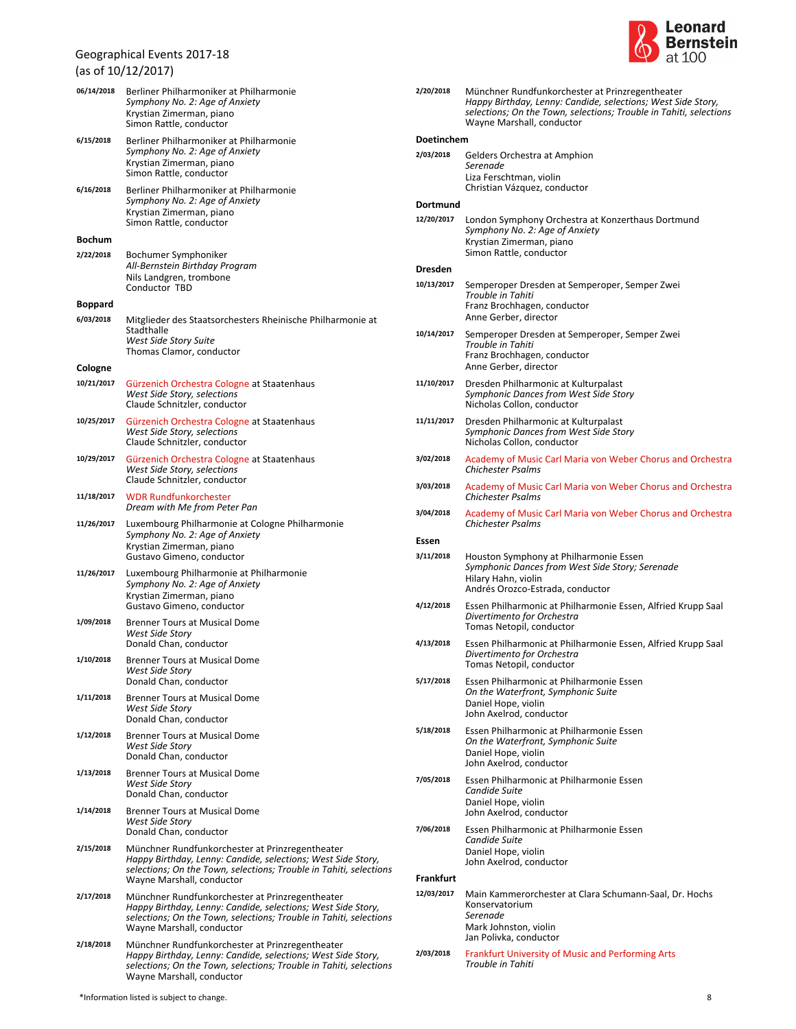Geographical Events 2017-18
(as of 10/12/2017)

**06/14/2018** Berliner Philharmoniker at Philharmonie
*Symphony No. 2: Age of Anxiety*
Krystian Zimerman, piano
Simon Rattle, conductor

**6/15/2018** Berliner Philharmoniker at Philharmonie
*Symphony No. 2: Age of Anxiety*
Krystian Zimerman, piano
Simon Rattle, conductor

**6/16/2018** Berliner Philharmoniker at Philharmonie
*Symphony No. 2: Age of Anxiety*
Krystian Zimerman, piano
Simon Rattle, conductor

### Bochum

**2/22/2018** Bochumer Symphoniker
*All-Bernstein Birthday Program*
Nils Landgren, trombone
Conductor TBD

### Boppard

**6/03/2018** Mitglieder des Staatsorchesters Rheinische Philharmonie at Stadthalle
*West Side Story Suite*
Thomas Clamor, conductor

### Cologne

**10/21/2017** Gürzenich Orchestra Cologne at Staatenhaus
*West Side Story, selections*
Claude Schnitzler, conductor

**10/25/2017** Gürzenich Orchestra Cologne at Staatenhaus
*West Side Story, selections*
Claude Schnitzler, conductor

**10/29/2017** Gürzenich Orchestra Cologne at Staatenhaus
*West Side Story, selections*
Claude Schnitzler, conductor

**11/18/2017** WDR Rundfunkorchester
*Dream with Me from Peter Pan*

**11/26/2017** Luxembourg Philharmonie at Cologne Philharmonie
*Symphony No. 2: Age of Anxiety*
Krystian Zimerman, piano
Gustavo Gimeno, conductor

**11/26/2017** Luxembourg Philharmonie at Philharmonie
*Symphony No. 2: Age of Anxiety*
Krystian Zimerman, piano
Gustavo Gimeno, conductor

**1/09/2018** Brenner Tours at Musical Dome
*West Side Story*
Donald Chan, conductor

**1/10/2018** Brenner Tours at Musical Dome
*West Side Story*
Donald Chan, conductor

**1/11/2018** Brenner Tours at Musical Dome
*West Side Story*
Donald Chan, conductor

**1/12/2018** Brenner Tours at Musical Dome
*West Side Story*
Donald Chan, conductor

**1/13/2018** Brenner Tours at Musical Dome
*West Side Story*
Donald Chan, conductor

**1/14/2018** Brenner Tours at Musical Dome
*West Side Story*
Donald Chan, conductor

**2/15/2018** Münchner Rundfunkorchester at Prinzregentheater
*Happy Birthday, Lenny: Candide, selections; West Side Story, selections; On the Town, selections; Trouble in Tahiti, selections*
Wayne Marshall, conductor

**2/17/2018** Münchner Rundfunkorchester at Prinzregentheater
*Happy Birthday, Lenny: Candide, selections; West Side Story, selections; On the Town, selections; Trouble in Tahiti, selections*
Wayne Marshall, conductor

**2/18/2018** Münchner Rundfunkorchester at Prinzregentheater
*Happy Birthday, Lenny: Candide, selections; West Side Story, selections; On the Town, selections; Trouble in Tahiti, selections*
Wayne Marshall, conductor

**2/20/2018** Münchner Rundfunkorchester at Prinzregentheater
*Happy Birthday, Lenny: Candide, selections; West Side Story, selections; On the Town, selections; Trouble in Tahiti, selections*
Wayne Marshall, conductor

### Doetinchem

**2/03/2018** Gelders Orchestra at Amphion
*Serenade*
Liza Ferschtman, violin
Christian Vázquez, conductor

### Dortmund

**12/20/2017** London Symphony Orchestra at Konzerthaus Dortmund
*Symphony No. 2: Age of Anxiety*
Krystian Zimerman, piano
Simon Rattle, conductor

### Dresden

**10/13/2017** Semperoper Dresden at Semperoper, Semper Zwei
*Trouble in Tahiti*
Franz Brochhagen, conductor
Anne Gerber, director

**10/14/2017** Semperoper Dresden at Semperoper, Semper Zwei
*Trouble in Tahiti*
Franz Brochhagen, conductor
Anne Gerber, director

**11/10/2017** Dresden Philharmonic at Kulturpalast
*Symphonic Dances from West Side Story*
Nicholas Collon, conductor

**11/11/2017** Dresden Philharmonic at Kulturpalast
*Symphonic Dances from West Side Story*
Nicholas Collon, conductor

**3/02/2018** Academy of Music Carl Maria von Weber Chorus and Orchestra
*Chichester Psalms*

**3/03/2018** Academy of Music Carl Maria von Weber Chorus and Orchestra
*Chichester Psalms*

**3/04/2018** Academy of Music Carl Maria von Weber Chorus and Orchestra
*Chichester Psalms*

### Essen

**3/11/2018** Houston Symphony at Philharmonie Essen
*Symphonic Dances from West Side Story; Serenade*
Hilary Hahn, violin
Andrés Orozco-Estrada, conductor

**4/12/2018** Essen Philharmonic at Philharmonie Essen, Alfried Krupp Saal
*Divertimento for Orchestra*
Tomas Netopil, conductor

**4/13/2018** Essen Philharmonic at Philharmonie Essen, Alfried Krupp Saal
*Divertimento for Orchestra*
Tomas Netopil, conductor

**5/17/2018** Essen Philharmonic at Philharmonie Essen
*On the Waterfront, Symphonic Suite*
Daniel Hope, violin
John Axelrod, conductor

**5/18/2018** Essen Philharmonic at Philharmonie Essen
*On the Waterfront, Symphonic Suite*
Daniel Hope, violin
John Axelrod, conductor

**7/05/2018** Essen Philharmonic at Philharmonie Essen
*Candide Suite*
Daniel Hope, violin
John Axelrod, conductor

**7/06/2018** Essen Philharmonic at Philharmonie Essen
*Candide Suite*
Daniel Hope, violin
John Axelrod, conductor

### Frankfurt

**12/03/2017** Main Kammerorchester at Clara Schumann-Saal, Dr. Hochs Konservatorium
*Serenade*
Mark Johnston, violin
Jan Polivka, conductor

**2/03/2018** Frankfurt University of Music and Performing Arts
*Trouble in Tahiti*

*Information listed is subject to change.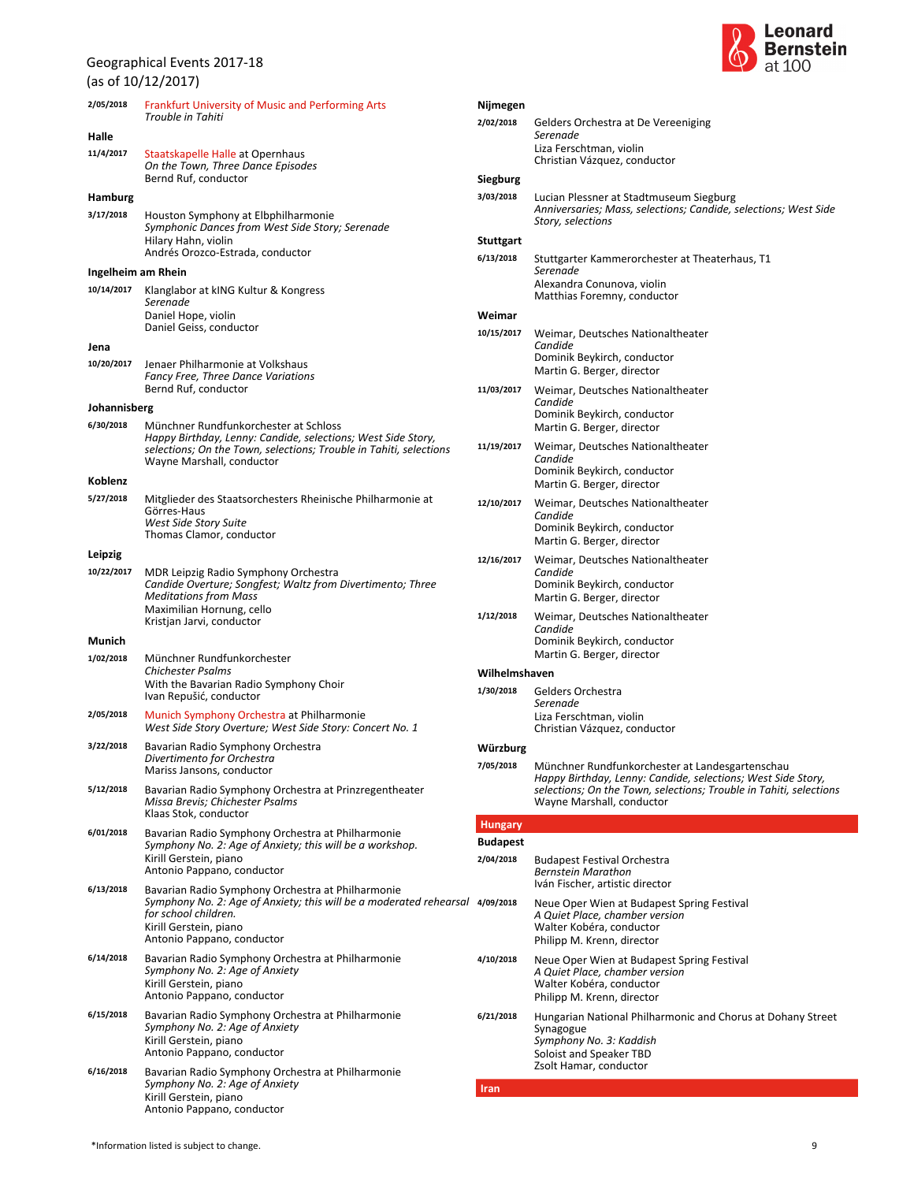Geographical Events 2017-18
(as of 10/12/2017)

**2/05/2018** Frankfurt University of Music and Performing Arts
*Trouble in Tahiti*

**Halle**

**11/4/2017** Staatskapelle Halle at Opernhaus
*On the Town, Three Dance Episodes*
Bernd Ruf, conductor

**Hamburg**

**3/17/2018** Houston Symphony at Elbphilharmonie
*Symphonic Dances from West Side Story; Serenade*
Hilary Hahn, violin
Andrés Orozco-Estrada, conductor

**Ingelheim am Rhein**

**10/14/2017** Klanglabor at kING Kultur & Kongress
*Serenade*
Daniel Hope, violin
Daniel Geiss, conductor

**Jena**

**10/20/2017** Jenaer Philharmonie at Volkshaus
*Fancy Free, Three Dance Variations*
Bernd Ruf, conductor

**Johannisberg**

**6/30/2018** Münchner Rundfunkorchester at Schloss
*Happy Birthday, Lenny: Candide, selections; West Side Story, selections; On the Town, selections; Trouble in Tahiti, selections*
Wayne Marshall, conductor

**Koblenz**

**5/27/2018** Mitglieder des Staatsorchesters Rheinische Philharmonie at Görres-Haus
*West Side Story Suite*
Thomas Clamor, conductor

**Leipzig**

**10/22/2017** MDR Leipzig Radio Symphony Orchestra
*Candide Overture; Songfest; Waltz from Divertimento; Three Meditations from Mass*
Maximilian Hornung, cello
Kristjan Jarvi, conductor

**Munich**

**1/02/2018** Münchner Rundfunkorchester
*Chichester Psalms*
With the Bavarian Radio Symphony Choir
Ivan Repušić, conductor

**2/05/2018** Munich Symphony Orchestra at Philharmonie
*West Side Story Overture; West Side Story: Concert No. 1*

**3/22/2018** Bavarian Radio Symphony Orchestra
*Divertimento for Orchestra*
Mariss Jansons, conductor

**5/12/2018** Bavarian Radio Symphony Orchestra at Prinzregentheater
*Missa Brevis; Chichester Psalms*
Klaas Stok, conductor

**6/01/2018** Bavarian Radio Symphony Orchestra at Philharmonie
*Symphony No. 2: Age of Anxiety; this will be a workshop.*
Kirill Gerstein, piano
Antonio Pappano, conductor

**6/13/2018** Bavarian Radio Symphony Orchestra at Philharmonie
*Symphony No. 2: Age of Anxiety; this will be a moderated rehearsal for school children.*
Kirill Gerstein, piano
Antonio Pappano, conductor

**6/14/2018** Bavarian Radio Symphony Orchestra at Philharmonie
*Symphony No. 2: Age of Anxiety*
Kirill Gerstein, piano
Antonio Pappano, conductor

**6/15/2018** Bavarian Radio Symphony Orchestra at Philharmonie
*Symphony No. 2: Age of Anxiety*
Kirill Gerstein, piano
Antonio Pappano, conductor

**6/16/2018** Bavarian Radio Symphony Orchestra at Philharmonie
*Symphony No. 2: Age of Anxiety*
Kirill Gerstein, piano
Antonio Pappano, conductor

**Nijmegen**

**2/02/2018** Gelders Orchestra at De Vereeniging
*Serenade*
Liza Ferschtman, violin
Christian Vázquez, conductor

**Siegburg**

**3/03/2018** Lucian Plessner at Stadtmuseum Siegburg
*Anniversaries; Mass, selections; Candide, selections; West Side Story, selections*

**Stuttgart**

**6/13/2018** Stuttgarter Kammerorchester at Theaterhaus, T1
*Serenade*
Alexandra Conunova, violin
Matthias Foremny, conductor

**Weimar**

**10/15/2017** Weimar, Deutsches Nationaltheater
*Candide*
Dominik Beykirch, conductor
Martin G. Berger, director

**11/03/2017** Weimar, Deutsches Nationaltheater
*Candide*
Dominik Beykirch, conductor
Martin G. Berger, director

**11/19/2017** Weimar, Deutsches Nationaltheater
*Candide*
Dominik Beykirch, conductor
Martin G. Berger, director

**12/10/2017** Weimar, Deutsches Nationaltheater
*Candide*
Dominik Beykirch, conductor
Martin G. Berger, director

**12/16/2017** Weimar, Deutsches Nationaltheater
*Candide*
Dominik Beykirch, conductor
Martin G. Berger, director

**1/12/2018** Weimar, Deutsches Nationaltheater
*Candide*
Dominik Beykirch, conductor
Martin G. Berger, director

**Wilhelmshaven**

**1/30/2018** Gelders Orchestra
*Serenade*
Liza Ferschtman, violin
Christian Vázquez, conductor

**Würzburg**

**7/05/2018** Münchner Rundfunkorchester at Landesgartenschau
*Happy Birthday, Lenny: Candide, selections; West Side Story, selections; On the Town, selections; Trouble in Tahiti, selections*
Wayne Marshall, conductor

## Hungary

**Budapest**

**2/04/2018** Budapest Festival Orchestra
*Bernstein Marathon*
Iván Fischer, artistic director

**4/09/2018** Neue Oper Wien at Budapest Spring Festival
*A Quiet Place, chamber version*
Walter Kobéra, conductor
Philipp M. Krenn, director

**4/10/2018** Neue Oper Wien at Budapest Spring Festival
*A Quiet Place, chamber version*
Walter Kobéra, conductor
Philipp M. Krenn, director

**6/21/2018** Hungarian National Philharmonic and Chorus at Dohany Street Synagogue
*Symphony No. 3: Kaddish*
Soloist and Speaker TBD
Zsolt Hamar, conductor

## Iran

*Information listed is subject to change.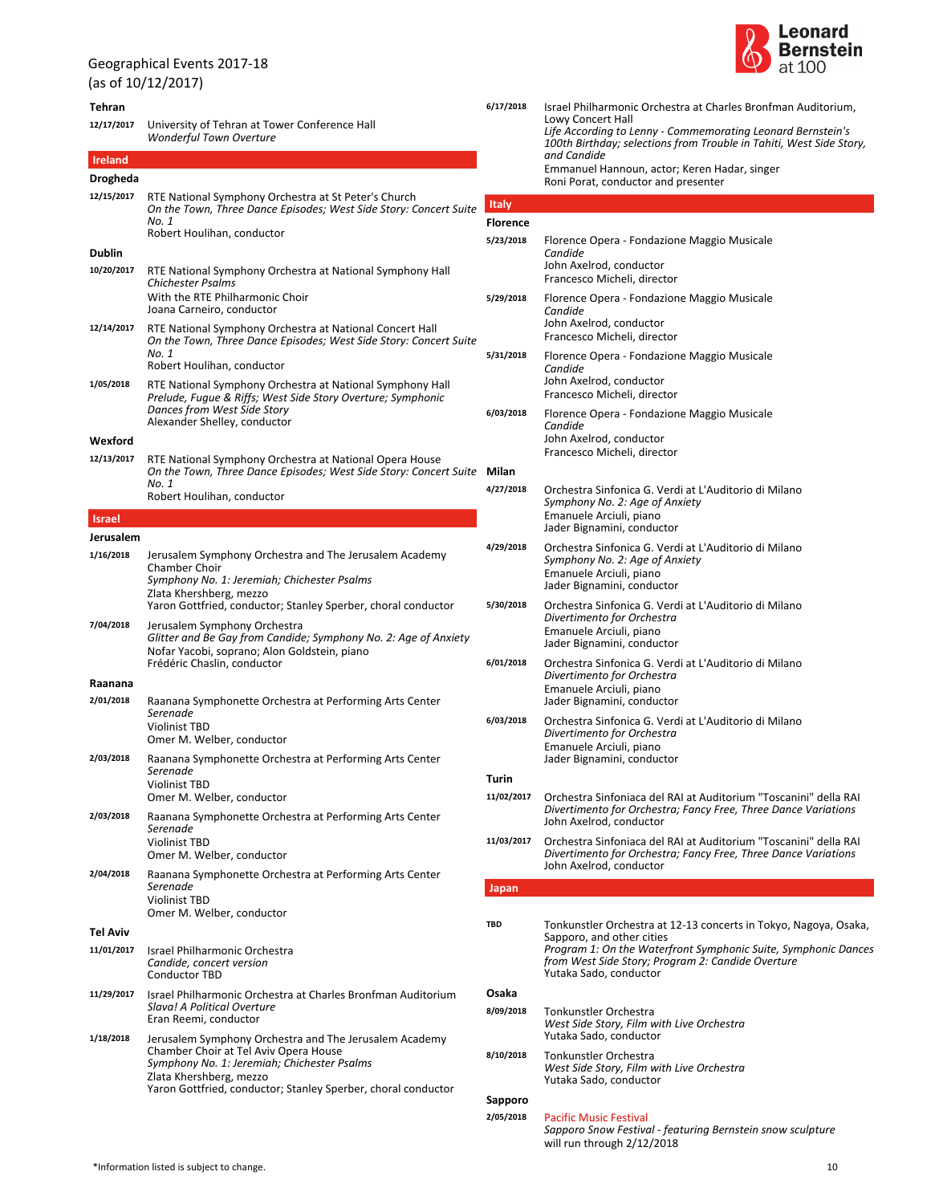Geographical Events 2017-18
(as of 10/12/2017)

**Tehran**

**12/17/2017** University of Tehran at Tower Conference Hall
*Wonderful Town Overture*

## Ireland

**Drogheda**

**12/15/2017** RTE National Symphony Orchestra at St Peter's Church
*On the Town, Three Dance Episodes; West Side Story: Concert Suite No. 1*
Robert Houlihan, conductor

**Dublin**

**10/20/2017** RTE National Symphony Orchestra at National Symphony Hall
*Chichester Psalms*
With the RTE Philharmonic Choir
Joana Carneiro, conductor

**12/14/2017** RTE National Symphony Orchestra at National Concert Hall
*On the Town, Three Dance Episodes; West Side Story: Concert Suite No. 1*
Robert Houlihan, conductor

**1/05/2018** RTE National Symphony Orchestra at National Symphony Hall
*Prelude, Fugue & Riffs; West Side Story Overture; Symphonic Dances from West Side Story*
Alexander Shelley, conductor

**Wexford**

**12/13/2017** RTE National Symphony Orchestra at National Opera House
*On the Town, Three Dance Episodes; West Side Story: Concert Suite No. 1*
Robert Houlihan, conductor

## Israel

**Jerusalem**

**1/16/2018** Jerusalem Symphony Orchestra and The Jerusalem Academy Chamber Choir
*Symphony No. 1: Jeremiah; Chichester Psalms*
Zlata Khershberg, mezzo
Yaron Gottfried, conductor; Stanley Sperber, choral conductor

**7/04/2018** Jerusalem Symphony Orchestra
*Glitter and Be Gay from Candide; Symphony No. 2: Age of Anxiety*
Nofar Yacobi, soprano; Alon Goldstein, piano
Frédéric Chaslin, conductor

**Raanana**

**2/01/2018** Raanana Symphonette Orchestra at Performing Arts Center
*Serenade*
Violinist TBD
Omer M. Welber, conductor

**2/03/2018** Raanana Symphonette Orchestra at Performing Arts Center
*Serenade*
Violinist TBD
Omer M. Welber, conductor

**2/03/2018** Raanana Symphonette Orchestra at Performing Arts Center
*Serenade*
Violinist TBD
Omer M. Welber, conductor

**2/04/2018** Raanana Symphonette Orchestra at Performing Arts Center
*Serenade*
Violinist TBD
Omer M. Welber, conductor

**Tel Aviv**

**11/01/2017** Israel Philharmonic Orchestra
*Candide, concert version*
Conductor TBD

**11/29/2017** Israel Philharmonic Orchestra at Charles Bronfman Auditorium
*Slava! A Political Overture*
Eran Reemi, conductor

**1/18/2018** Jerusalem Symphony Orchestra and The Jerusalem Academy Chamber Choir at Tel Aviv Opera House
*Symphony No. 1: Jeremiah; Chichester Psalms*
Zlata Khershberg, mezzo
Yaron Gottfried, conductor; Stanley Sperber, choral conductor

**6/17/2018** Israel Philharmonic Orchestra at Charles Bronfman Auditorium, Lowy Concert Hall
*Life According to Lenny - Commemorating Leonard Bernstein's 100th Birthday; selections from Trouble in Tahiti, West Side Story, and Candide*
Emmanuel Hannoun, actor; Keren Hadar, singer
Roni Porat, conductor and presenter

## Italy

**Florence**

**5/23/2018** Florence Opera - Fondazione Maggio Musicale
*Candide*
John Axelrod, conductor
Francesco Micheli, director

**5/29/2018** Florence Opera - Fondazione Maggio Musicale
*Candide*
John Axelrod, conductor
Francesco Micheli, director

**5/31/2018** Florence Opera - Fondazione Maggio Musicale
*Candide*
John Axelrod, conductor
Francesco Micheli, director

**6/03/2018** Florence Opera - Fondazione Maggio Musicale
*Candide*
John Axelrod, conductor
Francesco Micheli, director

**Milan**

**4/27/2018** Orchestra Sinfonica G. Verdi at L'Auditorio di Milano
*Symphony No. 2: Age of Anxiety*
Emanuele Arciuli, piano
Jader Bignamini, conductor

**4/29/2018** Orchestra Sinfonica G. Verdi at L'Auditorio di Milano
*Symphony No. 2: Age of Anxiety*
Emanuele Arciuli, piano
Jader Bignamini, conductor

**5/30/2018** Orchestra Sinfonica G. Verdi at L'Auditorio di Milano
*Divertimento for Orchestra*
Emanuele Arciuli, piano
Jader Bignamini, conductor

**6/01/2018** Orchestra Sinfonica G. Verdi at L'Auditorio di Milano
*Divertimento for Orchestra*
Emanuele Arciuli, piano
Jader Bignamini, conductor

**6/03/2018** Orchestra Sinfonica G. Verdi at L'Auditorio di Milano
*Divertimento for Orchestra*
Emanuele Arciuli, piano
Jader Bignamini, conductor

**Turin**

**11/02/2017** Orchestra Sinfoniaca del RAI at Auditorium "Toscanini" della RAI
*Divertimento for Orchestra; Fancy Free, Three Dance Variations*
John Axelrod, conductor

**11/03/2017** Orchestra Sinfoniaca del RAI at Auditorium "Toscanini" della RAI
*Divertimento for Orchestra; Fancy Free, Three Dance Variations*
John Axelrod, conductor

## Japan

**TBD** Tonkunstler Orchestra at 12-13 concerts in Tokyo, Nagoya, Osaka, Sapporo, and other cities
*Program 1: On the Waterfront Symphonic Suite, Symphonic Dances from West Side Story; Program 2: Candide Overture*
Yutaka Sado, conductor

**Osaka**

**8/09/2018** Tonkunstler Orchestra
*West Side Story, Film with Live Orchestra*
Yutaka Sado, conductor

**8/10/2018** Tonkunstler Orchestra
*West Side Story, Film with Live Orchestra*
Yutaka Sado, conductor

**Sapporo**

**2/05/2018** Pacific Music Festival
*Sapporo Snow Festival - featuring Bernstein snow sculpture*
will run through 2/12/2018

*Information listed is subject to change.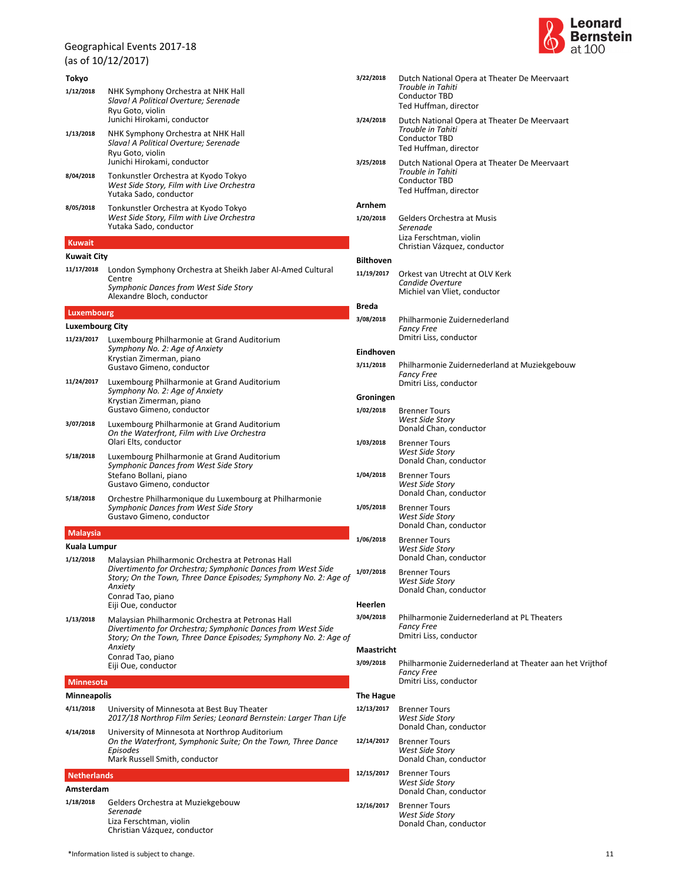Geographical Events 2017-18
(as of 10/12/2017)

### Tokyo

**1/12/2018** NHK Symphony Orchestra at NHK Hall
*Slava! A Political Overture; Serenade*
Ryu Goto, violin
Junichi Hirokami, conductor

**1/13/2018** NHK Symphony Orchestra at NHK Hall
*Slava! A Political Overture; Serenade*
Ryu Goto, violin
Junichi Hirokami, conductor

**8/04/2018** Tonkunstler Orchestra at Kyodo Tokyo
*West Side Story, Film with Live Orchestra*
Yutaka Sado, conductor

**8/05/2018** Tonkunstler Orchestra at Kyodo Tokyo
*West Side Story, Film with Live Orchestra*
Yutaka Sado, conductor

## Kuwait

### Kuwait City

**11/17/2018** London Symphony Orchestra at Sheikh Jaber Al-Amed Cultural Centre
*Symphonic Dances from West Side Story*
Alexandre Bloch, conductor

## Luxembourg

### Luxembourg City

**11/23/2017** Luxembourg Philharmonie at Grand Auditorium
*Symphony No. 2: Age of Anxiety*
Krystian Zimerman, piano
Gustavo Gimeno, conductor

**11/24/2017** Luxembourg Philharmonie at Grand Auditorium
*Symphony No. 2: Age of Anxiety*
Krystian Zimerman, piano
Gustavo Gimeno, conductor

**3/07/2018** Luxembourg Philharmonie at Grand Auditorium
*On the Waterfront, Film with Live Orchestra*
Olari Elts, conductor

**5/18/2018** Luxembourg Philharmonie at Grand Auditorium
*Symphonic Dances from West Side Story*
Stefano Bollani, piano
Gustavo Gimeno, conductor

**5/18/2018** Orchestre Philharmonique du Luxembourg at Philharmonie
*Symphonic Dances from West Side Story*
Gustavo Gimeno, conductor

## Malaysia

### Kuala Lumpur

**1/12/2018** Malaysian Philharmonic Orchestra at Petronas Hall
*Divertimento for Orchestra; Symphonic Dances from West Side Story; On the Town, Three Dance Episodes; Symphony No. 2: Age of Anxiety*
Conrad Tao, piano
Eiji Oue, conductor

**1/13/2018** Malaysian Philharmonic Orchestra at Petronas Hall
*Divertimento for Orchestra; Symphonic Dances from West Side Story; On the Town, Three Dance Episodes; Symphony No. 2: Age of Anxiety*
Conrad Tao, piano
Eiji Oue, conductor

## Minnesota

### Minneapolis

**4/11/2018** University of Minnesota at Best Buy Theater
*2017/18 Northrop Film Series; Leonard Bernstein: Larger Than Life*

**4/14/2018** University of Minnesota at Northrop Auditorium
*On the Waterfront, Symphonic Suite; On the Town, Three Dance Episodes*
Mark Russell Smith, conductor

## Netherlands

### Amsterdam

**1/18/2018** Gelders Orchestra at Muziekgebouw
*Serenade*
Liza Ferschtman, violin
Christian Vázquez, conductor

**3/22/2018** Dutch National Opera at Theater De Meervaart
*Trouble in Tahiti*
Conductor TBD
Ted Huffman, director

**3/24/2018** Dutch National Opera at Theater De Meervaart
*Trouble in Tahiti*
Conductor TBD
Ted Huffman, director

**3/25/2018** Dutch National Opera at Theater De Meervaart
*Trouble in Tahiti*
Conductor TBD
Ted Huffman, director

### Arnhem

**1/20/2018** Gelders Orchestra at Musis
*Serenade*
Liza Ferschtman, violin
Christian Vázquez, conductor

### Bilthoven

**11/19/2017** Orkest van Utrecht at OLV Kerk
*Candide Overture*
Michiel van Vliet, conductor

### Breda

**3/08/2018** Philharmonie Zuidernederland
*Fancy Free*
Dmitri Liss, conductor

### Eindhoven

**3/11/2018** Philharmonie Zuidernederland at Muziekgebouw
*Fancy Free*
Dmitri Liss, conductor

### Groningen

**1/02/2018** Brenner Tours
*West Side Story*
Donald Chan, conductor

**1/03/2018** Brenner Tours
*West Side Story*
Donald Chan, conductor

**1/04/2018** Brenner Tours
*West Side Story*
Donald Chan, conductor

**1/05/2018** Brenner Tours
*West Side Story*
Donald Chan, conductor

**1/06/2018** Brenner Tours
*West Side Story*
Donald Chan, conductor

**1/07/2018** Brenner Tours
*West Side Story*
Donald Chan, conductor

### Heerlen

**3/04/2018** Philharmonie Zuidernederland at PL Theaters
*Fancy Free*
Dmitri Liss, conductor

### Maastricht

**3/09/2018** Philharmonie Zuidernederland at Theater aan het Vrijthof
*Fancy Free*
Dmitri Liss, conductor

### The Hague

**12/13/2017** Brenner Tours
*West Side Story*
Donald Chan, conductor

**12/14/2017** Brenner Tours
*West Side Story*
Donald Chan, conductor

**12/15/2017** Brenner Tours
*West Side Story*
Donald Chan, conductor

**12/16/2017** Brenner Tours
*West Side Story*
Donald Chan, conductor

*Information listed is subject to change.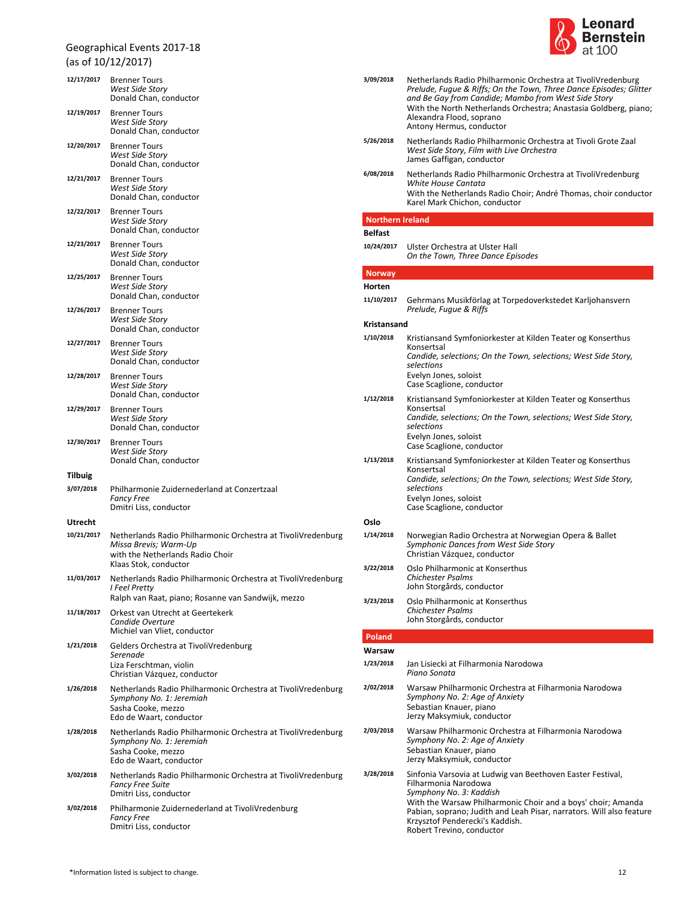Geographical Events 2017-18
(as of 10/12/2017)

**12/17/2017** Brenner Tours
*West Side Story*
Donald Chan, conductor

**12/19/2017** Brenner Tours
*West Side Story*
Donald Chan, conductor

**12/20/2017** Brenner Tours
*West Side Story*
Donald Chan, conductor

**12/21/2017** Brenner Tours
*West Side Story*
Donald Chan, conductor

**12/22/2017** Brenner Tours
*West Side Story*
Donald Chan, conductor

**12/23/2017** Brenner Tours
*West Side Story*
Donald Chan, conductor

**12/25/2017** Brenner Tours
*West Side Story*
Donald Chan, conductor

**12/26/2017** Brenner Tours
*West Side Story*
Donald Chan, conductor

**12/27/2017** Brenner Tours
*West Side Story*
Donald Chan, conductor

**12/28/2017** Brenner Tours
*West Side Story*
Donald Chan, conductor

**12/29/2017** Brenner Tours
*West Side Story*
Donald Chan, conductor

**12/30/2017** Brenner Tours
*West Side Story*
Donald Chan, conductor

### Tilbuig

**3/07/2018** Philharmonie Zuidernederland at Conzertzaal
*Fancy Free*
Dmitri Liss, conductor

### Utrecht

**10/21/2017** Netherlands Radio Philharmonic Orchestra at TivoliVredenburg
*Missa Brevis; Warm-Up*
with the Netherlands Radio Choir
Klaas Stok, conductor

**11/03/2017** Netherlands Radio Philharmonic Orchestra at TivoliVredenburg
*I Feel Pretty*
Ralph van Raat, piano; Rosanne van Sandwijk, mezzo

**11/18/2017** Orkest van Utrecht at Geertekerk
*Candide Overture*
Michiel van Vliet, conductor

**1/21/2018** Gelders Orchestra at TivoliVredenburg
*Serenade*
Liza Ferschtman, violin
Christian Vázquez, conductor

**1/26/2018** Netherlands Radio Philharmonic Orchestra at TivoliVredenburg
*Symphony No. 1: Jeremiah*
Sasha Cooke, mezzo
Edo de Waart, conductor

**1/28/2018** Netherlands Radio Philharmonic Orchestra at TivoliVredenburg
*Symphony No. 1: Jeremiah*
Sasha Cooke, mezzo
Edo de Waart, conductor

**3/02/2018** Netherlands Radio Philharmonic Orchestra at TivoliVredenburg
*Fancy Free Suite*
Dmitri Liss, conductor

**3/02/2018** Philharmonie Zuidernederland at TivoliVredenburg
*Fancy Free*
Dmitri Liss, conductor

**3/09/2018** Netherlands Radio Philharmonic Orchestra at TivoliVredenburg
*Prelude, Fugue & Riffs; On the Town, Three Dance Episodes; Glitter and Be Gay from Candide; Mambo from West Side Story*
With the North Netherlands Orchestra; Anastasia Goldberg, piano; Alexandra Flood, soprano
Antony Hermus, conductor

**5/26/2018** Netherlands Radio Philharmonic Orchestra at Tivoli Grote Zaal
*West Side Story, Film with Live Orchestra*
James Gaffigan, conductor

**6/08/2018** Netherlands Radio Philharmonic Orchestra at TivoliVredenburg
*White House Cantata*
With the Netherlands Radio Choir; André Thomas, choir conductor
Karel Mark Chichon, conductor

## Northern Ireland

### Belfast

**10/24/2017** Ulster Orchestra at Ulster Hall
*On the Town, Three Dance Episodes*

## Norway

### Horten

**11/10/2017** Gehrmans Musikförlag at Torpedoverkstedet Karljohansvern
*Prelude, Fugue & Riffs*

### Kristansand

**1/10/2018** Kristiansand Symfoniorkester at Kilden Teater og Konserthus Konsertsal
*Candide, selections; On the Town, selections; West Side Story, selections*
Evelyn Jones, soloist
Case Scaglione, conductor

**1/12/2018** Kristiansand Symfoniorkester at Kilden Teater og Konserthus Konsertsal
*Candide, selections; On the Town, selections; West Side Story, selections*
Evelyn Jones, soloist
Case Scaglione, conductor

**1/13/2018** Kristiansand Symfoniorkester at Kilden Teater og Konserthus Konsertsal
*Candide, selections; On the Town, selections; West Side Story, selections*
Evelyn Jones, soloist
Case Scaglione, conductor

### Oslo

**1/14/2018** Norwegian Radio Orchestra at Norwegian Opera & Ballet
*Symphonic Dances from West Side Story*
Christian Vázquez, conductor

**3/22/2018** Oslo Philharmonic at Konserthus
*Chichester Psalms*
John Storgårds, conductor

**3/23/2018** Oslo Philharmonic at Konserthus
*Chichester Psalms*
John Storgårds, conductor

## Poland

### Warsaw

**1/23/2018** Jan Lisiecki at Filharmonia Narodowa
*Piano Sonata*

**2/02/2018** Warsaw Philharmonic Orchestra at Filharmonia Narodowa
*Symphony No. 2: Age of Anxiety*
Sebastian Knauer, piano
Jerzy Maksymiuk, conductor

**2/03/2018** Warsaw Philharmonic Orchestra at Filharmonia Narodowa
*Symphony No. 2: Age of Anxiety*
Sebastian Knauer, piano
Jerzy Maksymiuk, conductor

**3/28/2018** Sinfonia Varsovia at Ludwig van Beethoven Easter Festival, Filharmonia Narodowa
*Symphony No. 3: Kaddish*
With the Warsaw Philharmonic Choir and a boys' choir; Amanda Pabian, soprano; Judith and Leah Pisar, narrators. Will also feature Krzysztof Penderecki's Kaddish.
Robert Trevino, conductor

*Information listed is subject to change.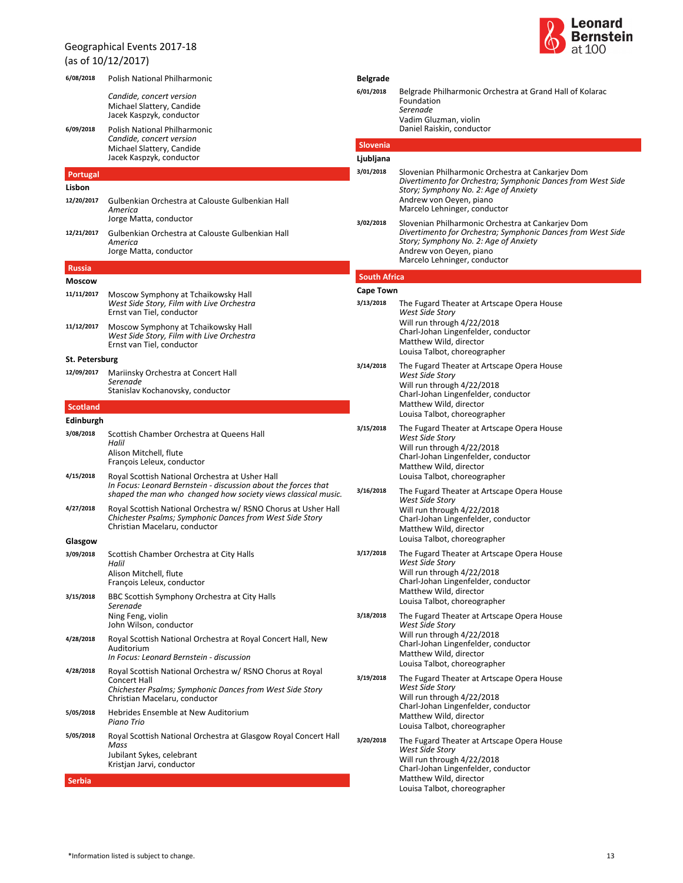Geographical Events 2017-18
(as of 10/12/2017)

**6/08/2018** Polish National Philharmonic
*Candide, concert version*
Michael Slattery, Candide
Jacek Kaspzyk, conductor

**6/09/2018** Polish National Philharmonic
*Candide, concert version*
Michael Slattery, Candide
Jacek Kaspzyk, conductor

## Portugal

### Lisbon

**12/20/2017** Gulbenkian Orchestra at Calouste Gulbenkian Hall
*America*
Jorge Matta, conductor

**12/21/2017** Gulbenkian Orchestra at Calouste Gulbenkian Hall
*America*
Jorge Matta, conductor

## Russia

### Moscow

**11/11/2017** Moscow Symphony at Tchaikowsky Hall
*West Side Story, Film with Live Orchestra*
Ernst van Tiel, conductor

**11/12/2017** Moscow Symphony at Tchaikowsky Hall
*West Side Story, Film with Live Orchestra*
Ernst van Tiel, conductor

### St. Petersburg

**12/09/2017** Mariinsky Orchestra at Concert Hall
*Serenade*
Stanislav Kochanovsky, conductor

## Scotland

### Edinburgh

**3/08/2018** Scottish Chamber Orchestra at Queens Hall
*Halil*
Alison Mitchell, flute
François Leleux, conductor

**4/15/2018** Royal Scottish National Orchestra at Usher Hall
*In Focus: Leonard Bernstein - discussion about the forces that shaped the man who changed how society views classical music.*

**4/27/2018** Royal Scottish National Orchestra w/ RSNO Chorus at Usher Hall
*Chichester Psalms; Symphonic Dances from West Side Story*
Christian Macelaru, conductor

### Glasgow

**3/09/2018** Scottish Chamber Orchestra at City Halls
*Halil*
Alison Mitchell, flute
François Leleux, conductor

**3/15/2018** BBC Scottish Symphony Orchestra at City Halls
*Serenade*
Ning Feng, violin
John Wilson, conductor

**4/28/2018** Royal Scottish National Orchestra at Royal Concert Hall, New Auditorium
*In Focus: Leonard Bernstein - discussion*

**4/28/2018** Royal Scottish National Orchestra w/ RSNO Chorus at Royal Concert Hall
*Chichester Psalms; Symphonic Dances from West Side Story*
Christian Macelaru, conductor

**5/05/2018** Hebrides Ensemble at New Auditorium
*Piano Trio*

**5/05/2018** Royal Scottish National Orchestra at Glasgow Royal Concert Hall
*Mass*
Jubilant Sykes, celebrant
Kristjan Jarvi, conductor

## Serbia

### Belgrade

**6/01/2018** Belgrade Philharmonic Orchestra at Grand Hall of Kolarac Foundation
*Serenade*
Vadim Gluzman, violin
Daniel Raiskin, conductor

## Slovenia

### Ljubljana

**3/01/2018** Slovenian Philharmonic Orchestra at Cankarjev Dom
*Divertimento for Orchestra; Symphonic Dances from West Side Story; Symphony No. 2: Age of Anxiety*
Andrew von Oeyen, piano
Marcelo Lehninger, conductor

**3/02/2018** Slovenian Philharmonic Orchestra at Cankarjev Dom
*Divertimento for Orchestra; Symphonic Dances from West Side Story; Symphony No. 2: Age of Anxiety*
Andrew von Oeyen, piano
Marcelo Lehninger, conductor

## South Africa

### Cape Town

**3/13/2018** The Fugard Theater at Artscape Opera House
*West Side Story*
Will run through 4/22/2018
Charl-Johan Lingenfelder, conductor
Matthew Wild, director
Louisa Talbot, choreographer

**3/14/2018** The Fugard Theater at Artscape Opera House
*West Side Story*
Will run through 4/22/2018
Charl-Johan Lingenfelder, conductor
Matthew Wild, director
Louisa Talbot, choreographer

**3/15/2018** The Fugard Theater at Artscape Opera House
*West Side Story*
Will run through 4/22/2018
Charl-Johan Lingenfelder, conductor
Matthew Wild, director
Louisa Talbot, choreographer

**3/16/2018** The Fugard Theater at Artscape Opera House
*West Side Story*
Will run through 4/22/2018
Charl-Johan Lingenfelder, conductor
Matthew Wild, director
Louisa Talbot, choreographer

**3/17/2018** The Fugard Theater at Artscape Opera House
*West Side Story*
Will run through 4/22/2018
Charl-Johan Lingenfelder, conductor
Matthew Wild, director
Louisa Talbot, choreographer

**3/18/2018** The Fugard Theater at Artscape Opera House
*West Side Story*
Will run through 4/22/2018
Charl-Johan Lingenfelder, conductor
Matthew Wild, director
Louisa Talbot, choreographer

**3/19/2018** The Fugard Theater at Artscape Opera House
*West Side Story*
Will run through 4/22/2018
Charl-Johan Lingenfelder, conductor
Matthew Wild, director
Louisa Talbot, choreographer

**3/20/2018** The Fugard Theater at Artscape Opera House
*West Side Story*
Will run through 4/22/2018
Charl-Johan Lingenfelder, conductor
Matthew Wild, director
Louisa Talbot, choreographer

*Information listed is subject to change.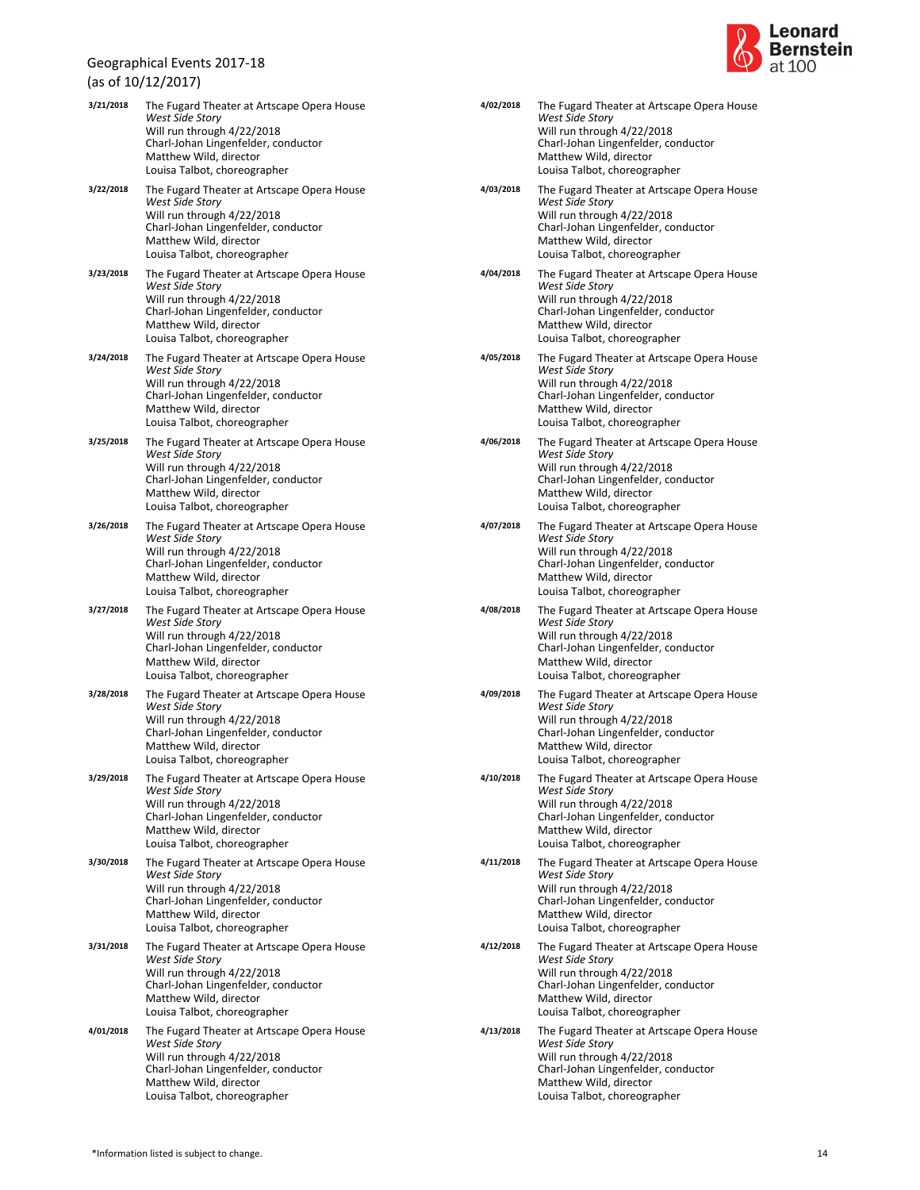Geographical Events 2017-18
(as of 10/12/2017)

**3/21/2018**
The Fugard Theater at Artscape Opera House
*West Side Story*
Will run through 4/22/2018
Charl-Johan Lingenfelder, conductor
Matthew Wild, director
Louisa Talbot, choreographer

**3/22/2018**
The Fugard Theater at Artscape Opera House
*West Side Story*
Will run through 4/22/2018
Charl-Johan Lingenfelder, conductor
Matthew Wild, director
Louisa Talbot, choreographer

**3/23/2018**
The Fugard Theater at Artscape Opera House
*West Side Story*
Will run through 4/22/2018
Charl-Johan Lingenfelder, conductor
Matthew Wild, director
Louisa Talbot, choreographer

**3/24/2018**
The Fugard Theater at Artscape Opera House
*West Side Story*
Will run through 4/22/2018
Charl-Johan Lingenfelder, conductor
Matthew Wild, director
Louisa Talbot, choreographer

**3/25/2018**
The Fugard Theater at Artscape Opera House
*West Side Story*
Will run through 4/22/2018
Charl-Johan Lingenfelder, conductor
Matthew Wild, director
Louisa Talbot, choreographer

**3/26/2018**
The Fugard Theater at Artscape Opera House
*West Side Story*
Will run through 4/22/2018
Charl-Johan Lingenfelder, conductor
Matthew Wild, director
Louisa Talbot, choreographer

**3/27/2018**
The Fugard Theater at Artscape Opera House
*West Side Story*
Will run through 4/22/2018
Charl-Johan Lingenfelder, conductor
Matthew Wild, director
Louisa Talbot, choreographer

**3/28/2018**
The Fugard Theater at Artscape Opera House
*West Side Story*
Will run through 4/22/2018
Charl-Johan Lingenfelder, conductor
Matthew Wild, director
Louisa Talbot, choreographer

**3/29/2018**
The Fugard Theater at Artscape Opera House
*West Side Story*
Will run through 4/22/2018
Charl-Johan Lingenfelder, conductor
Matthew Wild, director
Louisa Talbot, choreographer

**3/30/2018**
The Fugard Theater at Artscape Opera House
*West Side Story*
Will run through 4/22/2018
Charl-Johan Lingenfelder, conductor
Matthew Wild, director
Louisa Talbot, choreographer

**3/31/2018**
The Fugard Theater at Artscape Opera House
*West Side Story*
Will run through 4/22/2018
Charl-Johan Lingenfelder, conductor
Matthew Wild, director
Louisa Talbot, choreographer

**4/01/2018**
The Fugard Theater at Artscape Opera House
*West Side Story*
Will run through 4/22/2018
Charl-Johan Lingenfelder, conductor
Matthew Wild, director
Louisa Talbot, choreographer

**4/02/2018**
The Fugard Theater at Artscape Opera House
*West Side Story*
Will run through 4/22/2018
Charl-Johan Lingenfelder, conductor
Matthew Wild, director
Louisa Talbot, choreographer

**4/03/2018**
The Fugard Theater at Artscape Opera House
*West Side Story*
Will run through 4/22/2018
Charl-Johan Lingenfelder, conductor
Matthew Wild, director
Louisa Talbot, choreographer

**4/04/2018**
The Fugard Theater at Artscape Opera House
*West Side Story*
Will run through 4/22/2018
Charl-Johan Lingenfelder, conductor
Matthew Wild, director
Louisa Talbot, choreographer

**4/05/2018**
The Fugard Theater at Artscape Opera House
*West Side Story*
Will run through 4/22/2018
Charl-Johan Lingenfelder, conductor
Matthew Wild, director
Louisa Talbot, choreographer

**4/06/2018**
The Fugard Theater at Artscape Opera House
*West Side Story*
Will run through 4/22/2018
Charl-Johan Lingenfelder, conductor
Matthew Wild, director
Louisa Talbot, choreographer

**4/07/2018**
The Fugard Theater at Artscape Opera House
*West Side Story*
Will run through 4/22/2018
Charl-Johan Lingenfelder, conductor
Matthew Wild, director
Louisa Talbot, choreographer

**4/08/2018**
The Fugard Theater at Artscape Opera House
*West Side Story*
Will run through 4/22/2018
Charl-Johan Lingenfelder, conductor
Matthew Wild, director
Louisa Talbot, choreographer

**4/09/2018**
The Fugard Theater at Artscape Opera House
*West Side Story*
Will run through 4/22/2018
Charl-Johan Lingenfelder, conductor
Matthew Wild, director
Louisa Talbot, choreographer

**4/10/2018**
The Fugard Theater at Artscape Opera House
*West Side Story*
Will run through 4/22/2018
Charl-Johan Lingenfelder, conductor
Matthew Wild, director
Louisa Talbot, choreographer

**4/11/2018**
The Fugard Theater at Artscape Opera House
*West Side Story*
Will run through 4/22/2018
Charl-Johan Lingenfelder, conductor
Matthew Wild, director
Louisa Talbot, choreographer

**4/12/2018**
The Fugard Theater at Artscape Opera House
*West Side Story*
Will run through 4/22/2018
Charl-Johan Lingenfelder, conductor
Matthew Wild, director
Louisa Talbot, choreographer

**4/13/2018**
The Fugard Theater at Artscape Opera House
*West Side Story*
Will run through 4/22/2018
Charl-Johan Lingenfelder, conductor
Matthew Wild, director
Louisa Talbot, choreographer

*Information listed is subject to change.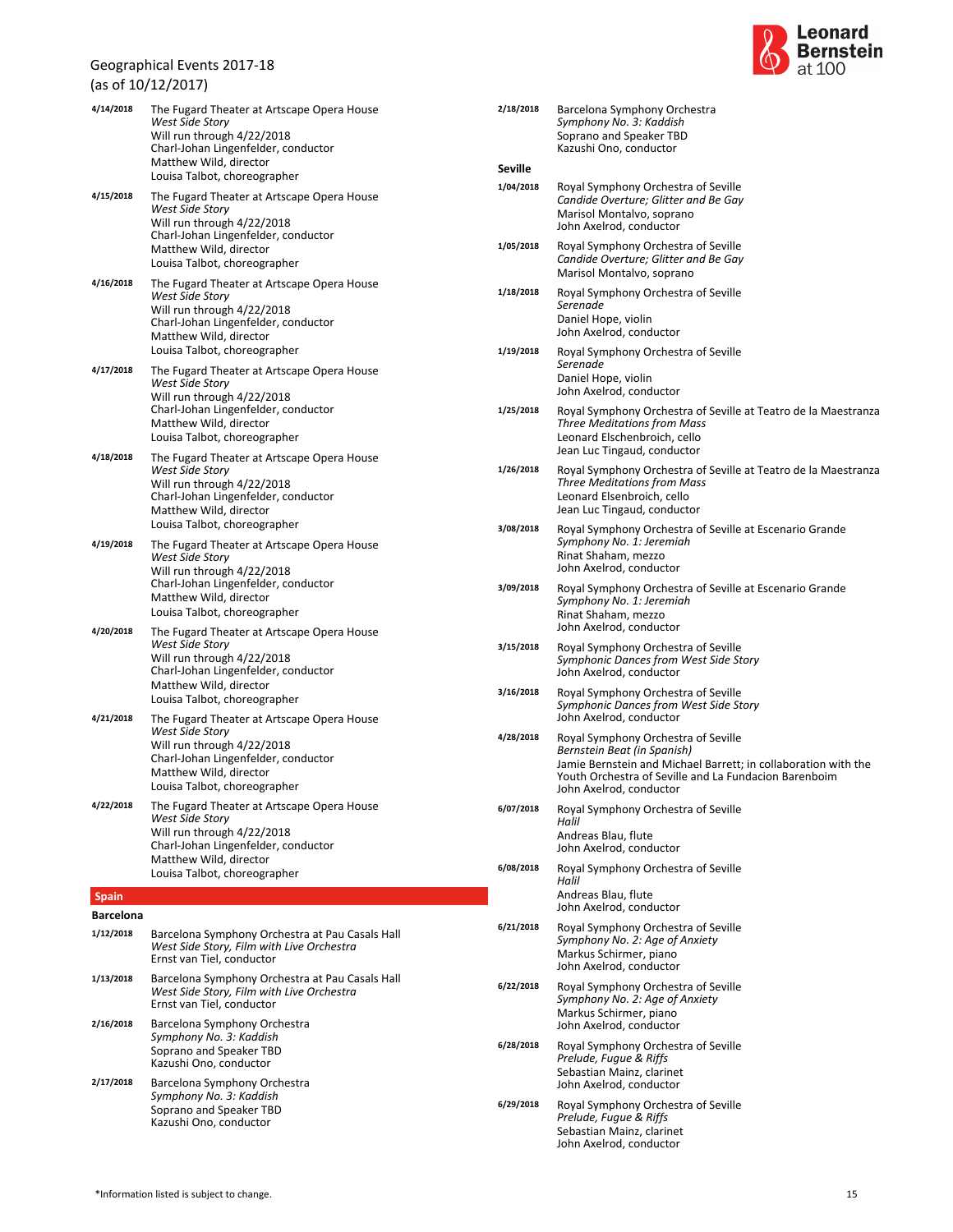Geographical Events 2017-18
(as of 10/12/2017)

**4/14/2018**
The Fugard Theater at Artscape Opera House
*West Side Story*
Will run through 4/22/2018
Charl-Johan Lingenfelder, conductor
Matthew Wild, director
Louisa Talbot, choreographer

**4/15/2018**
The Fugard Theater at Artscape Opera House
*West Side Story*
Will run through 4/22/2018
Charl-Johan Lingenfelder, conductor
Matthew Wild, director
Louisa Talbot, choreographer

**4/16/2018**
The Fugard Theater at Artscape Opera House
*West Side Story*
Will run through 4/22/2018
Charl-Johan Lingenfelder, conductor
Matthew Wild, director
Louisa Talbot, choreographer

**4/17/2018**
The Fugard Theater at Artscape Opera House
*West Side Story*
Will run through 4/22/2018
Charl-Johan Lingenfelder, conductor
Matthew Wild, director
Louisa Talbot, choreographer

**4/18/2018**
The Fugard Theater at Artscape Opera House
*West Side Story*
Will run through 4/22/2018
Charl-Johan Lingenfelder, conductor
Matthew Wild, director
Louisa Talbot, choreographer

**4/19/2018**
The Fugard Theater at Artscape Opera House
*West Side Story*
Will run through 4/22/2018
Charl-Johan Lingenfelder, conductor
Matthew Wild, director
Louisa Talbot, choreographer

**4/20/2018**
The Fugard Theater at Artscape Opera House
*West Side Story*
Will run through 4/22/2018
Charl-Johan Lingenfelder, conductor
Matthew Wild, director
Louisa Talbot, choreographer

**4/21/2018**
The Fugard Theater at Artscape Opera House
*West Side Story*
Will run through 4/22/2018
Charl-Johan Lingenfelder, conductor
Matthew Wild, director
Louisa Talbot, choreographer

**4/22/2018**
The Fugard Theater at Artscape Opera House
*West Side Story*
Will run through 4/22/2018
Charl-Johan Lingenfelder, conductor
Matthew Wild, director
Louisa Talbot, choreographer

## Spain

### Barcelona

**1/12/2018**
Barcelona Symphony Orchestra at Pau Casals Hall
*West Side Story, Film with Live Orchestra*
Ernst van Tiel, conductor

**1/13/2018**
Barcelona Symphony Orchestra at Pau Casals Hall
*West Side Story, Film with Live Orchestra*
Ernst van Tiel, conductor

**2/16/2018**
Barcelona Symphony Orchestra
*Symphony No. 3: Kaddish*
Soprano and Speaker TBD
Kazushi Ono, conductor

**2/17/2018**
Barcelona Symphony Orchestra
*Symphony No. 3: Kaddish*
Soprano and Speaker TBD
Kazushi Ono, conductor

**2/18/2018**
Barcelona Symphony Orchestra
*Symphony No. 3: Kaddish*
Soprano and Speaker TBD
Kazushi Ono, conductor

### Seville

**1/04/2018**
Royal Symphony Orchestra of Seville
*Candide Overture; Glitter and Be Gay*
Marisol Montalvo, soprano
John Axelrod, conductor

**1/05/2018**
Royal Symphony Orchestra of Seville
*Candide Overture; Glitter and Be Gay*
Marisol Montalvo, soprano

**1/18/2018**
Royal Symphony Orchestra of Seville
*Serenade*
Daniel Hope, violin
John Axelrod, conductor

**1/19/2018**
Royal Symphony Orchestra of Seville
*Serenade*
Daniel Hope, violin
John Axelrod, conductor

**1/25/2018**
Royal Symphony Orchestra of Seville at Teatro de la Maestranza
*Three Meditations from Mass*
Leonard Elschenbroich, cello
Jean Luc Tingaud, conductor

**1/26/2018**
Royal Symphony Orchestra of Seville at Teatro de la Maestranza
*Three Meditations from Mass*
Leonard Elsenbroich, cello
Jean Luc Tingaud, conductor

**3/08/2018**
Royal Symphony Orchestra of Seville at Escenario Grande
*Symphony No. 1: Jeremiah*
Rinat Shaham, mezzo
John Axelrod, conductor

**3/09/2018**
Royal Symphony Orchestra of Seville at Escenario Grande
*Symphony No. 1: Jeremiah*
Rinat Shaham, mezzo
John Axelrod, conductor

**3/15/2018**
Royal Symphony Orchestra of Seville
*Symphonic Dances from West Side Story*
John Axelrod, conductor

**3/16/2018**
Royal Symphony Orchestra of Seville
*Symphonic Dances from West Side Story*
John Axelrod, conductor

**4/28/2018**
Royal Symphony Orchestra of Seville
*Bernstein Beat (in Spanish)*
Jamie Bernstein and Michael Barrett; in collaboration with the Youth Orchestra of Seville and La Fundacion Barenboim
John Axelrod, conductor

**6/07/2018**
Royal Symphony Orchestra of Seville
*Halil*
Andreas Blau, flute
John Axelrod, conductor

**6/08/2018**
Royal Symphony Orchestra of Seville
*Halil*
Andreas Blau, flute
John Axelrod, conductor

**6/21/2018**
Royal Symphony Orchestra of Seville
*Symphony No. 2: Age of Anxiety*
Markus Schirmer, piano
John Axelrod, conductor

**6/22/2018**
Royal Symphony Orchestra of Seville
*Symphony No. 2: Age of Anxiety*
Markus Schirmer, piano
John Axelrod, conductor

**6/28/2018**
Royal Symphony Orchestra of Seville
*Prelude, Fugue & Riffs*
Sebastian Mainz, clarinet
John Axelrod, conductor

**6/29/2018**
Royal Symphony Orchestra of Seville
*Prelude, Fugue & Riffs*
Sebastian Mainz, clarinet
John Axelrod, conductor

*Information listed is subject to change.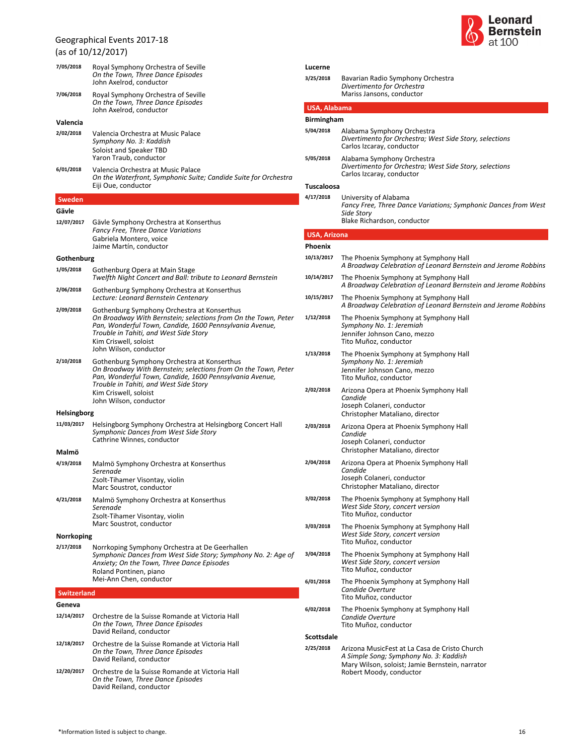Geographical Events 2017-18
(as of 10/12/2017)

**7/05/2018** Royal Symphony Orchestra of Seville
*On the Town, Three Dance Episodes*
John Axelrod, conductor

**7/06/2018** Royal Symphony Orchestra of Seville
*On the Town, Three Dance Episodes*
John Axelrod, conductor

### Valencia

**2/02/2018** Valencia Orchestra at Music Palace
*Symphony No. 3: Kaddish*
Soloist and Speaker TBD
Yaron Traub, conductor

**6/01/2018** Valencia Orchestra at Music Palace
*On the Waterfront, Symphonic Suite; Candide Suite for Orchestra*
Eiji Oue, conductor

## Sweden

### Gävle

**12/07/2017** Gävle Symphony Orchestra at Konserthus
*Fancy Free, Three Dance Variations*
Gabriela Montero, voice
Jaime Martín, conductor

### Gothenburg

**1/05/2018** Gothenburg Opera at Main Stage
*Twelfth Night Concert and Ball: tribute to Leonard Bernstein*

**2/06/2018** Gothenburg Symphony Orchestra at Konserthus
*Lecture: Leonard Bernstein Centenary*

**2/09/2018** Gothenburg Symphony Orchestra at Konserthus
*On Broadway With Bernstein; selections from On the Town, Peter Pan, Wonderful Town, Candide, 1600 Pennsylvania Avenue, Trouble in Tahiti, and West Side Story*
Kim Criswell, soloist
John Wilson, conductor

**2/10/2018** Gothenburg Symphony Orchestra at Konserthus
*On Broadway With Bernstein; selections from On the Town, Peter Pan, Wonderful Town, Candide, 1600 Pennsylvania Avenue, Trouble in Tahiti, and West Side Story*
Kim Criswell, soloist
John Wilson, conductor

### Helsingborg

**11/03/2017** Helsingborg Symphony Orchestra at Helsingborg Concert Hall
*Symphonic Dances from West Side Story*
Cathrine Winnes, conductor

### Malmö

**4/19/2018** Malmö Symphony Orchestra at Konserthus
*Serenade*
Zsolt-Tihamer Visontay, violin
Marc Soustrot, conductor

**4/21/2018** Malmö Symphony Orchestra at Konserthus
*Serenade*
Zsolt-Tihamer Visontay, violin
Marc Soustrot, conductor

### Norrkoping

**2/17/2018** Norrkoping Symphony Orchestra at De Geerhallen
*Symphonic Dances from West Side Story; Symphony No. 2: Age of Anxiety; On the Town, Three Dance Episodes*
Roland Pontinen, piano
Mei-Ann Chen, conductor

## Switzerland

### Geneva

**12/14/2017** Orchestre de la Suisse Romande at Victoria Hall
*On the Town, Three Dance Episodes*
David Reiland, conductor

**12/18/2017** Orchestre de la Suisse Romande at Victoria Hall
*On the Town, Three Dance Episodes*
David Reiland, conductor

**12/20/2017** Orchestre de la Suisse Romande at Victoria Hall
*On the Town, Three Dance Episodes*
David Reiland, conductor

### Lucerne

**3/25/2018** Bavarian Radio Symphony Orchestra
*Divertimento for Orchestra*
Mariss Jansons, conductor

## USA, Alabama

### Birmingham

**5/04/2018** Alabama Symphony Orchestra
*Divertimento for Orchestra; West Side Story, selections*
Carlos Izcaray, conductor

**5/05/2018** Alabama Symphony Orchestra
*Divertimento for Orchestra; West Side Story, selections*
Carlos Izcaray, conductor

### Tuscaloosa

**4/17/2018** University of Alabama
*Fancy Free, Three Dance Variations; Symphonic Dances from West Side Story*
Blake Richardson, conductor

## USA, Arizona

### Phoenix

**10/13/2017** The Phoenix Symphony at Symphony Hall
*A Broadway Celebration of Leonard Bernstein and Jerome Robbins*

**10/14/2017** The Phoenix Symphony at Symphony Hall
*A Broadway Celebration of Leonard Bernstein and Jerome Robbins*

**10/15/2017** The Phoenix Symphony at Symphony Hall
*A Broadway Celebration of Leonard Bernstein and Jerome Robbins*

**1/12/2018** The Phoenix Symphony at Symphony Hall
*Symphony No. 1: Jeremiah*
Jennifer Johnson Cano, mezzo
Tito Muñoz, conductor

**1/13/2018** The Phoenix Symphony at Symphony Hall
*Symphony No. 1: Jeremiah*
Jennifer Johnson Cano, mezzo
Tito Muñoz, conductor

**2/02/2018** Arizona Opera at Phoenix Symphony Hall
*Candide*
Joseph Colaneri, conductor
Christopher Mataliano, director

**2/03/2018** Arizona Opera at Phoenix Symphony Hall
*Candide*
Joseph Colaneri, conductor
Christopher Mataliano, director

**2/04/2018** Arizona Opera at Phoenix Symphony Hall
*Candide*
Joseph Colaneri, conductor
Christopher Mataliano, director

**3/02/2018** The Phoenix Symphony at Symphony Hall
*West Side Story, concert version*
Tito Muñoz, conductor

**3/03/2018** The Phoenix Symphony at Symphony Hall
*West Side Story, concert version*
Tito Muñoz, conductor

**3/04/2018** The Phoenix Symphony at Symphony Hall
*West Side Story, concert version*
Tito Muñoz, conductor

**6/01/2018** The Phoenix Symphony at Symphony Hall
*Candide Overture*
Tito Muñoz, conductor

**6/02/2018** The Phoenix Symphony at Symphony Hall
*Candide Overture*
Tito Muñoz, conductor

### Scottsdale

**2/25/2018** Arizona MusicFest at La Casa de Cristo Church
*A Simple Song; Symphony No. 3: Kaddish*
Mary Wilson, soloist; Jamie Bernstein, narrator
Robert Moody, conductor

*Information listed is subject to change.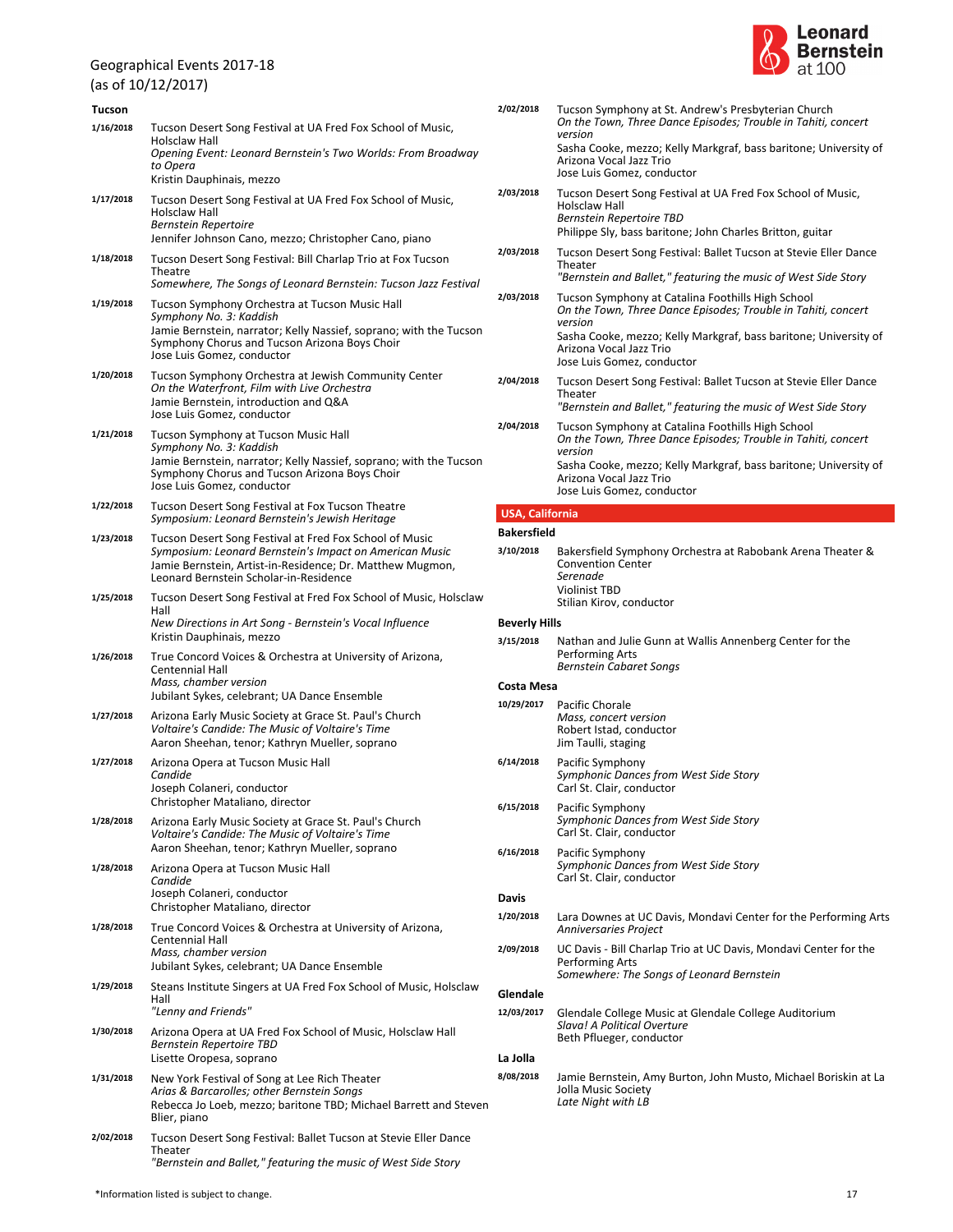Geographical Events 2017-18
(as of 10/12/2017)

### Tucson

**1/16/2018**
Tucson Desert Song Festival at UA Fred Fox School of Music, Holsclaw Hall
*Opening Event: Leonard Bernstein's Two Worlds: From Broadway to Opera*
Kristin Dauphinais, mezzo

**1/17/2018**
Tucson Desert Song Festival at UA Fred Fox School of Music, Holsclaw Hall
*Bernstein Repertoire*
Jennifer Johnson Cano, mezzo; Christopher Cano, piano

**1/18/2018**
Tucson Desert Song Festival: Bill Charlap Trio at Fox Tucson Theatre
*Somewhere, The Songs of Leonard Bernstein: Tucson Jazz Festival*

**1/19/2018**
Tucson Symphony Orchestra at Tucson Music Hall
*Symphony No. 3: Kaddish*
Jamie Bernstein, narrator; Kelly Nassief, soprano; with the Tucson Symphony Chorus and Tucson Arizona Boys Choir
Jose Luis Gomez, conductor

**1/20/2018**
Tucson Symphony Orchestra at Jewish Community Center
*On the Waterfront, Film with Live Orchestra*
Jamie Bernstein, introduction and Q&A
Jose Luis Gomez, conductor

**1/21/2018**
Tucson Symphony at Tucson Music Hall
*Symphony No. 3: Kaddish*
Jamie Bernstein, narrator; Kelly Nassief, soprano; with the Tucson Symphony Chorus and Tucson Arizona Boys Choir
Jose Luis Gomez, conductor

**1/22/2018**
Tucson Desert Song Festival at Fox Tucson Theatre
*Symposium: Leonard Bernstein's Jewish Heritage*

**1/23/2018**
Tucson Desert Song Festival at Fred Fox School of Music
*Symposium: Leonard Bernstein's Impact on American Music*
Jamie Bernstein, Artist-in-Residence; Dr. Matthew Mugmon, Leonard Bernstein Scholar-in-Residence

**1/25/2018**
Tucson Desert Song Festival at Fred Fox School of Music, Holsclaw Hall
*New Directions in Art Song - Bernstein's Vocal Influence*
Kristin Dauphinais, mezzo

**1/26/2018**
True Concord Voices & Orchestra at University of Arizona, Centennial Hall
*Mass, chamber version*
Jubilant Sykes, celebrant; UA Dance Ensemble

**1/27/2018**
Arizona Early Music Society at Grace St. Paul's Church
*Voltaire's Candide: The Music of Voltaire's Time*
Aaron Sheehan, tenor; Kathryn Mueller, soprano

**1/27/2018**
Arizona Opera at Tucson Music Hall
*Candide*
Joseph Colaneri, conductor
Christopher Mataliano, director

**1/28/2018**
Arizona Early Music Society at Grace St. Paul's Church
*Voltaire's Candide: The Music of Voltaire's Time*
Aaron Sheehan, tenor; Kathryn Mueller, soprano

**1/28/2018**
Arizona Opera at Tucson Music Hall
*Candide*
Joseph Colaneri, conductor
Christopher Mataliano, director

**1/28/2018**
True Concord Voices & Orchestra at University of Arizona, Centennial Hall
*Mass, chamber version*
Jubilant Sykes, celebrant; UA Dance Ensemble

**1/29/2018**
Steans Institute Singers at UA Fred Fox School of Music, Holsclaw Hall
*"Lenny and Friends"*

**1/30/2018**
Arizona Opera at UA Fred Fox School of Music, Holsclaw Hall
*Bernstein Repertoire TBD*
Lisette Oropesa, soprano

**1/31/2018**
New York Festival of Song at Lee Rich Theater
*Arias & Barcarolles; other Bernstein Songs*
Rebecca Jo Loeb, mezzo; baritone TBD; Michael Barrett and Steven Blier, piano

**2/02/2018**
Tucson Desert Song Festival: Ballet Tucson at Stevie Eller Dance Theater
*"Bernstein and Ballet," featuring the music of West Side Story*

**2/02/2018**
Tucson Symphony at St. Andrew's Presbyterian Church
*On the Town, Three Dance Episodes; Trouble in Tahiti, concert version*
Sasha Cooke, mezzo; Kelly Markgraf, bass baritone; University of Arizona Vocal Jazz Trio
Jose Luis Gomez, conductor

**2/03/2018**
Tucson Desert Song Festival at UA Fred Fox School of Music, Holsclaw Hall
*Bernstein Repertoire TBD*
Philippe Sly, bass baritone; John Charles Britton, guitar

**2/03/2018**
Tucson Desert Song Festival: Ballet Tucson at Stevie Eller Dance Theater
*"Bernstein and Ballet," featuring the music of West Side Story*

**2/03/2018**
Tucson Symphony at Catalina Foothills High School
*On the Town, Three Dance Episodes; Trouble in Tahiti, concert version*
Sasha Cooke, mezzo; Kelly Markgraf, bass baritone; University of Arizona Vocal Jazz Trio
Jose Luis Gomez, conductor

**2/04/2018**
Tucson Desert Song Festival: Ballet Tucson at Stevie Eller Dance Theater
*"Bernstein and Ballet," featuring the music of West Side Story*

**2/04/2018**
Tucson Symphony at Catalina Foothills High School
*On the Town, Three Dance Episodes; Trouble in Tahiti, concert version*
Sasha Cooke, mezzo; Kelly Markgraf, bass baritone; University of Arizona Vocal Jazz Trio
Jose Luis Gomez, conductor

## USA, California

### Bakersfield

**3/10/2018**
Bakersfield Symphony Orchestra at Rabobank Arena Theater & Convention Center
*Serenade*
Violinist TBD
Stilian Kirov, conductor

### Beverly Hills

**3/15/2018**
Nathan and Julie Gunn at Wallis Annenberg Center for the Performing Arts
*Bernstein Cabaret Songs*

### Costa Mesa

**10/29/2017**
Pacific Chorale
*Mass, concert version*
Robert Istad, conductor
Jim Taulli, staging

**6/14/2018**
Pacific Symphony
*Symphonic Dances from West Side Story*
Carl St. Clair, conductor

**6/15/2018**
Pacific Symphony
*Symphonic Dances from West Side Story*
Carl St. Clair, conductor

**6/16/2018**
Pacific Symphony
*Symphonic Dances from West Side Story*
Carl St. Clair, conductor

### Davis

**1/20/2018**
Lara Downes at UC Davis, Mondavi Center for the Performing Arts
*Anniversaries Project*

**2/09/2018**
UC Davis - Bill Charlap Trio at UC Davis, Mondavi Center for the Performing Arts
*Somewhere: The Songs of Leonard Bernstein*

### Glendale

**12/03/2017**
Glendale College Music at Glendale College Auditorium
*Slava! A Political Overture*
Beth Pflueger, conductor

### La Jolla

**8/08/2018**
Jamie Bernstein, Amy Burton, John Musto, Michael Boriskin at La Jolla Music Society
*Late Night with LB*

*Information listed is subject to change.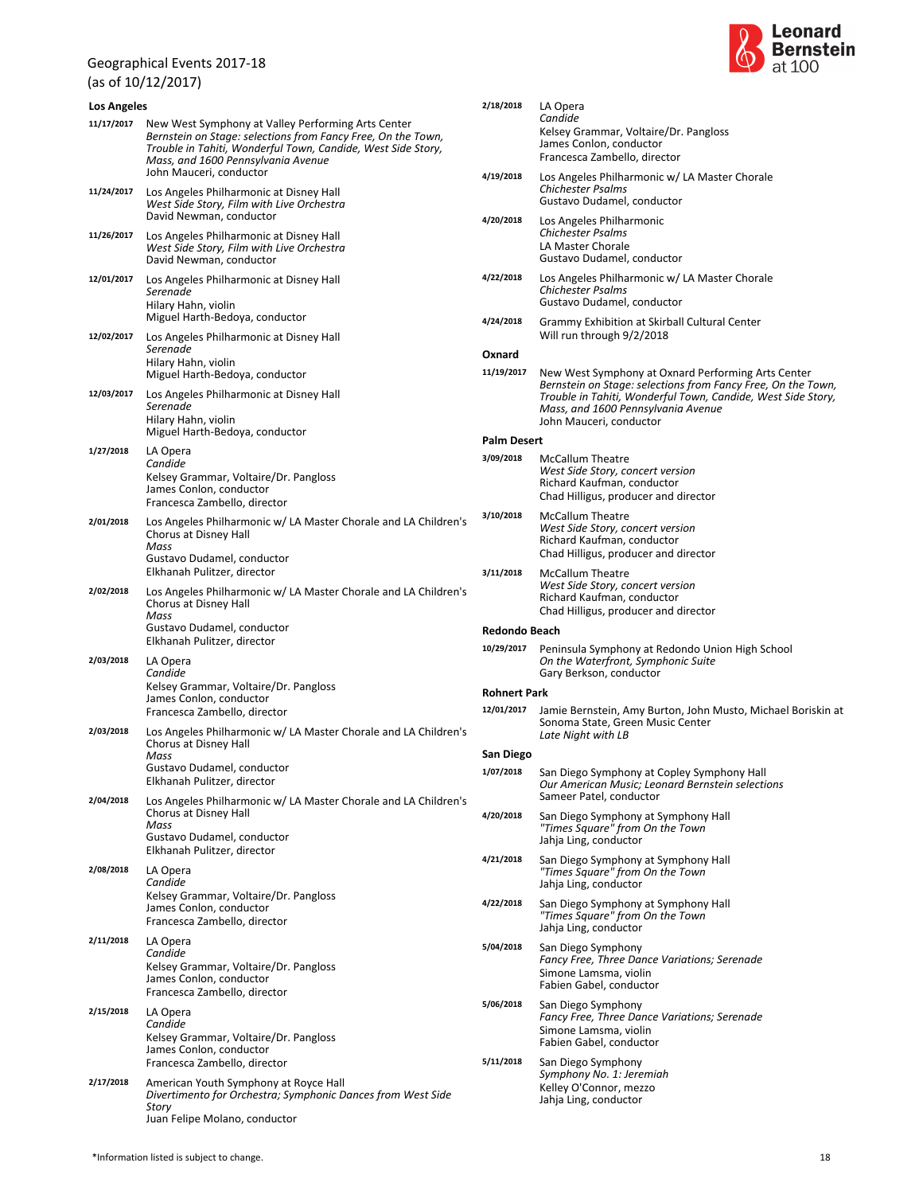Geographical Events 2017-18
(as of 10/12/2017)

### Los Angeles

**11/17/2017**
New West Symphony at Valley Performing Arts Center
*Bernstein on Stage: selections from Fancy Free, On the Town, Trouble in Tahiti, Wonderful Town, Candide, West Side Story, Mass, and 1600 Pennsylvania Avenue*
John Mauceri, conductor

**11/24/2017**
Los Angeles Philharmonic at Disney Hall
*West Side Story, Film with Live Orchestra*
David Newman, conductor

**11/26/2017**
Los Angeles Philharmonic at Disney Hall
*West Side Story, Film with Live Orchestra*
David Newman, conductor

**12/01/2017**
Los Angeles Philharmonic at Disney Hall
*Serenade*
Hilary Hahn, violin
Miguel Harth-Bedoya, conductor

**12/02/2017**
Los Angeles Philharmonic at Disney Hall
*Serenade*
Hilary Hahn, violin
Miguel Harth-Bedoya, conductor

**12/03/2017**
Los Angeles Philharmonic at Disney Hall
*Serenade*
Hilary Hahn, violin
Miguel Harth-Bedoya, conductor

**1/27/2018**
LA Opera
*Candide*
Kelsey Grammar, Voltaire/Dr. Pangloss
James Conlon, conductor
Francesca Zambello, director

**2/01/2018**
Los Angeles Philharmonic w/ LA Master Chorale and LA Children's Chorus at Disney Hall
*Mass*
Gustavo Dudamel, conductor
Elkhanah Pulitzer, director

**2/02/2018**
Los Angeles Philharmonic w/ LA Master Chorale and LA Children's Chorus at Disney Hall
*Mass*
Gustavo Dudamel, conductor
Elkhanah Pulitzer, director

**2/03/2018**
LA Opera
*Candide*
Kelsey Grammar, Voltaire/Dr. Pangloss
James Conlon, conductor
Francesca Zambello, director

**2/03/2018**
Los Angeles Philharmonic w/ LA Master Chorale and LA Children's Chorus at Disney Hall
*Mass*
Gustavo Dudamel, conductor
Elkhanah Pulitzer, director

**2/04/2018**
Los Angeles Philharmonic w/ LA Master Chorale and LA Children's Chorus at Disney Hall
*Mass*
Gustavo Dudamel, conductor
Elkhanah Pulitzer, director

**2/08/2018**
LA Opera
*Candide*
Kelsey Grammar, Voltaire/Dr. Pangloss
James Conlon, conductor
Francesca Zambello, director

**2/11/2018**
LA Opera
*Candide*
Kelsey Grammar, Voltaire/Dr. Pangloss
James Conlon, conductor
Francesca Zambello, director

**2/15/2018**
LA Opera
*Candide*
Kelsey Grammar, Voltaire/Dr. Pangloss
James Conlon, conductor
Francesca Zambello, director

**2/17/2018**
American Youth Symphony at Royce Hall
*Divertimento for Orchestra; Symphonic Dances from West Side Story*
Juan Felipe Molano, conductor

**2/18/2018**
LA Opera
*Candide*
Kelsey Grammar, Voltaire/Dr. Pangloss
James Conlon, conductor
Francesca Zambello, director

**4/19/2018**
Los Angeles Philharmonic w/ LA Master Chorale
*Chichester Psalms*
Gustavo Dudamel, conductor

**4/20/2018**
Los Angeles Philharmonic
*Chichester Psalms*
LA Master Chorale
Gustavo Dudamel, conductor

**4/22/2018**
Los Angeles Philharmonic w/ LA Master Chorale
*Chichester Psalms*
Gustavo Dudamel, conductor

**4/24/2018**
Grammy Exhibition at Skirball Cultural Center
Will run through 9/2/2018

### Oxnard

**11/19/2017**
New West Symphony at Oxnard Performing Arts Center
*Bernstein on Stage: selections from Fancy Free, On the Town, Trouble in Tahiti, Wonderful Town, Candide, West Side Story, Mass, and 1600 Pennsylvania Avenue*
John Mauceri, conductor

### Palm Desert

**3/09/2018**
McCallum Theatre
*West Side Story, concert version*
Richard Kaufman, conductor
Chad Hilligus, producer and director

**3/10/2018**
McCallum Theatre
*West Side Story, concert version*
Richard Kaufman, conductor
Chad Hilligus, producer and director

**3/11/2018**
McCallum Theatre
*West Side Story, concert version*
Richard Kaufman, conductor
Chad Hilligus, producer and director

### Redondo Beach

**10/29/2017**
Peninsula Symphony at Redondo Union High School
*On the Waterfront, Symphonic Suite*
Gary Berkson, conductor

### Rohnert Park

**12/01/2017**
Jamie Bernstein, Amy Burton, John Musto, Michael Boriskin at Sonoma State, Green Music Center
*Late Night with LB*

### San Diego

**1/07/2018**
San Diego Symphony at Copley Symphony Hall
*Our American Music; Leonard Bernstein selections*
Sameer Patel, conductor

**4/20/2018**
San Diego Symphony at Symphony Hall
*"Times Square" from On the Town*
Jahja Ling, conductor

**4/21/2018**
San Diego Symphony at Symphony Hall
*"Times Square" from On the Town*
Jahja Ling, conductor

**4/22/2018**
San Diego Symphony at Symphony Hall
*"Times Square" from On the Town*
Jahja Ling, conductor

**5/04/2018**
San Diego Symphony
*Fancy Free, Three Dance Variations; Serenade*
Simone Lamsma, violin
Fabien Gabel, conductor

**5/06/2018**
San Diego Symphony
*Fancy Free, Three Dance Variations; Serenade*
Simone Lamsma, violin
Fabien Gabel, conductor

**5/11/2018**
San Diego Symphony
*Symphony No. 1: Jeremiah*
Kelley O'Connor, mezzo
Jahja Ling, conductor

*Information listed is subject to change.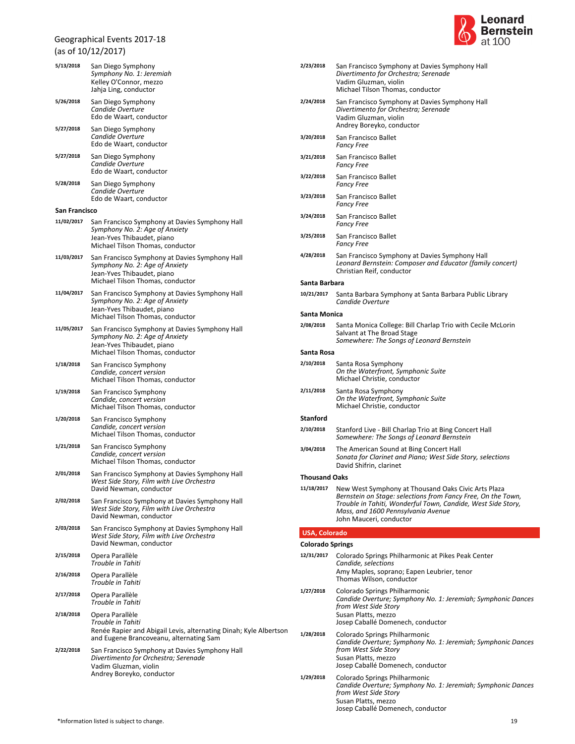Geographical Events 2017-18
(as of 10/12/2017)

**5/13/2018** San Diego Symphony
*Symphony No. 1: Jeremiah*
Kelley O'Connor, mezzo
Jahja Ling, conductor

**5/26/2018** San Diego Symphony
*Candide Overture*
Edo de Waart, conductor

**5/27/2018** San Diego Symphony
*Candide Overture*
Edo de Waart, conductor

**5/27/2018** San Diego Symphony
*Candide Overture*
Edo de Waart, conductor

**5/28/2018** San Diego Symphony
*Candide Overture*
Edo de Waart, conductor

### San Francisco

**11/02/2017** San Francisco Symphony at Davies Symphony Hall
*Symphony No. 2: Age of Anxiety*
Jean-Yves Thibaudet, piano
Michael Tilson Thomas, conductor

**11/03/2017** San Francisco Symphony at Davies Symphony Hall
*Symphony No. 2: Age of Anxiety*
Jean-Yves Thibaudet, piano
Michael Tilson Thomas, conductor

**11/04/2017** San Francisco Symphony at Davies Symphony Hall
*Symphony No. 2: Age of Anxiety*
Jean-Yves Thibaudet, piano
Michael Tilson Thomas, conductor

**11/05/2017** San Francisco Symphony at Davies Symphony Hall
*Symphony No. 2: Age of Anxiety*
Jean-Yves Thibaudet, piano
Michael Tilson Thomas, conductor

**1/18/2018** San Francisco Symphony
*Candide, concert version*
Michael Tilson Thomas, conductor

**1/19/2018** San Francisco Symphony
*Candide, concert version*
Michael Tilson Thomas, conductor

**1/20/2018** San Francisco Symphony
*Candide, concert version*
Michael Tilson Thomas, conductor

**1/21/2018** San Francisco Symphony
*Candide, concert version*
Michael Tilson Thomas, conductor

**2/01/2018** San Francisco Symphony at Davies Symphony Hall
*West Side Story, Film with Live Orchestra*
David Newman, conductor

**2/02/2018** San Francisco Symphony at Davies Symphony Hall
*West Side Story, Film with Live Orchestra*
David Newman, conductor

**2/03/2018** San Francisco Symphony at Davies Symphony Hall
*West Side Story, Film with Live Orchestra*
David Newman, conductor

**2/15/2018** Opera Parallèle
*Trouble in Tahiti*

**2/16/2018** Opera Parallèle
*Trouble in Tahiti*

**2/17/2018** Opera Parallèle
*Trouble in Tahiti*

**2/18/2018** Opera Parallèle
*Trouble in Tahiti*
Renée Rapier and Abigail Levis, alternating Dinah; Kyle Albertson and Eugene Brancoveanu, alternating Sam

**2/22/2018** San Francisco Symphony at Davies Symphony Hall
*Divertimento for Orchestra; Serenade*
Vadim Gluzman, violin
Andrey Boreyko, conductor

**2/23/2018** San Francisco Symphony at Davies Symphony Hall
*Divertimento for Orchestra; Serenade*
Vadim Gluzman, violin
Michael Tilson Thomas, conductor

**2/24/2018** San Francisco Symphony at Davies Symphony Hall
*Divertimento for Orchestra; Serenade*
Vadim Gluzman, violin
Andrey Boreyko, conductor

**3/20/2018** San Francisco Ballet
*Fancy Free*

**3/21/2018** San Francisco Ballet
*Fancy Free*

**3/22/2018** San Francisco Ballet
*Fancy Free*

**3/23/2018** San Francisco Ballet
*Fancy Free*

**3/24/2018** San Francisco Ballet
*Fancy Free*

**3/25/2018** San Francisco Ballet
*Fancy Free*

**4/28/2018** San Francisco Symphony at Davies Symphony Hall
*Leonard Bernstein: Composer and Educator (family concert)*
Christian Reif, conductor

### Santa Barbara

**10/21/2017** Santa Barbara Symphony at Santa Barbara Public Library
*Candide Overture*

### Santa Monica

**2/08/2018** Santa Monica College: Bill Charlap Trio with Cecile McLorin Salvant at The Broad Stage
*Somewhere: The Songs of Leonard Bernstein*

### Santa Rosa

**2/10/2018** Santa Rosa Symphony
*On the Waterfront, Symphonic Suite*
Michael Christie, conductor

**2/11/2018** Santa Rosa Symphony
*On the Waterfront, Symphonic Suite*
Michael Christie, conductor

### Stanford

**2/10/2018** Stanford Live - Bill Charlap Trio at Bing Concert Hall
*Somewhere: The Songs of Leonard Bernstein*

**3/04/2018** The American Sound at Bing Concert Hall
*Sonata for Clarinet and Piano; West Side Story, selections*
David Shifrin, clarinet

### Thousand Oaks

**11/18/2017** New West Symphony at Thousand Oaks Civic Arts Plaza
*Bernstein on Stage: selections from Fancy Free, On the Town, Trouble in Tahiti, Wonderful Town, Candide, West Side Story, Mass, and 1600 Pennsylvania Avenue*
John Mauceri, conductor

## USA, Colorado

### Colorado Springs

**12/31/2017** Colorado Springs Philharmonic at Pikes Peak Center
*Candide, selections*
Amy Maples, soprano; Eapen Leubrier, tenor
Thomas Wilson, conductor

**1/27/2018** Colorado Springs Philharmonic
*Candide Overture; Symphony No. 1: Jeremiah; Symphonic Dances from West Side Story*
Susan Platts, mezzo
Josep Caballé Domenech, conductor

**1/28/2018** Colorado Springs Philharmonic
*Candide Overture; Symphony No. 1: Jeremiah; Symphonic Dances from West Side Story*
Susan Platts, mezzo
Josep Caballé Domenech, conductor

**1/29/2018** Colorado Springs Philharmonic
*Candide Overture; Symphony No. 1: Jeremiah; Symphonic Dances from West Side Story*
Susan Platts, mezzo
Josep Caballé Domenech, conductor

*Information listed is subject to change.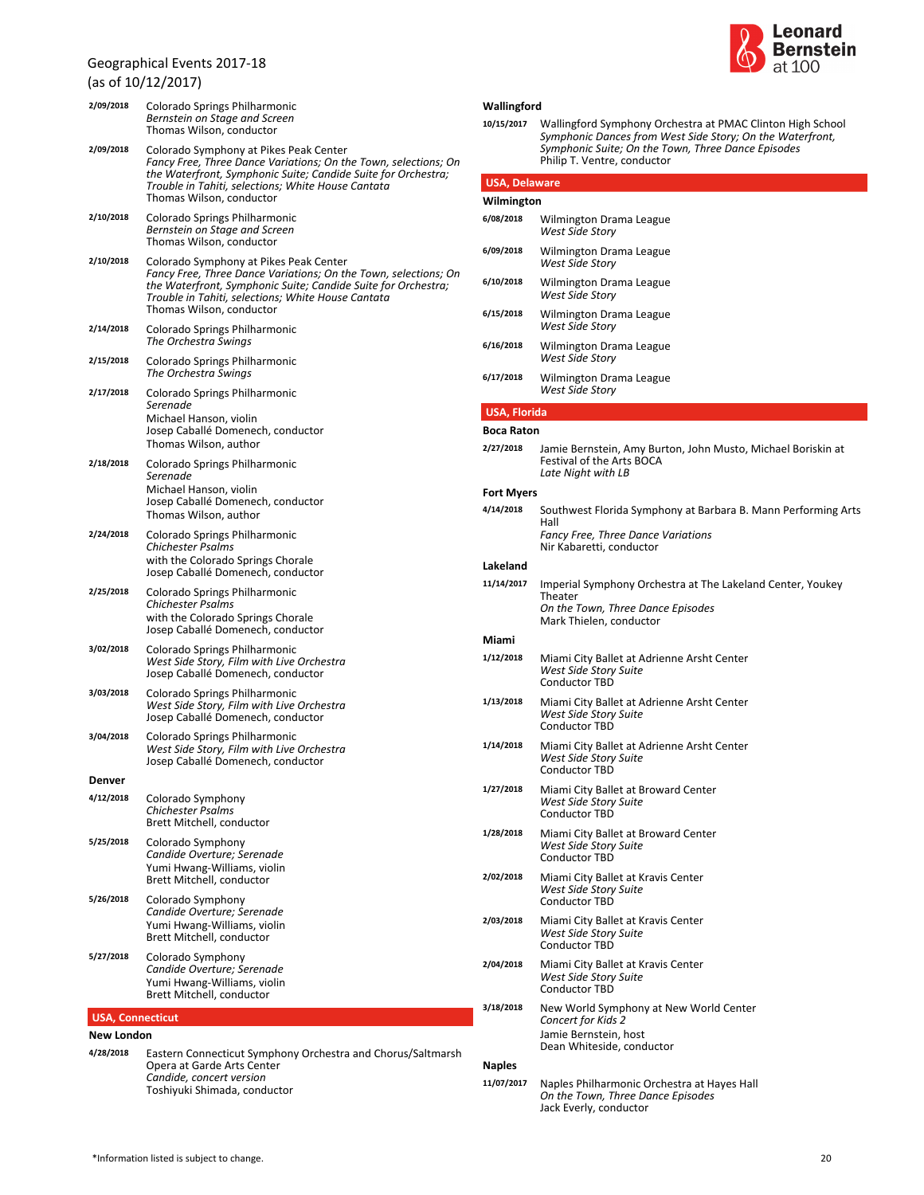Geographical Events 2017-18
(as of 10/12/2017)

**2/09/2018** Colorado Springs Philharmonic
*Bernstein on Stage and Screen*
Thomas Wilson, conductor

**2/09/2018** Colorado Symphony at Pikes Peak Center
*Fancy Free, Three Dance Variations; On the Town, selections; On the Waterfront, Symphonic Suite; Candide Suite for Orchestra; Trouble in Tahiti, selections; White House Cantata*
Thomas Wilson, conductor

**2/10/2018** Colorado Springs Philharmonic
*Bernstein on Stage and Screen*
Thomas Wilson, conductor

**2/10/2018** Colorado Symphony at Pikes Peak Center
*Fancy Free, Three Dance Variations; On the Town, selections; On the Waterfront, Symphonic Suite; Candide Suite for Orchestra; Trouble in Tahiti, selections; White House Cantata*
Thomas Wilson, conductor

**2/14/2018** Colorado Springs Philharmonic
*The Orchestra Swings*

**2/15/2018** Colorado Springs Philharmonic
*The Orchestra Swings*

**2/17/2018** Colorado Springs Philharmonic
*Serenade*
Michael Hanson, violin
Josep Caballé Domenech, conductor
Thomas Wilson, author

**2/18/2018** Colorado Springs Philharmonic
*Serenade*
Michael Hanson, violin
Josep Caballé Domenech, conductor
Thomas Wilson, author

**2/24/2018** Colorado Springs Philharmonic
*Chichester Psalms*
with the Colorado Springs Chorale
Josep Caballé Domenech, conductor

**2/25/2018** Colorado Springs Philharmonic
*Chichester Psalms*
with the Colorado Springs Chorale
Josep Caballé Domenech, conductor

**3/02/2018** Colorado Springs Philharmonic
*West Side Story, Film with Live Orchestra*
Josep Caballé Domenech, conductor

**3/03/2018** Colorado Springs Philharmonic
*West Side Story, Film with Live Orchestra*
Josep Caballé Domenech, conductor

**3/04/2018** Colorado Springs Philharmonic
*West Side Story, Film with Live Orchestra*
Josep Caballé Domenech, conductor

### Denver

**4/12/2018** Colorado Symphony
*Chichester Psalms*
Brett Mitchell, conductor

**5/25/2018** Colorado Symphony
*Candide Overture; Serenade*
Yumi Hwang-Williams, violin
Brett Mitchell, conductor

**5/26/2018** Colorado Symphony
*Candide Overture; Serenade*
Yumi Hwang-Williams, violin
Brett Mitchell, conductor

**5/27/2018** Colorado Symphony
*Candide Overture; Serenade*
Yumi Hwang-Williams, violin
Brett Mitchell, conductor

## USA, Connecticut

### New London

**4/28/2018** Eastern Connecticut Symphony Orchestra and Chorus/Saltmarsh Opera at Garde Arts Center
*Candide, concert version*
Toshiyuki Shimada, conductor

### Wallingford

**10/15/2017** Wallingford Symphony Orchestra at PMAC Clinton High School
*Symphonic Dances from West Side Story; On the Waterfront, Symphonic Suite; On the Town, Three Dance Episodes*
Philip T. Ventre, conductor

## USA, Delaware

### Wilmington

**6/08/2018** Wilmington Drama League
*West Side Story*

**6/09/2018** Wilmington Drama League
*West Side Story*

**6/10/2018** Wilmington Drama League
*West Side Story*

**6/15/2018** Wilmington Drama League
*West Side Story*

**6/16/2018** Wilmington Drama League
*West Side Story*

**6/17/2018** Wilmington Drama League
*West Side Story*

## USA, Florida

### Boca Raton

**2/27/2018** Jamie Bernstein, Amy Burton, John Musto, Michael Boriskin at Festival of the Arts BOCA
*Late Night with LB*

### Fort Myers

**4/14/2018** Southwest Florida Symphony at Barbara B. Mann Performing Arts Hall
*Fancy Free, Three Dance Variations*
Nir Kabaretti, conductor

### Lakeland

**11/14/2017** Imperial Symphony Orchestra at The Lakeland Center, Youkey Theater
*On the Town, Three Dance Episodes*
Mark Thielen, conductor

### Miami

**1/12/2018** Miami City Ballet at Adrienne Arsht Center
*West Side Story Suite*
Conductor TBD

**1/13/2018** Miami City Ballet at Adrienne Arsht Center
*West Side Story Suite*
Conductor TBD

**1/14/2018** Miami City Ballet at Adrienne Arsht Center
*West Side Story Suite*
Conductor TBD

**1/27/2018** Miami City Ballet at Broward Center
*West Side Story Suite*
Conductor TBD

**1/28/2018** Miami City Ballet at Broward Center
*West Side Story Suite*
Conductor TBD

**2/02/2018** Miami City Ballet at Kravis Center
*West Side Story Suite*
Conductor TBD

**2/03/2018** Miami City Ballet at Kravis Center
*West Side Story Suite*
Conductor TBD

**2/04/2018** Miami City Ballet at Kravis Center
*West Side Story Suite*
Conductor TBD

**3/18/2018** New World Symphony at New World Center
*Concert for Kids 2*
Jamie Bernstein, host
Dean Whiteside, conductor

### Naples

**11/07/2017** Naples Philharmonic Orchestra at Hayes Hall
*On the Town, Three Dance Episodes*
Jack Everly, conductor

*Information listed is subject to change.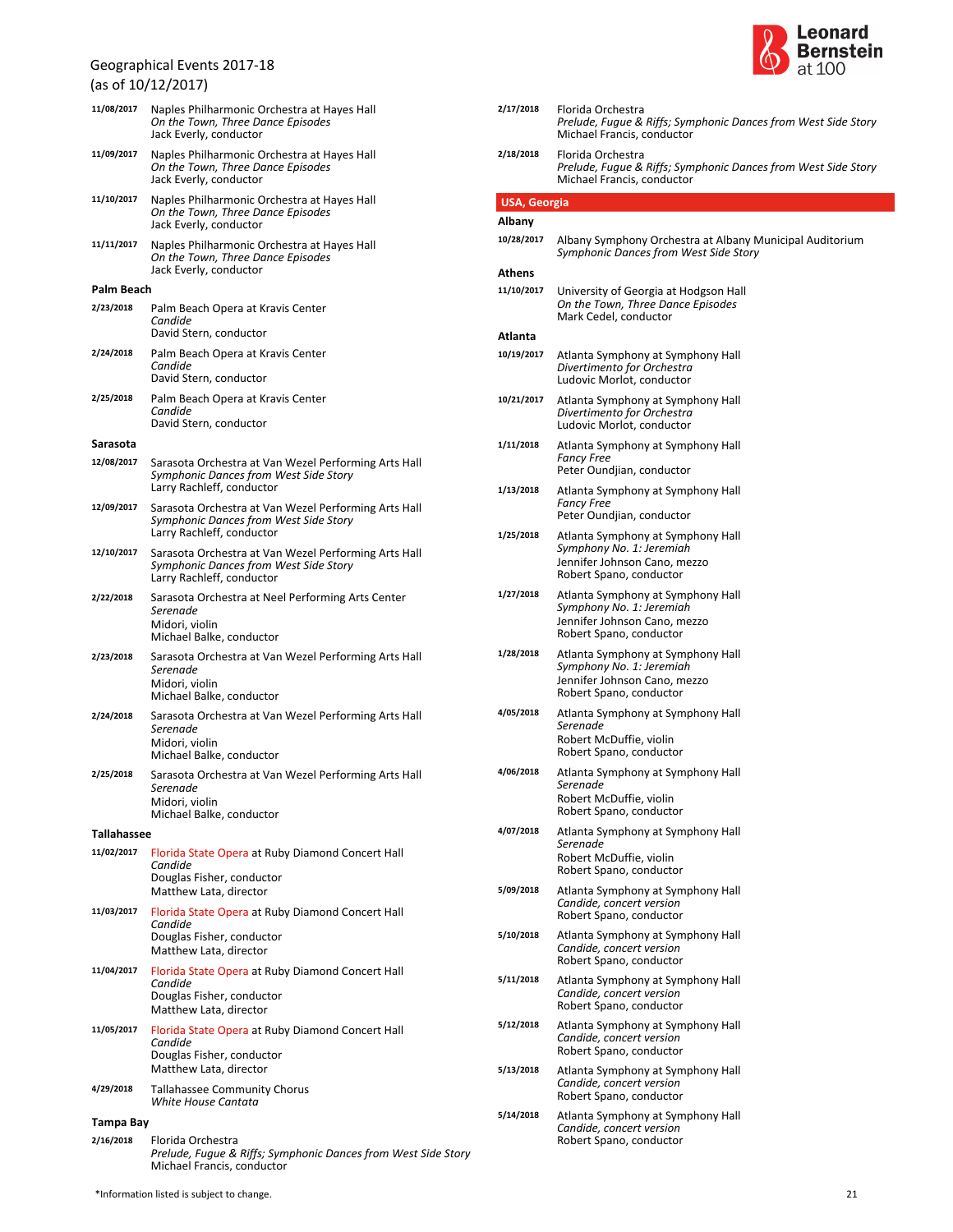Geographical Events 2017-18
(as of 10/12/2017)

**11/08/2017** Naples Philharmonic Orchestra at Hayes Hall
*On the Town, Three Dance Episodes*
Jack Everly, conductor

**11/09/2017** Naples Philharmonic Orchestra at Hayes Hall
*On the Town, Three Dance Episodes*
Jack Everly, conductor

**11/10/2017** Naples Philharmonic Orchestra at Hayes Hall
*On the Town, Three Dance Episodes*
Jack Everly, conductor

**11/11/2017** Naples Philharmonic Orchestra at Hayes Hall
*On the Town, Three Dance Episodes*
Jack Everly, conductor

### Palm Beach

**2/23/2018** Palm Beach Opera at Kravis Center
*Candide*
David Stern, conductor

**2/24/2018** Palm Beach Opera at Kravis Center
*Candide*
David Stern, conductor

**2/25/2018** Palm Beach Opera at Kravis Center
*Candide*
David Stern, conductor

### Sarasota

**12/08/2017** Sarasota Orchestra at Van Wezel Performing Arts Hall
*Symphonic Dances from West Side Story*
Larry Rachleff, conductor

**12/09/2017** Sarasota Orchestra at Van Wezel Performing Arts Hall
*Symphonic Dances from West Side Story*
Larry Rachleff, conductor

**12/10/2017** Sarasota Orchestra at Van Wezel Performing Arts Hall
*Symphonic Dances from West Side Story*
Larry Rachleff, conductor

**2/22/2018** Sarasota Orchestra at Neel Performing Arts Center
*Serenade*
Midori, violin
Michael Balke, conductor

**2/23/2018** Sarasota Orchestra at Van Wezel Performing Arts Hall
*Serenade*
Midori, violin
Michael Balke, conductor

**2/24/2018** Sarasota Orchestra at Van Wezel Performing Arts Hall
*Serenade*
Midori, violin
Michael Balke, conductor

**2/25/2018** Sarasota Orchestra at Van Wezel Performing Arts Hall
*Serenade*
Midori, violin
Michael Balke, conductor

### Tallahassee

**11/02/2017** Florida State Opera at Ruby Diamond Concert Hall
*Candide*
Douglas Fisher, conductor
Matthew Lata, director

**11/03/2017** Florida State Opera at Ruby Diamond Concert Hall
*Candide*
Douglas Fisher, conductor
Matthew Lata, director

**11/04/2017** Florida State Opera at Ruby Diamond Concert Hall
*Candide*
Douglas Fisher, conductor
Matthew Lata, director

**11/05/2017** Florida State Opera at Ruby Diamond Concert Hall
*Candide*
Douglas Fisher, conductor
Matthew Lata, director

**4/29/2018** Tallahassee Community Chorus
*White House Cantata*

### Tampa Bay

**2/16/2018** Florida Orchestra
*Prelude, Fugue & Riffs; Symphonic Dances from West Side Story*
Michael Francis, conductor

**2/17/2018** Florida Orchestra
*Prelude, Fugue & Riffs; Symphonic Dances from West Side Story*
Michael Francis, conductor

**2/18/2018** Florida Orchestra
*Prelude, Fugue & Riffs; Symphonic Dances from West Side Story*
Michael Francis, conductor

## USA, Georgia

### Albany

**10/28/2017** Albany Symphony Orchestra at Albany Municipal Auditorium
*Symphonic Dances from West Side Story*

### Athens

**11/10/2017** University of Georgia at Hodgson Hall
*On the Town, Three Dance Episodes*
Mark Cedel, conductor

### Atlanta

**10/19/2017** Atlanta Symphony at Symphony Hall
*Divertimento for Orchestra*
Ludovic Morlot, conductor

**10/21/2017** Atlanta Symphony at Symphony Hall
*Divertimento for Orchestra*
Ludovic Morlot, conductor

**1/11/2018** Atlanta Symphony at Symphony Hall
*Fancy Free*
Peter Oundjian, conductor

**1/13/2018** Atlanta Symphony at Symphony Hall
*Fancy Free*
Peter Oundjian, conductor

**1/25/2018** Atlanta Symphony at Symphony Hall
*Symphony No. 1: Jeremiah*
Jennifer Johnson Cano, mezzo
Robert Spano, conductor

**1/27/2018** Atlanta Symphony at Symphony Hall
*Symphony No. 1: Jeremiah*
Jennifer Johnson Cano, mezzo
Robert Spano, conductor

**1/28/2018** Atlanta Symphony at Symphony Hall
*Symphony No. 1: Jeremiah*
Jennifer Johnson Cano, mezzo
Robert Spano, conductor

**4/05/2018** Atlanta Symphony at Symphony Hall
*Serenade*
Robert McDuffie, violin
Robert Spano, conductor

**4/06/2018** Atlanta Symphony at Symphony Hall
*Serenade*
Robert McDuffie, violin
Robert Spano, conductor

**4/07/2018** Atlanta Symphony at Symphony Hall
*Serenade*
Robert McDuffie, violin
Robert Spano, conductor

**5/09/2018** Atlanta Symphony at Symphony Hall
*Candide, concert version*
Robert Spano, conductor

**5/10/2018** Atlanta Symphony at Symphony Hall
*Candide, concert version*
Robert Spano, conductor

**5/11/2018** Atlanta Symphony at Symphony Hall
*Candide, concert version*
Robert Spano, conductor

**5/12/2018** Atlanta Symphony at Symphony Hall
*Candide, concert version*
Robert Spano, conductor

**5/13/2018** Atlanta Symphony at Symphony Hall
*Candide, concert version*
Robert Spano, conductor

**5/14/2018** Atlanta Symphony at Symphony Hall
*Candide, concert version*
Robert Spano, conductor

*Information listed is subject to change.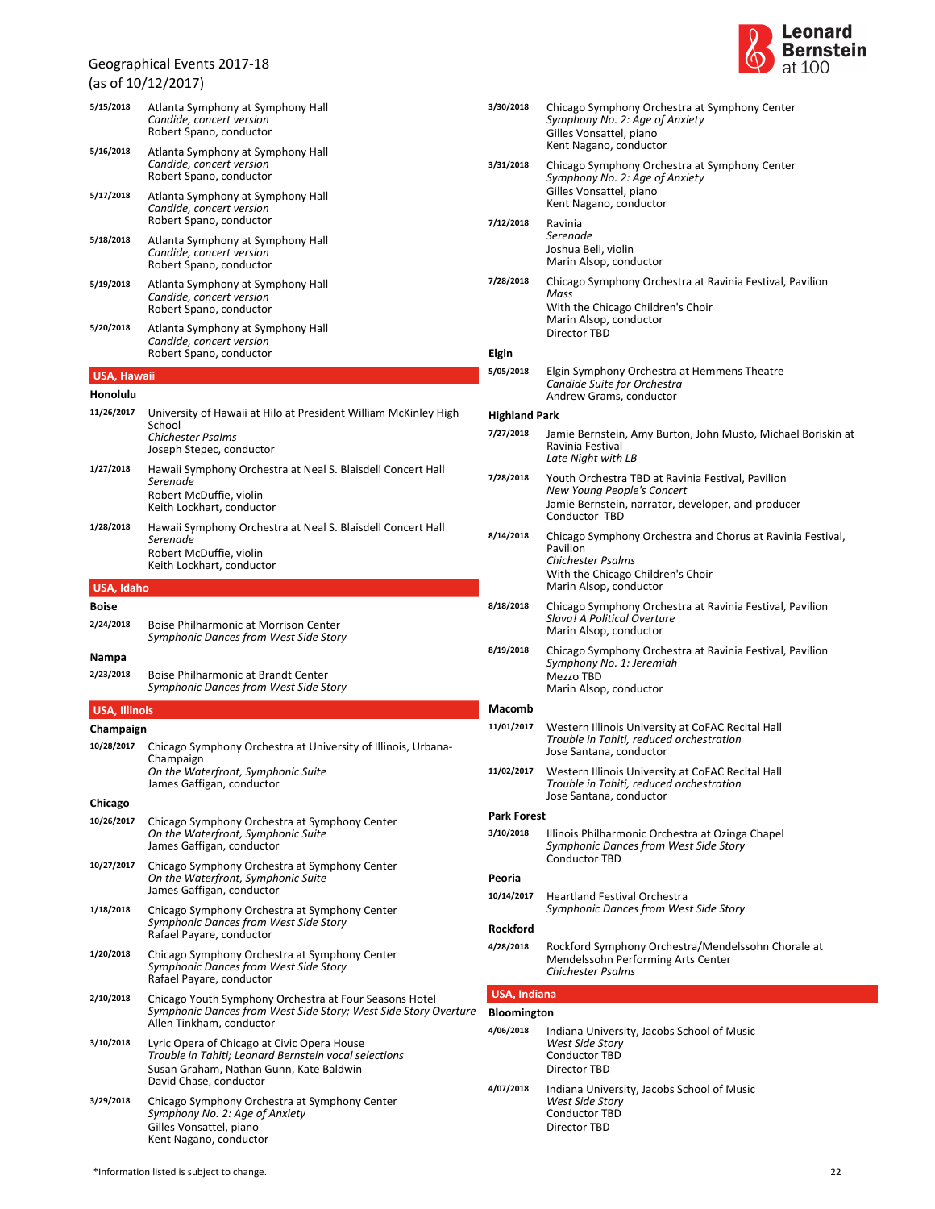Geographical Events 2017-18
(as of 10/12/2017)

**5/15/2018** Atlanta Symphony at Symphony Hall
*Candide, concert version*
Robert Spano, conductor

**5/16/2018** Atlanta Symphony at Symphony Hall
*Candide, concert version*
Robert Spano, conductor

**5/17/2018** Atlanta Symphony at Symphony Hall
*Candide, concert version*
Robert Spano, conductor

**5/18/2018** Atlanta Symphony at Symphony Hall
*Candide, concert version*
Robert Spano, conductor

**5/19/2018** Atlanta Symphony at Symphony Hall
*Candide, concert version*
Robert Spano, conductor

**5/20/2018** Atlanta Symphony at Symphony Hall
*Candide, concert version*
Robert Spano, conductor

## USA, Hawaii

### Honolulu

**11/26/2017** University of Hawaii at Hilo at President William McKinley High School
*Chichester Psalms*
Joseph Stepec, conductor

**1/27/2018** Hawaii Symphony Orchestra at Neal S. Blaisdell Concert Hall
*Serenade*
Robert McDuffie, violin
Keith Lockhart, conductor

**1/28/2018** Hawaii Symphony Orchestra at Neal S. Blaisdell Concert Hall
*Serenade*
Robert McDuffie, violin
Keith Lockhart, conductor

## USA, Idaho

### Boise

**2/24/2018** Boise Philharmonic at Morrison Center
*Symphonic Dances from West Side Story*

### Nampa

**2/23/2018** Boise Philharmonic at Brandt Center
*Symphonic Dances from West Side Story*

## USA, Illinois

### Champaign

**10/28/2017** Chicago Symphony Orchestra at University of Illinois, Urbana-Champaign
*On the Waterfront, Symphonic Suite*
James Gaffigan, conductor

### Chicago

**10/26/2017** Chicago Symphony Orchestra at Symphony Center
*On the Waterfront, Symphonic Suite*
James Gaffigan, conductor

**10/27/2017** Chicago Symphony Orchestra at Symphony Center
*On the Waterfront, Symphonic Suite*
James Gaffigan, conductor

**1/18/2018** Chicago Symphony Orchestra at Symphony Center
*Symphonic Dances from West Side Story*
Rafael Payare, conductor

**1/20/2018** Chicago Symphony Orchestra at Symphony Center
*Symphonic Dances from West Side Story*
Rafael Payare, conductor

**2/10/2018** Chicago Youth Symphony Orchestra at Four Seasons Hotel
*Symphonic Dances from West Side Story; West Side Story Overture*
Allen Tinkham, conductor

**3/10/2018** Lyric Opera of Chicago at Civic Opera House
*Trouble in Tahiti; Leonard Bernstein vocal selections*
Susan Graham, Nathan Gunn, Kate Baldwin
David Chase, conductor

**3/29/2018** Chicago Symphony Orchestra at Symphony Center
*Symphony No. 2: Age of Anxiety*
Gilles Vonsattel, piano
Kent Nagano, conductor

**3/30/2018** Chicago Symphony Orchestra at Symphony Center
*Symphony No. 2: Age of Anxiety*
Gilles Vonsattel, piano
Kent Nagano, conductor

**3/31/2018** Chicago Symphony Orchestra at Symphony Center
*Symphony No. 2: Age of Anxiety*
Gilles Vonsattel, piano
Kent Nagano, conductor

**7/12/2018** Ravinia
*Serenade*
Joshua Bell, violin
Marin Alsop, conductor

**7/28/2018** Chicago Symphony Orchestra at Ravinia Festival, Pavilion
*Mass*
With the Chicago Children's Choir
Marin Alsop, conductor
Director TBD

### Elgin

**5/05/2018** Elgin Symphony Orchestra at Hemmens Theatre
*Candide Suite for Orchestra*
Andrew Grams, conductor

### Highland Park

**7/27/2018** Jamie Bernstein, Amy Burton, John Musto, Michael Boriskin at Ravinia Festival
*Late Night with LB*

**7/28/2018** Youth Orchestra TBD at Ravinia Festival, Pavilion
*New Young People's Concert*
Jamie Bernstein, narrator, developer, and producer
Conductor TBD

**8/14/2018** Chicago Symphony Orchestra and Chorus at Ravinia Festival, Pavilion
*Chichester Psalms*
With the Chicago Children's Choir
Marin Alsop, conductor

**8/18/2018** Chicago Symphony Orchestra at Ravinia Festival, Pavilion
*Slava! A Political Overture*
Marin Alsop, conductor

**8/19/2018** Chicago Symphony Orchestra at Ravinia Festival, Pavilion
*Symphony No. 1: Jeremiah*
Mezzo TBD
Marin Alsop, conductor

### Macomb

**11/01/2017** Western Illinois University at CoFAC Recital Hall
*Trouble in Tahiti, reduced orchestration*
Jose Santana, conductor

**11/02/2017** Western Illinois University at CoFAC Recital Hall
*Trouble in Tahiti, reduced orchestration*
Jose Santana, conductor

### Park Forest

**3/10/2018** Illinois Philharmonic Orchestra at Ozinga Chapel
*Symphonic Dances from West Side Story*
Conductor TBD

### Peoria

**10/14/2017** Heartland Festival Orchestra
*Symphonic Dances from West Side Story*

### Rockford

**4/28/2018** Rockford Symphony Orchestra/Mendelssohn Chorale at Mendelssohn Performing Arts Center
*Chichester Psalms*

## USA, Indiana

### Bloomington

**4/06/2018** Indiana University, Jacobs School of Music
*West Side Story*
Conductor TBD
Director TBD

**4/07/2018** Indiana University, Jacobs School of Music
*West Side Story*
Conductor TBD
Director TBD

*Information listed is subject to change.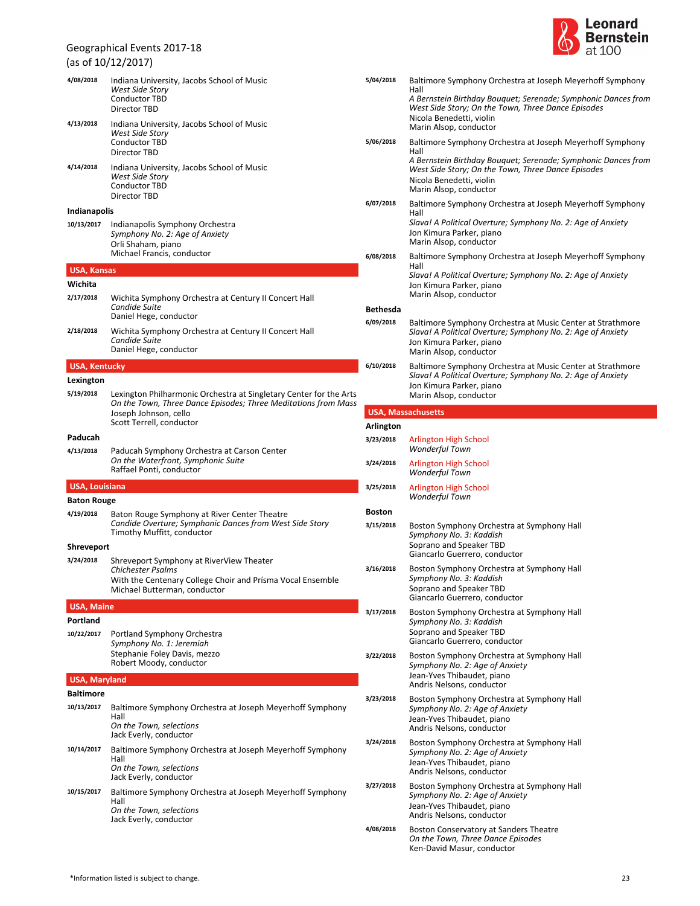Geographical Events 2017-18
(as of 10/12/2017)

**4/08/2018** Indiana University, Jacobs School of Music
*West Side Story*
Conductor TBD
Director TBD

**4/13/2018** Indiana University, Jacobs School of Music
*West Side Story*
Conductor TBD
Director TBD

**4/14/2018** Indiana University, Jacobs School of Music
*West Side Story*
Conductor TBD
Director TBD

### Indianapolis

**10/13/2017** Indianapolis Symphony Orchestra
*Symphony No. 2: Age of Anxiety*
Orli Shaham, piano
Michael Francis, conductor

## USA, Kansas

### Wichita

**2/17/2018** Wichita Symphony Orchestra at Century II Concert Hall
*Candide Suite*
Daniel Hege, conductor

**2/18/2018** Wichita Symphony Orchestra at Century II Concert Hall
*Candide Suite*
Daniel Hege, conductor

## USA, Kentucky

### Lexington

**5/19/2018** Lexington Philharmonic Orchestra at Singletary Center for the Arts
*On the Town, Three Dance Episodes; Three Meditations from Mass*
Joseph Johnson, cello
Scott Terrell, conductor

### Paducah

**4/13/2018** Paducah Symphony Orchestra at Carson Center
*On the Waterfront, Symphonic Suite*
Raffael Ponti, conductor

## USA, Louisiana

### Baton Rouge

**4/19/2018** Baton Rouge Symphony at River Center Theatre
*Candide Overture; Symphonic Dances from West Side Story*
Timothy Muffitt, conductor

### Shreveport

**3/24/2018** Shreveport Symphony at RiverView Theater
*Chichester Psalms*
With the Centenary College Choir and Prísma Vocal Ensemble
Michael Butterman, conductor

## USA, Maine

### Portland

**10/22/2017** Portland Symphony Orchestra
*Symphony No. 1: Jeremiah*
Stephanie Foley Davis, mezzo
Robert Moody, conductor

## USA, Maryland

### Baltimore

**10/13/2017** Baltimore Symphony Orchestra at Joseph Meyerhoff Symphony Hall
*On the Town, selections*
Jack Everly, conductor

**10/14/2017** Baltimore Symphony Orchestra at Joseph Meyerhoff Symphony Hall
*On the Town, selections*
Jack Everly, conductor

**10/15/2017** Baltimore Symphony Orchestra at Joseph Meyerhoff Symphony Hall
*On the Town, selections*
Jack Everly, conductor

**5/04/2018** Baltimore Symphony Orchestra at Joseph Meyerhoff Symphony Hall
*A Bernstein Birthday Bouquet; Serenade; Symphonic Dances from West Side Story; On the Town, Three Dance Episodes*
Nicola Benedetti, violin
Marin Alsop, conductor

**5/06/2018** Baltimore Symphony Orchestra at Joseph Meyerhoff Symphony Hall
*A Bernstein Birthday Bouquet; Serenade; Symphonic Dances from West Side Story; On the Town, Three Dance Episodes*
Nicola Benedetti, violin
Marin Alsop, conductor

**6/07/2018** Baltimore Symphony Orchestra at Joseph Meyerhoff Symphony Hall
*Slava! A Political Overture; Symphony No. 2: Age of Anxiety*
Jon Kimura Parker, piano
Marin Alsop, conductor

**6/08/2018** Baltimore Symphony Orchestra at Joseph Meyerhoff Symphony Hall
*Slava! A Political Overture; Symphony No. 2: Age of Anxiety*
Jon Kimura Parker, piano
Marin Alsop, conductor

### Bethesda

**6/09/2018** Baltimore Symphony Orchestra at Music Center at Strathmore
*Slava! A Political Overture; Symphony No. 2: Age of Anxiety*
Jon Kimura Parker, piano
Marin Alsop, conductor

**6/10/2018** Baltimore Symphony Orchestra at Music Center at Strathmore
*Slava! A Political Overture; Symphony No. 2: Age of Anxiety*
Jon Kimura Parker, piano
Marin Alsop, conductor

## USA, Massachusetts

### Arlington

**3/23/2018** Arlington High School
*Wonderful Town*

**3/24/2018** Arlington High School
*Wonderful Town*

**3/25/2018** Arlington High School
*Wonderful Town*

### Boston

**3/15/2018** Boston Symphony Orchestra at Symphony Hall
*Symphony No. 3: Kaddish*
Soprano and Speaker TBD
Giancarlo Guerrero, conductor

**3/16/2018** Boston Symphony Orchestra at Symphony Hall
*Symphony No. 3: Kaddish*
Soprano and Speaker TBD
Giancarlo Guerrero, conductor

**3/17/2018** Boston Symphony Orchestra at Symphony Hall
*Symphony No. 3: Kaddish*
Soprano and Speaker TBD
Giancarlo Guerrero, conductor

**3/22/2018** Boston Symphony Orchestra at Symphony Hall
*Symphony No. 2: Age of Anxiety*
Jean-Yves Thibaudet, piano
Andris Nelsons, conductor

**3/23/2018** Boston Symphony Orchestra at Symphony Hall
*Symphony No. 2: Age of Anxiety*
Jean-Yves Thibaudet, piano
Andris Nelsons, conductor

**3/24/2018** Boston Symphony Orchestra at Symphony Hall
*Symphony No. 2: Age of Anxiety*
Jean-Yves Thibaudet, piano
Andris Nelsons, conductor

**3/27/2018** Boston Symphony Orchestra at Symphony Hall
*Symphony No. 2: Age of Anxiety*
Jean-Yves Thibaudet, piano
Andris Nelsons, conductor

**4/08/2018** Boston Conservatory at Sanders Theatre
*On the Town, Three Dance Episodes*
Ken-David Masur, conductor

*Information listed is subject to change.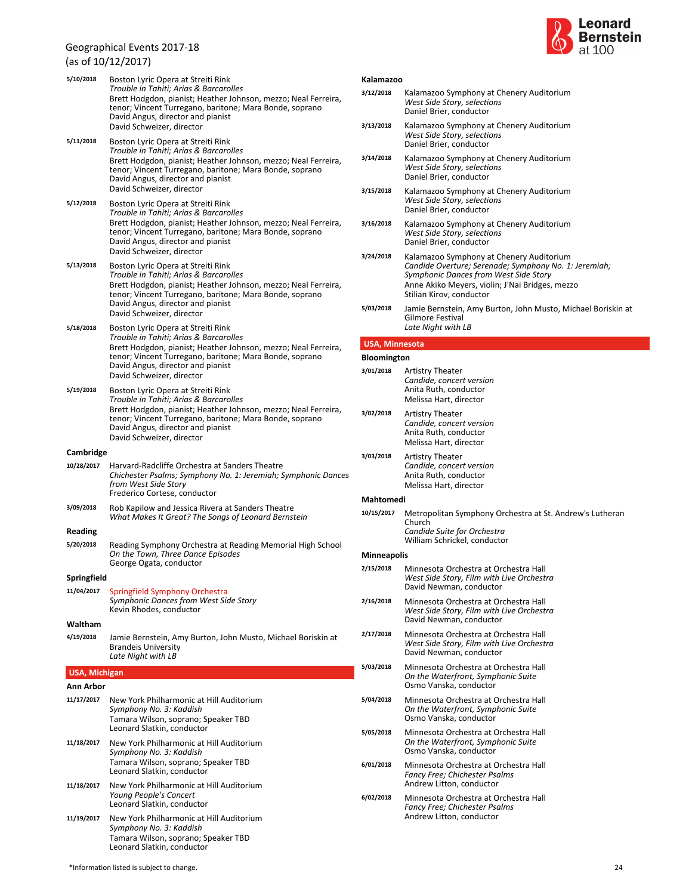Geographical Events 2017-18
(as of 10/12/2017)

**5/10/2018** Boston Lyric Opera at Streiti Rink
*Trouble in Tahiti; Arias & Barcarolles*
Brett Hodgdon, pianist; Heather Johnson, mezzo; Neal Ferreira, tenor; Vincent Turregano, baritone; Mara Bonde, soprano
David Angus, director and pianist
David Schweizer, director

**5/11/2018** Boston Lyric Opera at Streiti Rink
*Trouble in Tahiti; Arias & Barcarolles*
Brett Hodgdon, pianist; Heather Johnson, mezzo; Neal Ferreira, tenor; Vincent Turregano, baritone; Mara Bonde, soprano
David Angus, director and pianist
David Schweizer, director

**5/12/2018** Boston Lyric Opera at Streiti Rink
*Trouble in Tahiti; Arias & Barcarolles*
Brett Hodgdon, pianist; Heather Johnson, mezzo; Neal Ferreira, tenor; Vincent Turregano, baritone; Mara Bonde, soprano
David Angus, director and pianist
David Schweizer, director

**5/13/2018** Boston Lyric Opera at Streiti Rink
*Trouble in Tahiti; Arias & Barcarolles*
Brett Hodgdon, pianist; Heather Johnson, mezzo; Neal Ferreira, tenor; Vincent Turregano, baritone; Mara Bonde, soprano
David Angus, director and pianist
David Schweizer, director

**5/18/2018** Boston Lyric Opera at Streiti Rink
*Trouble in Tahiti; Arias & Barcarolles*
Brett Hodgdon, pianist; Heather Johnson, mezzo; Neal Ferreira, tenor; Vincent Turregano, baritone; Mara Bonde, soprano
David Angus, director and pianist
David Schweizer, director

**5/19/2018** Boston Lyric Opera at Streiti Rink
*Trouble in Tahiti; Arias & Barcarolles*
Brett Hodgdon, pianist; Heather Johnson, mezzo; Neal Ferreira, tenor; Vincent Turregano, baritone; Mara Bonde, soprano
David Angus, director and pianist
David Schweizer, director

### Cambridge

**10/28/2017** Harvard-Radcliffe Orchestra at Sanders Theatre
*Chichester Psalms; Symphony No. 1: Jeremiah; Symphonic Dances from West Side Story*
Frederico Cortese, conductor

**3/09/2018** Rob Kapilow and Jessica Rivera at Sanders Theatre
*What Makes It Great? The Songs of Leonard Bernstein*

### Reading

**5/20/2018** Reading Symphony Orchestra at Reading Memorial High School
*On the Town, Three Dance Episodes*
George Ogata, conductor

### Springfield

**11/04/2017** Springfield Symphony Orchestra
*Symphonic Dances from West Side Story*
Kevin Rhodes, conductor

### Waltham

**4/19/2018** Jamie Bernstein, Amy Burton, John Musto, Michael Boriskin at Brandeis University
*Late Night with LB*

## USA, Michigan

### Ann Arbor

**11/17/2017** New York Philharmonic at Hill Auditorium
*Symphony No. 3: Kaddish*
Tamara Wilson, soprano; Speaker TBD
Leonard Slatkin, conductor

**11/18/2017** New York Philharmonic at Hill Auditorium
*Symphony No. 3: Kaddish*
Tamara Wilson, soprano; Speaker TBD
Leonard Slatkin, conductor

**11/18/2017** New York Philharmonic at Hill Auditorium
*Young People's Concert*
Leonard Slatkin, conductor

**11/19/2017** New York Philharmonic at Hill Auditorium
*Symphony No. 3: Kaddish*
Tamara Wilson, soprano; Speaker TBD
Leonard Slatkin, conductor

### Kalamazoo

**3/12/2018** Kalamazoo Symphony at Chenery Auditorium
*West Side Story, selections*
Daniel Brier, conductor

**3/13/2018** Kalamazoo Symphony at Chenery Auditorium
*West Side Story, selections*
Daniel Brier, conductor

**3/14/2018** Kalamazoo Symphony at Chenery Auditorium
*West Side Story, selections*
Daniel Brier, conductor

**3/15/2018** Kalamazoo Symphony at Chenery Auditorium
*West Side Story, selections*
Daniel Brier, conductor

**3/16/2018** Kalamazoo Symphony at Chenery Auditorium
*West Side Story, selections*
Daniel Brier, conductor

**3/24/2018** Kalamazoo Symphony at Chenery Auditorium
*Candide Overture; Serenade; Symphony No. 1: Jeremiah; Symphonic Dances from West Side Story*
Anne Akiko Meyers, violin; J'Nai Bridges, mezzo
Stilian Kirov, conductor

**5/03/2018** Jamie Bernstein, Amy Burton, John Musto, Michael Boriskin at Gilmore Festival
*Late Night with LB*

## USA, Minnesota

### Bloomington

**3/01/2018** Artistry Theater
*Candide, concert version*
Anita Ruth, conductor
Melissa Hart, director

**3/02/2018** Artistry Theater
*Candide, concert version*
Anita Ruth, conductor
Melissa Hart, director

**3/03/2018** Artistry Theater
*Candide, concert version*
Anita Ruth, conductor
Melissa Hart, director

### Mahtomedi

**10/15/2017** Metropolitan Symphony Orchestra at St. Andrew's Lutheran Church
*Candide Suite for Orchestra*
William Schrickel, conductor

### Minneapolis

**2/15/2018** Minnesota Orchestra at Orchestra Hall
*West Side Story, Film with Live Orchestra*
David Newman, conductor

**2/16/2018** Minnesota Orchestra at Orchestra Hall
*West Side Story, Film with Live Orchestra*
David Newman, conductor

**2/17/2018** Minnesota Orchestra at Orchestra Hall
*West Side Story, Film with Live Orchestra*
David Newman, conductor

**5/03/2018** Minnesota Orchestra at Orchestra Hall
*On the Waterfront, Symphonic Suite*
Osmo Vanska, conductor

**5/04/2018** Minnesota Orchestra at Orchestra Hall
*On the Waterfront, Symphonic Suite*
Osmo Vanska, conductor

**5/05/2018** Minnesota Orchestra at Orchestra Hall
*On the Waterfront, Symphonic Suite*
Osmo Vanska, conductor

**6/01/2018** Minnesota Orchestra at Orchestra Hall
*Fancy Free; Chichester Psalms*
Andrew Litton, conductor

**6/02/2018** Minnesota Orchestra at Orchestra Hall
*Fancy Free; Chichester Psalms*
Andrew Litton, conductor

*Information listed is subject to change.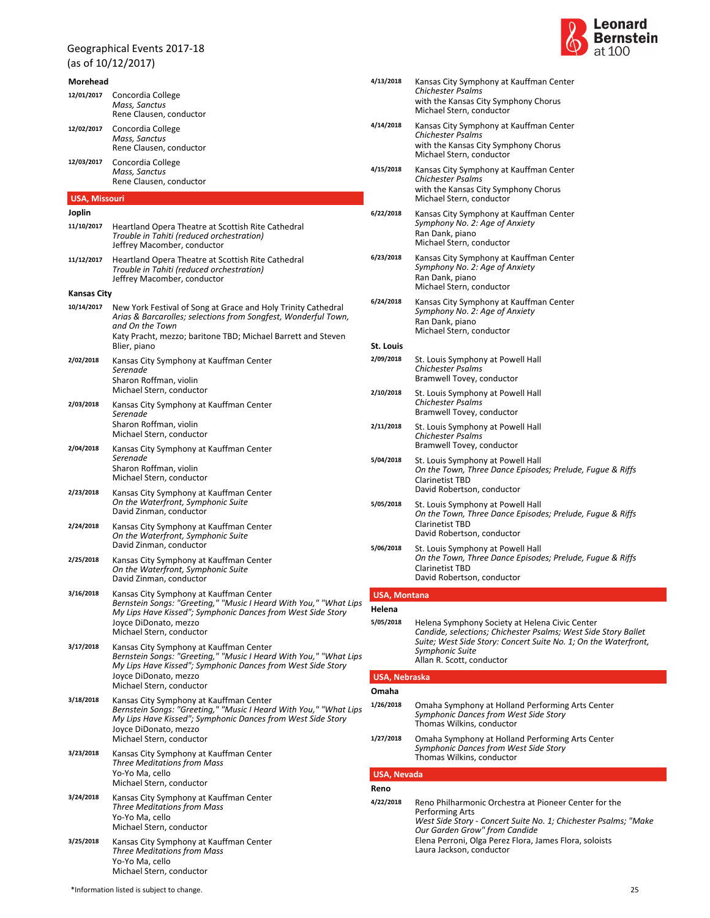Geographical Events 2017-18
(as of 10/12/2017)

### Morehead

**12/01/2017** Concordia College
*Mass, Sanctus*
Rene Clausen, conductor

**12/02/2017** Concordia College
*Mass, Sanctus*
Rene Clausen, conductor

**12/03/2017** Concordia College
*Mass, Sanctus*
Rene Clausen, conductor

## USA, Missouri

### Joplin

**11/10/2017** Heartland Opera Theatre at Scottish Rite Cathedral
*Trouble in Tahiti (reduced orchestration)*
Jeffrey Macomber, conductor

**11/12/2017** Heartland Opera Theatre at Scottish Rite Cathedral
*Trouble in Tahiti (reduced orchestration)*
Jeffrey Macomber, conductor

### Kansas City

**10/14/2017** New York Festival of Song at Grace and Holy Trinity Cathedral
*Arias & Barcarolles; selections from Songfest, Wonderful Town, and On the Town*
Katy Pracht, mezzo; baritone TBD; Michael Barrett and Steven Blier, piano

**2/02/2018** Kansas City Symphony at Kauffman Center
*Serenade*
Sharon Roffman, violin
Michael Stern, conductor

**2/03/2018** Kansas City Symphony at Kauffman Center
*Serenade*
Sharon Roffman, violin
Michael Stern, conductor

**2/04/2018** Kansas City Symphony at Kauffman Center
*Serenade*
Sharon Roffman, violin
Michael Stern, conductor

**2/23/2018** Kansas City Symphony at Kauffman Center
*On the Waterfront, Symphonic Suite*
David Zinman, conductor

**2/24/2018** Kansas City Symphony at Kauffman Center
*On the Waterfront, Symphonic Suite*
David Zinman, conductor

**2/25/2018** Kansas City Symphony at Kauffman Center
*On the Waterfront, Symphonic Suite*
David Zinman, conductor

**3/16/2018** Kansas City Symphony at Kauffman Center
*Bernstein Songs: "Greeting," "Music I Heard With You," "What Lips My Lips Have Kissed"; Symphonic Dances from West Side Story*
Joyce DiDonato, mezzo
Michael Stern, conductor

**3/17/2018** Kansas City Symphony at Kauffman Center
*Bernstein Songs: "Greeting," "Music I Heard With You," "What Lips My Lips Have Kissed"; Symphonic Dances from West Side Story*
Joyce DiDonato, mezzo
Michael Stern, conductor

**3/18/2018** Kansas City Symphony at Kauffman Center
*Bernstein Songs: "Greeting," "Music I Heard With You," "What Lips My Lips Have Kissed"; Symphonic Dances from West Side Story*
Joyce DiDonato, mezzo
Michael Stern, conductor

**3/23/2018** Kansas City Symphony at Kauffman Center
*Three Meditations from Mass*
Yo-Yo Ma, cello
Michael Stern, conductor

**3/24/2018** Kansas City Symphony at Kauffman Center
*Three Meditations from Mass*
Yo-Yo Ma, cello
Michael Stern, conductor

**3/25/2018** Kansas City Symphony at Kauffman Center
*Three Meditations from Mass*
Yo-Yo Ma, cello
Michael Stern, conductor

**4/13/2018** Kansas City Symphony at Kauffman Center
*Chichester Psalms*
with the Kansas City Symphony Chorus
Michael Stern, conductor

**4/14/2018** Kansas City Symphony at Kauffman Center
*Chichester Psalms*
with the Kansas City Symphony Chorus
Michael Stern, conductor

**4/15/2018** Kansas City Symphony at Kauffman Center
*Chichester Psalms*
with the Kansas City Symphony Chorus
Michael Stern, conductor

**6/22/2018** Kansas City Symphony at Kauffman Center
*Symphony No. 2: Age of Anxiety*
Ran Dank, piano
Michael Stern, conductor

**6/23/2018** Kansas City Symphony at Kauffman Center
*Symphony No. 2: Age of Anxiety*
Ran Dank, piano
Michael Stern, conductor

**6/24/2018** Kansas City Symphony at Kauffman Center
*Symphony No. 2: Age of Anxiety*
Ran Dank, piano
Michael Stern, conductor

### St. Louis

**2/09/2018** St. Louis Symphony at Powell Hall
*Chichester Psalms*
Bramwell Tovey, conductor

**2/10/2018** St. Louis Symphony at Powell Hall
*Chichester Psalms*
Bramwell Tovey, conductor

**2/11/2018** St. Louis Symphony at Powell Hall
*Chichester Psalms*
Bramwell Tovey, conductor

**5/04/2018** St. Louis Symphony at Powell Hall
*On the Town, Three Dance Episodes; Prelude, Fugue & Riffs*
Clarinetist TBD
David Robertson, conductor

**5/05/2018** St. Louis Symphony at Powell Hall
*On the Town, Three Dance Episodes; Prelude, Fugue & Riffs*
Clarinetist TBD
David Robertson, conductor

**5/06/2018** St. Louis Symphony at Powell Hall
*On the Town, Three Dance Episodes; Prelude, Fugue & Riffs*
Clarinetist TBD
David Robertson, conductor

## USA, Montana

### Helena

**5/05/2018** Helena Symphony Society at Helena Civic Center
*Candide, selections; Chichester Psalms; West Side Story Ballet Suite; West Side Story: Concert Suite No. 1; On the Waterfront, Symphonic Suite*
Allan R. Scott, conductor

## USA, Nebraska

### Omaha

**1/26/2018** Omaha Symphony at Holland Performing Arts Center
*Symphonic Dances from West Side Story*
Thomas Wilkins, conductor

**1/27/2018** Omaha Symphony at Holland Performing Arts Center
*Symphonic Dances from West Side Story*
Thomas Wilkins, conductor

## USA, Nevada

### Reno

**4/22/2018** Reno Philharmonic Orchestra at Pioneer Center for the Performing Arts
*West Side Story - Concert Suite No. 1; Chichester Psalms; "Make Our Garden Grow" from Candide*
Elena Perroni, Olga Perez Flora, James Flora, soloists
Laura Jackson, conductor

*Information listed is subject to change.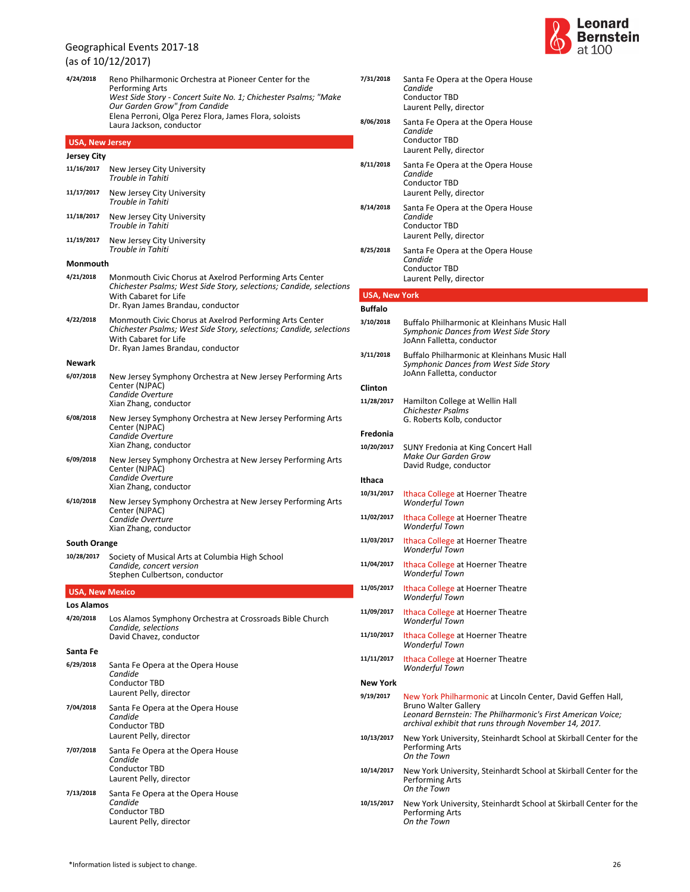Geographical Events 2017-18
(as of 10/12/2017)

**4/24/2018** Reno Philharmonic Orchestra at Pioneer Center for the Performing Arts
*West Side Story - Concert Suite No. 1; Chichester Psalms; "Make Our Garden Grow" from Candide*
Elena Perroni, Olga Perez Flora, James Flora, soloists
Laura Jackson, conductor

## USA, New Jersey

### Jersey City

**11/16/2017** New Jersey City University
*Trouble in Tahiti*

**11/17/2017** New Jersey City University
*Trouble in Tahiti*

**11/18/2017** New Jersey City University
*Trouble in Tahiti*

**11/19/2017** New Jersey City University
*Trouble in Tahiti*

### Monmouth

**4/21/2018** Monmouth Civic Chorus at Axelrod Performing Arts Center
*Chichester Psalms; West Side Story, selections; Candide, selections*
With Cabaret for Life
Dr. Ryan James Brandau, conductor

**4/22/2018** Monmouth Civic Chorus at Axelrod Performing Arts Center
*Chichester Psalms; West Side Story, selections; Candide, selections*
With Cabaret for Life
Dr. Ryan James Brandau, conductor

### Newark

**6/07/2018** New Jersey Symphony Orchestra at New Jersey Performing Arts Center (NJPAC)
*Candide Overture*
Xian Zhang, conductor

**6/08/2018** New Jersey Symphony Orchestra at New Jersey Performing Arts Center (NJPAC)
*Candide Overture*
Xian Zhang, conductor

**6/09/2018** New Jersey Symphony Orchestra at New Jersey Performing Arts Center (NJPAC)
*Candide Overture*
Xian Zhang, conductor

**6/10/2018** New Jersey Symphony Orchestra at New Jersey Performing Arts Center (NJPAC)
*Candide Overture*
Xian Zhang, conductor

### South Orange

**10/28/2017** Society of Musical Arts at Columbia High School
*Candide, concert version*
Stephen Culbertson, conductor

## USA, New Mexico

### Los Alamos

**4/20/2018** Los Alamos Symphony Orchestra at Crossroads Bible Church
*Candide, selections*
David Chavez, conductor

### Santa Fe

**6/29/2018** Santa Fe Opera at the Opera House
*Candide*
Conductor TBD
Laurent Pelly, director

**7/04/2018** Santa Fe Opera at the Opera House
*Candide*
Conductor TBD
Laurent Pelly, director

**7/07/2018** Santa Fe Opera at the Opera House
*Candide*
Conductor TBD
Laurent Pelly, director

**7/13/2018** Santa Fe Opera at the Opera House
*Candide*
Conductor TBD
Laurent Pelly, director

**7/31/2018** Santa Fe Opera at the Opera House
*Candide*
Conductor TBD
Laurent Pelly, director

**8/06/2018** Santa Fe Opera at the Opera House
*Candide*
Conductor TBD
Laurent Pelly, director

**8/11/2018** Santa Fe Opera at the Opera House
*Candide*
Conductor TBD
Laurent Pelly, director

**8/14/2018** Santa Fe Opera at the Opera House
*Candide*
Conductor TBD
Laurent Pelly, director

**8/25/2018** Santa Fe Opera at the Opera House
*Candide*
Conductor TBD
Laurent Pelly, director

## USA, New York

### Buffalo

**3/10/2018** Buffalo Philharmonic at Kleinhans Music Hall
*Symphonic Dances from West Side Story*
JoAnn Falletta, conductor

**3/11/2018** Buffalo Philharmonic at Kleinhans Music Hall
*Symphonic Dances from West Side Story*
JoAnn Falletta, conductor

### Clinton

**11/28/2017** Hamilton College at Wellin Hall
*Chichester Psalms*
G. Roberts Kolb, conductor

### Fredonia

**10/20/2017** SUNY Fredonia at King Concert Hall
*Make Our Garden Grow*
David Rudge, conductor

### Ithaca

**10/31/2017** Ithaca College at Hoerner Theatre
*Wonderful Town*

**11/02/2017** Ithaca College at Hoerner Theatre
*Wonderful Town*

**11/03/2017** Ithaca College at Hoerner Theatre
*Wonderful Town*

**11/04/2017** Ithaca College at Hoerner Theatre
*Wonderful Town*

**11/05/2017** Ithaca College at Hoerner Theatre
*Wonderful Town*

**11/09/2017** Ithaca College at Hoerner Theatre
*Wonderful Town*

**11/10/2017** Ithaca College at Hoerner Theatre
*Wonderful Town*

**11/11/2017** Ithaca College at Hoerner Theatre
*Wonderful Town*

### New York

**9/19/2017** New York Philharmonic at Lincoln Center, David Geffen Hall, Bruno Walter Gallery
*Leonard Bernstein: The Philharmonic's First American Voice; archival exhibit that runs through November 14, 2017.*

**10/13/2017** New York University, Steinhardt School at Skirball Center for the Performing Arts
*On the Town*

**10/14/2017** New York University, Steinhardt School at Skirball Center for the Performing Arts
*On the Town*

**10/15/2017** New York University, Steinhardt School at Skirball Center for the Performing Arts
*On the Town*

*Information listed is subject to change.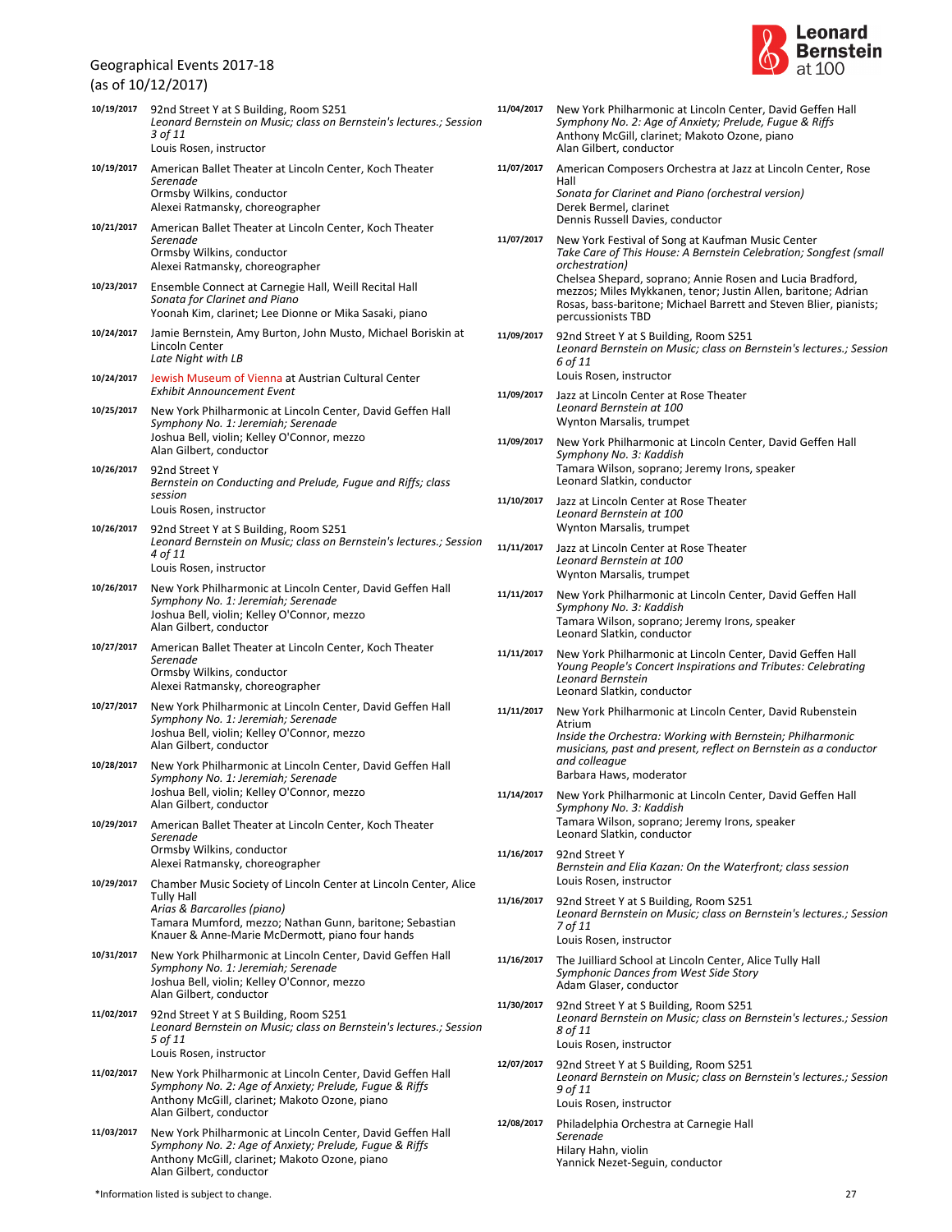# Geographical Events 2017-18
(as of 10/12/2017)

**10/19/2017** 92nd Street Y at S Building, Room S251
*Leonard Bernstein on Music; class on Bernstein's lectures.; Session 3 of 11*
Louis Rosen, instructor

**10/19/2017** American Ballet Theater at Lincoln Center, Koch Theater
*Serenade*
Ormsby Wilkins, conductor
Alexei Ratmansky, choreographer

**10/21/2017** American Ballet Theater at Lincoln Center, Koch Theater
*Serenade*
Ormsby Wilkins, conductor
Alexei Ratmansky, choreographer

**10/23/2017** Ensemble Connect at Carnegie Hall, Weill Recital Hall
*Sonata for Clarinet and Piano*
Yoonah Kim, clarinet; Lee Dionne or Mika Sasaki, piano

**10/24/2017** Jamie Bernstein, Amy Burton, John Musto, Michael Boriskin at Lincoln Center
*Late Night with LB*

**10/24/2017** Jewish Museum of Vienna at Austrian Cultural Center
*Exhibit Announcement Event*

**10/25/2017** New York Philharmonic at Lincoln Center, David Geffen Hall
*Symphony No. 1: Jeremiah; Serenade*
Joshua Bell, violin; Kelley O'Connor, mezzo
Alan Gilbert, conductor

**10/26/2017** 92nd Street Y
*Bernstein on Conducting and Prelude, Fugue and Riffs; class session*
Louis Rosen, instructor

**10/26/2017** 92nd Street Y at S Building, Room S251
*Leonard Bernstein on Music; class on Bernstein's lectures.; Session 4 of 11*
Louis Rosen, instructor

**10/26/2017** New York Philharmonic at Lincoln Center, David Geffen Hall
*Symphony No. 1: Jeremiah; Serenade*
Joshua Bell, violin; Kelley O'Connor, mezzo
Alan Gilbert, conductor

**10/27/2017** American Ballet Theater at Lincoln Center, Koch Theater
*Serenade*
Ormsby Wilkins, conductor
Alexei Ratmansky, choreographer

**10/27/2017** New York Philharmonic at Lincoln Center, David Geffen Hall
*Symphony No. 1: Jeremiah; Serenade*
Joshua Bell, violin; Kelley O'Connor, mezzo
Alan Gilbert, conductor

**10/28/2017** New York Philharmonic at Lincoln Center, David Geffen Hall
*Symphony No. 1: Jeremiah; Serenade*
Joshua Bell, violin; Kelley O'Connor, mezzo
Alan Gilbert, conductor

**10/29/2017** American Ballet Theater at Lincoln Center, Koch Theater
*Serenade*
Ormsby Wilkins, conductor
Alexei Ratmansky, choreographer

**10/29/2017** Chamber Music Society of Lincoln Center at Lincoln Center, Alice Tully Hall
*Arias & Barcarolles (piano)*
Tamara Mumford, mezzo; Nathan Gunn, baritone; Sebastian Knauer & Anne-Marie McDermott, piano four hands

**10/31/2017** New York Philharmonic at Lincoln Center, David Geffen Hall
*Symphony No. 1: Jeremiah; Serenade*
Joshua Bell, violin; Kelley O'Connor, mezzo
Alan Gilbert, conductor

**11/02/2017** 92nd Street Y at S Building, Room S251
*Leonard Bernstein on Music; class on Bernstein's lectures.; Session 5 of 11*
Louis Rosen, instructor

**11/02/2017** New York Philharmonic at Lincoln Center, David Geffen Hall
*Symphony No. 2: Age of Anxiety; Prelude, Fugue & Riffs*
Anthony McGill, clarinet; Makoto Ozone, piano
Alan Gilbert, conductor

**11/03/2017** New York Philharmonic at Lincoln Center, David Geffen Hall
*Symphony No. 2: Age of Anxiety; Prelude, Fugue & Riffs*
Anthony McGill, clarinet; Makoto Ozone, piano
Alan Gilbert, conductor

**11/04/2017** New York Philharmonic at Lincoln Center, David Geffen Hall
*Symphony No. 2: Age of Anxiety; Prelude, Fugue & Riffs*
Anthony McGill, clarinet; Makoto Ozone, piano
Alan Gilbert, conductor

**11/07/2017** American Composers Orchestra at Jazz at Lincoln Center, Rose Hall
*Sonata for Clarinet and Piano (orchestral version)*
Derek Bermel, clarinet
Dennis Russell Davies, conductor

**11/07/2017** New York Festival of Song at Kaufman Music Center
*Take Care of This House: A Bernstein Celebration; Songfest (small orchestration)*
Chelsea Shepard, soprano; Annie Rosen and Lucia Bradford, mezzos; Miles Mykkanen, tenor; Justin Allen, baritone; Adrian Rosas, bass-baritone; Michael Barrett and Steven Blier, pianists; percussionists TBD

**11/09/2017** 92nd Street Y at S Building, Room S251
*Leonard Bernstein on Music; class on Bernstein's lectures.; Session 6 of 11*
Louis Rosen, instructor

**11/09/2017** Jazz at Lincoln Center at Rose Theater
*Leonard Bernstein at 100*
Wynton Marsalis, trumpet

**11/09/2017** New York Philharmonic at Lincoln Center, David Geffen Hall
*Symphony No. 3: Kaddish*
Tamara Wilson, soprano; Jeremy Irons, speaker
Leonard Slatkin, conductor

**11/10/2017** Jazz at Lincoln Center at Rose Theater
*Leonard Bernstein at 100*
Wynton Marsalis, trumpet

**11/11/2017** Jazz at Lincoln Center at Rose Theater
*Leonard Bernstein at 100*
Wynton Marsalis, trumpet

**11/11/2017** New York Philharmonic at Lincoln Center, David Geffen Hall
*Symphony No. 3: Kaddish*
Tamara Wilson, soprano; Jeremy Irons, speaker
Leonard Slatkin, conductor

**11/11/2017** New York Philharmonic at Lincoln Center, David Geffen Hall
*Young People's Concert Inspirations and Tributes: Celebrating Leonard Bernstein*
Leonard Slatkin, conductor

**11/11/2017** New York Philharmonic at Lincoln Center, David Rubenstein Atrium
*Inside the Orchestra: Working with Bernstein; Philharmonic musicians, past and present, reflect on Bernstein as a conductor and colleague*
Barbara Haws, moderator

**11/14/2017** New York Philharmonic at Lincoln Center, David Geffen Hall
*Symphony No. 3: Kaddish*
Tamara Wilson, soprano; Jeremy Irons, speaker
Leonard Slatkin, conductor

**11/16/2017** 92nd Street Y
*Bernstein and Elia Kazan: On the Waterfront; class session*
Louis Rosen, instructor

**11/16/2017** 92nd Street Y at S Building, Room S251
*Leonard Bernstein on Music; class on Bernstein's lectures.; Session 7 of 11*
Louis Rosen, instructor

**11/16/2017** The Juilliard School at Lincoln Center, Alice Tully Hall
*Symphonic Dances from West Side Story*
Adam Glaser, conductor

**11/30/2017** 92nd Street Y at S Building, Room S251
*Leonard Bernstein on Music; class on Bernstein's lectures.; Session 8 of 11*
Louis Rosen, instructor

**12/07/2017** 92nd Street Y at S Building, Room S251
*Leonard Bernstein on Music; class on Bernstein's lectures.; Session 9 of 11*
Louis Rosen, instructor

**12/08/2017** Philadelphia Orchestra at Carnegie Hall
*Serenade*
Hilary Hahn, violin
Yannick Nezet-Seguin, conductor

*Information listed is subject to change.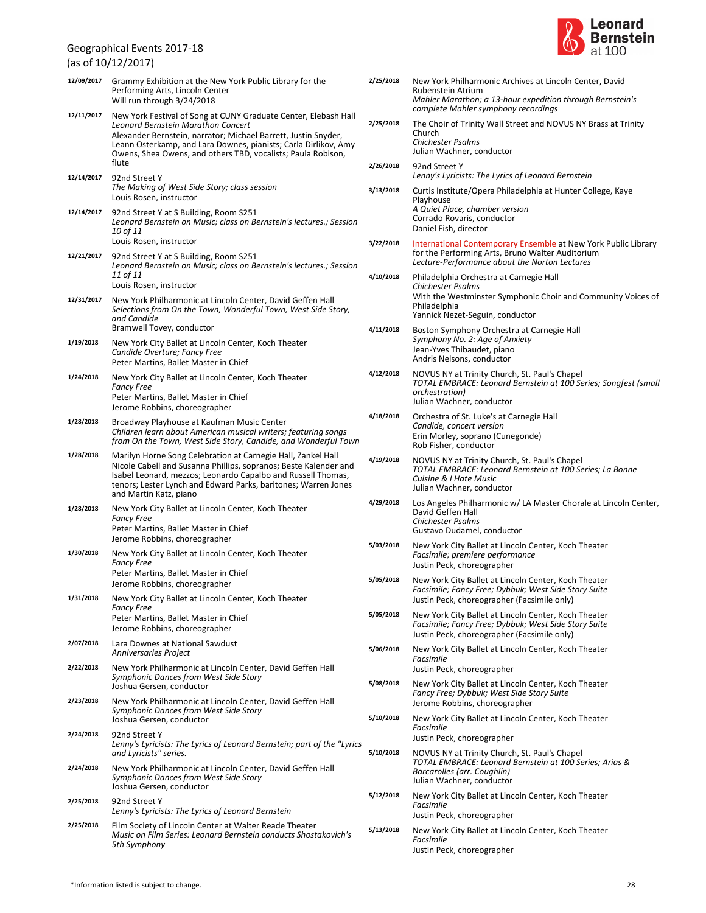# Geographical Events 2017-18
(as of 10/12/2017)

**12/09/2017**
Grammy Exhibition at the New York Public Library for the Performing Arts, Lincoln Center
Will run through 3/24/2018

**12/11/2017**
New York Festival of Song at CUNY Graduate Center, Elebash Hall
*Leonard Bernstein Marathon Concert*
Alexander Bernstein, narrator; Michael Barrett, Justin Snyder, Leann Osterkamp, and Lara Downes, pianists; Carla Dirlikov, Amy Owens, Shea Owens, and others TBD, vocalists; Paula Robison, flute

**12/14/2017**
92nd Street Y
*The Making of West Side Story; class session*
Louis Rosen, instructor

**12/14/2017**
92nd Street Y at S Building, Room S251
*Leonard Bernstein on Music; class on Bernstein's lectures.; Session 10 of 11*
Louis Rosen, instructor

**12/21/2017**
92nd Street Y at S Building, Room S251
*Leonard Bernstein on Music; class on Bernstein's lectures.; Session 11 of 11*
Louis Rosen, instructor

**12/31/2017**
New York Philharmonic at Lincoln Center, David Geffen Hall
*Selections from On the Town, Wonderful Town, West Side Story, and Candide*
Bramwell Tovey, conductor

**1/19/2018**
New York City Ballet at Lincoln Center, Koch Theater
*Candide Overture; Fancy Free*
Peter Martins, Ballet Master in Chief

**1/24/2018**
New York City Ballet at Lincoln Center, Koch Theater
*Fancy Free*
Peter Martins, Ballet Master in Chief
Jerome Robbins, choreographer

**1/28/2018**
Broadway Playhouse at Kaufman Music Center
*Children learn about American musical writers; featuring songs from On the Town, West Side Story, Candide, and Wonderful Town*

**1/28/2018**
Marilyn Horne Song Celebration at Carnegie Hall, Zankel Hall
Nicole Cabell and Susanna Phillips, sopranos; Beste Kalender and Isabel Leonard, mezzos; Leonardo Capalbo and Russell Thomas, tenors; Lester Lynch and Edward Parks, baritones; Warren Jones and Martin Katz, piano

**1/28/2018**
New York City Ballet at Lincoln Center, Koch Theater
*Fancy Free*
Peter Martins, Ballet Master in Chief
Jerome Robbins, choreographer

**1/30/2018**
New York City Ballet at Lincoln Center, Koch Theater
*Fancy Free*
Peter Martins, Ballet Master in Chief
Jerome Robbins, choreographer

**1/31/2018**
New York City Ballet at Lincoln Center, Koch Theater
*Fancy Free*
Peter Martins, Ballet Master in Chief
Jerome Robbins, choreographer

**2/07/2018**
Lara Downes at National Sawdust
*Anniversaries Project*

**2/22/2018**
New York Philharmonic at Lincoln Center, David Geffen Hall
*Symphonic Dances from West Side Story*
Joshua Gersen, conductor

**2/23/2018**
New York Philharmonic at Lincoln Center, David Geffen Hall
*Symphonic Dances from West Side Story*
Joshua Gersen, conductor

**2/24/2018**
92nd Street Y
*Lenny's Lyricists: The Lyrics of Leonard Bernstein; part of the "Lyrics and Lyricists" series.*

**2/24/2018**
New York Philharmonic at Lincoln Center, David Geffen Hall
*Symphonic Dances from West Side Story*
Joshua Gersen, conductor

**2/25/2018**
92nd Street Y
*Lenny's Lyricists: The Lyrics of Leonard Bernstein*

**2/25/2018**
Film Society of Lincoln Center at Walter Reade Theater
*Music on Film Series: Leonard Bernstein conducts Shostakovich's 5th Symphony*

**2/25/2018**
New York Philharmonic Archives at Lincoln Center, David Rubenstein Atrium
*Mahler Marathon; a 13-hour expedition through Bernstein's complete Mahler symphony recordings*

**2/25/2018**
The Choir of Trinity Wall Street and NOVUS NY Brass at Trinity Church
*Chichester Psalms*
Julian Wachner, conductor

**2/26/2018**
92nd Street Y
*Lenny's Lyricists: The Lyrics of Leonard Bernstein*

**3/13/2018**
Curtis Institute/Opera Philadelphia at Hunter College, Kaye Playhouse
*A Quiet Place, chamber version*
Corrado Rovaris, conductor
Daniel Fish, director

**3/22/2018**
International Contemporary Ensemble at New York Public Library for the Performing Arts, Bruno Walter Auditorium
*Lecture-Performance about the Norton Lectures*

**4/10/2018**
Philadelphia Orchestra at Carnegie Hall
*Chichester Psalms*
With the Westminster Symphonic Choir and Community Voices of Philadelphia
Yannick Nezet-Seguin, conductor

**4/11/2018**
Boston Symphony Orchestra at Carnegie Hall
*Symphony No. 2: Age of Anxiety*
Jean-Yves Thibaudet, piano
Andris Nelsons, conductor

**4/12/2018**
NOVUS NY at Trinity Church, St. Paul's Chapel
*TOTAL EMBRACE: Leonard Bernstein at 100 Series; Songfest (small orchestration)*
Julian Wachner, conductor

**4/18/2018**
Orchestra of St. Luke's at Carnegie Hall
*Candide, concert version*
Erin Morley, soprano (Cunegonde)
Rob Fisher, conductor

**4/19/2018**
NOVUS NY at Trinity Church, St. Paul's Chapel
*TOTAL EMBRACE: Leonard Bernstein at 100 Series; La Bonne Cuisine & I Hate Music*
Julian Wachner, conductor

**4/29/2018**
Los Angeles Philharmonic w/ LA Master Chorale at Lincoln Center, David Geffen Hall
*Chichester Psalms*
Gustavo Dudamel, conductor

**5/03/2018**
New York City Ballet at Lincoln Center, Koch Theater
*Facsimile; premiere performance*
Justin Peck, choreographer

**5/05/2018**
New York City Ballet at Lincoln Center, Koch Theater
*Facsimile; Fancy Free; Dybbuk; West Side Story Suite*
Justin Peck, choreographer (Facsimile only)

**5/05/2018**
New York City Ballet at Lincoln Center, Koch Theater
*Facsimile; Fancy Free; Dybbuk; West Side Story Suite*
Justin Peck, choreographer (Facsimile only)

**5/06/2018**
New York City Ballet at Lincoln Center, Koch Theater
*Facsimile*
Justin Peck, choreographer

**5/08/2018**
New York City Ballet at Lincoln Center, Koch Theater
*Fancy Free; Dybbuk; West Side Story Suite*
Jerome Robbins, choreographer

**5/10/2018**
New York City Ballet at Lincoln Center, Koch Theater
*Facsimile*
Justin Peck, choreographer

**5/10/2018**
NOVUS NY at Trinity Church, St. Paul's Chapel
*TOTAL EMBRACE: Leonard Bernstein at 100 Series; Arias & Barcarolles (arr. Coughlin)*
Julian Wachner, conductor

**5/12/2018**
New York City Ballet at Lincoln Center, Koch Theater
*Facsimile*
Justin Peck, choreographer

**5/13/2018**
New York City Ballet at Lincoln Center, Koch Theater
*Facsimile*
Justin Peck, choreographer

*Information listed is subject to change.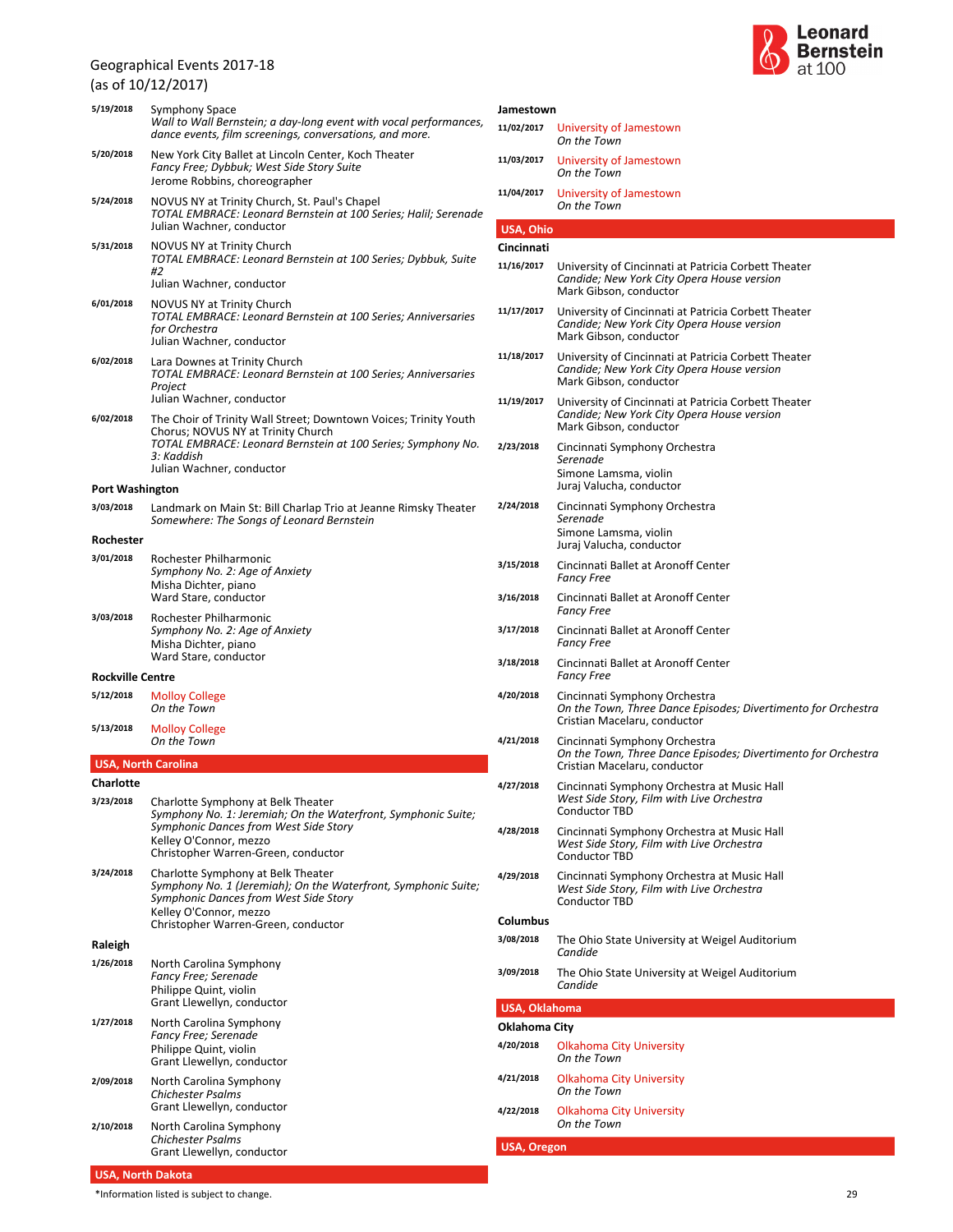Geographical Events 2017-18
(as of 10/12/2017)

**5/19/2018** Symphony Space
*Wall to Wall Bernstein; a day-long event with vocal performances, dance events, film screenings, conversations, and more.*

**5/20/2018** New York City Ballet at Lincoln Center, Koch Theater
*Fancy Free; Dybbuk; West Side Story Suite*
Jerome Robbins, choreographer

**5/24/2018** NOVUS NY at Trinity Church, St. Paul's Chapel
*TOTAL EMBRACE: Leonard Bernstein at 100 Series; Halil; Serenade*
Julian Wachner, conductor

**5/31/2018** NOVUS NY at Trinity Church
*TOTAL EMBRACE: Leonard Bernstein at 100 Series; Dybbuk, Suite #2*
Julian Wachner, conductor

**6/01/2018** NOVUS NY at Trinity Church
*TOTAL EMBRACE: Leonard Bernstein at 100 Series; Anniversaries for Orchestra*
Julian Wachner, conductor

**6/02/2018** Lara Downes at Trinity Church
*TOTAL EMBRACE: Leonard Bernstein at 100 Series; Anniversaries Project*
Julian Wachner, conductor

**6/02/2018** The Choir of Trinity Wall Street; Downtown Voices; Trinity Youth Chorus; NOVUS NY at Trinity Church
*TOTAL EMBRACE: Leonard Bernstein at 100 Series; Symphony No. 3: Kaddish*
Julian Wachner, conductor

**Port Washington**

**3/03/2018** Landmark on Main St: Bill Charlap Trio at Jeanne Rimsky Theater
*Somewhere: The Songs of Leonard Bernstein*

**Rochester**

**3/01/2018** Rochester Philharmonic
*Symphony No. 2: Age of Anxiety*
Misha Dichter, piano
Ward Stare, conductor

**3/03/2018** Rochester Philharmonic
*Symphony No. 2: Age of Anxiety*
Misha Dichter, piano
Ward Stare, conductor

**Rockville Centre**

**5/12/2018** Molloy College
*On the Town*

**5/13/2018** Molloy College
*On the Town*

## USA, North Carolina

**Charlotte**

**3/23/2018** Charlotte Symphony at Belk Theater
*Symphony No. 1: Jeremiah; On the Waterfront, Symphonic Suite; Symphonic Dances from West Side Story*
Kelley O'Connor, mezzo
Christopher Warren-Green, conductor

**3/24/2018** Charlotte Symphony at Belk Theater
*Symphony No. 1 (Jeremiah); On the Waterfront, Symphonic Suite; Symphonic Dances from West Side Story*
Kelley O'Connor, mezzo
Christopher Warren-Green, conductor

**Raleigh**

**1/26/2018** North Carolina Symphony
*Fancy Free; Serenade*
Philippe Quint, violin
Grant Llewellyn, conductor

**1/27/2018** North Carolina Symphony
*Fancy Free; Serenade*
Philippe Quint, violin
Grant Llewellyn, conductor

**2/09/2018** North Carolina Symphony
*Chichester Psalms*
Grant Llewellyn, conductor

**2/10/2018** North Carolina Symphony
*Chichester Psalms*
Grant Llewellyn, conductor

## USA, North Dakota

**Jamestown**

**11/02/2017** University of Jamestown
*On the Town*

**11/03/2017** University of Jamestown
*On the Town*

**11/04/2017** University of Jamestown
*On the Town*

## USA, Ohio

**Cincinnati**

**11/16/2017** University of Cincinnati at Patricia Corbett Theater
*Candide; New York City Opera House version*
Mark Gibson, conductor

**11/17/2017** University of Cincinnati at Patricia Corbett Theater
*Candide; New York City Opera House version*
Mark Gibson, conductor

**11/18/2017** University of Cincinnati at Patricia Corbett Theater
*Candide; New York City Opera House version*
Mark Gibson, conductor

**11/19/2017** University of Cincinnati at Patricia Corbett Theater
*Candide; New York City Opera House version*
Mark Gibson, conductor

**2/23/2018** Cincinnati Symphony Orchestra
*Serenade*
Simone Lamsma, violin
Juraj Valucha, conductor

**2/24/2018** Cincinnati Symphony Orchestra
*Serenade*
Simone Lamsma, violin
Juraj Valucha, conductor

**3/15/2018** Cincinnati Ballet at Aronoff Center
*Fancy Free*

**3/16/2018** Cincinnati Ballet at Aronoff Center
*Fancy Free*

**3/17/2018** Cincinnati Ballet at Aronoff Center
*Fancy Free*

**3/18/2018** Cincinnati Ballet at Aronoff Center
*Fancy Free*

**4/20/2018** Cincinnati Symphony Orchestra
*On the Town, Three Dance Episodes; Divertimento for Orchestra*
Cristian Macelaru, conductor

**4/21/2018** Cincinnati Symphony Orchestra
*On the Town, Three Dance Episodes; Divertimento for Orchestra*
Cristian Macelaru, conductor

**4/27/2018** Cincinnati Symphony Orchestra at Music Hall
*West Side Story, Film with Live Orchestra*
Conductor TBD

**4/28/2018** Cincinnati Symphony Orchestra at Music Hall
*West Side Story, Film with Live Orchestra*
Conductor TBD

**4/29/2018** Cincinnati Symphony Orchestra at Music Hall
*West Side Story, Film with Live Orchestra*
Conductor TBD

**Columbus**

**3/08/2018** The Ohio State University at Weigel Auditorium
*Candide*

**3/09/2018** The Ohio State University at Weigel Auditorium
*Candide*

## USA, Oklahoma

**Oklahoma City**

**4/20/2018** Olkahoma City University
*On the Town*

**4/21/2018** Olkahoma City University
*On the Town*

**4/22/2018** Olkahoma City University
*On the Town*

## USA, Oregon

*Information listed is subject to change.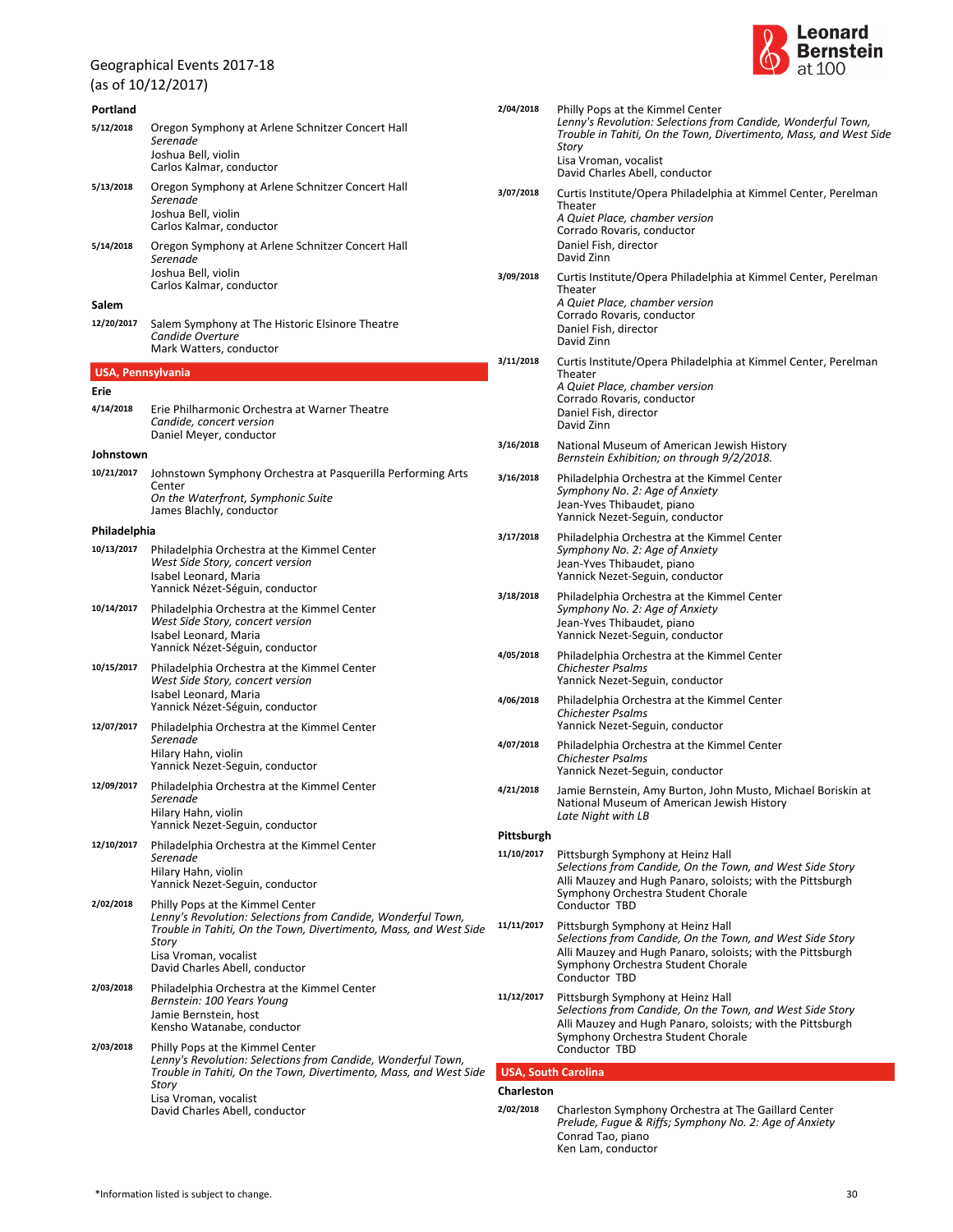Geographical Events 2017-18
(as of 10/12/2017)

**Portland**

**5/12/2018** Oregon Symphony at Arlene Schnitzer Concert Hall
*Serenade*
Joshua Bell, violin
Carlos Kalmar, conductor

**5/13/2018** Oregon Symphony at Arlene Schnitzer Concert Hall
*Serenade*
Joshua Bell, violin
Carlos Kalmar, conductor

**5/14/2018** Oregon Symphony at Arlene Schnitzer Concert Hall
*Serenade*
Joshua Bell, violin
Carlos Kalmar, conductor

**Salem**

**12/20/2017** Salem Symphony at The Historic Elsinore Theatre
*Candide Overture*
Mark Watters, conductor

## USA, Pennsylvania

**Erie**

**4/14/2018** Erie Philharmonic Orchestra at Warner Theatre
*Candide, concert version*
Daniel Meyer, conductor

**Johnstown**

**10/21/2017** Johnstown Symphony Orchestra at Pasquerilla Performing Arts Center
*On the Waterfront, Symphonic Suite*
James Blachly, conductor

**Philadelphia**

**10/13/2017** Philadelphia Orchestra at the Kimmel Center
*West Side Story, concert version*
Isabel Leonard, Maria
Yannick Nézet-Séguin, conductor

**10/14/2017** Philadelphia Orchestra at the Kimmel Center
*West Side Story, concert version*
Isabel Leonard, Maria
Yannick Nézet-Séguin, conductor

**10/15/2017** Philadelphia Orchestra at the Kimmel Center
*West Side Story, concert version*
Isabel Leonard, Maria
Yannick Nézet-Séguin, conductor

**12/07/2017** Philadelphia Orchestra at the Kimmel Center
*Serenade*
Hilary Hahn, violin
Yannick Nezet-Seguin, conductor

**12/09/2017** Philadelphia Orchestra at the Kimmel Center
*Serenade*
Hilary Hahn, violin
Yannick Nezet-Seguin, conductor

**12/10/2017** Philadelphia Orchestra at the Kimmel Center
*Serenade*
Hilary Hahn, violin
Yannick Nezet-Seguin, conductor

**2/02/2018** Philly Pops at the Kimmel Center
*Lenny's Revolution: Selections from Candide, Wonderful Town, Trouble in Tahiti, On the Town, Divertimento, Mass, and West Side Story*
Lisa Vroman, vocalist
David Charles Abell, conductor

**2/03/2018** Philadelphia Orchestra at the Kimmel Center
*Bernstein: 100 Years Young*
Jamie Bernstein, host
Kensho Watanabe, conductor

**2/03/2018** Philly Pops at the Kimmel Center
*Lenny's Revolution: Selections from Candide, Wonderful Town, Trouble in Tahiti, On the Town, Divertimento, Mass, and West Side Story*
Lisa Vroman, vocalist
David Charles Abell, conductor

**2/04/2018** Philly Pops at the Kimmel Center
*Lenny's Revolution: Selections from Candide, Wonderful Town, Trouble in Tahiti, On the Town, Divertimento, Mass, and West Side Story*
Lisa Vroman, vocalist
David Charles Abell, conductor

**3/07/2018** Curtis Institute/Opera Philadelphia at Kimmel Center, Perelman Theater
*A Quiet Place, chamber version*
Corrado Rovaris, conductor
Daniel Fish, director
David Zinn

**3/09/2018** Curtis Institute/Opera Philadelphia at Kimmel Center, Perelman Theater
*A Quiet Place, chamber version*
Corrado Rovaris, conductor
Daniel Fish, director
David Zinn

**3/11/2018** Curtis Institute/Opera Philadelphia at Kimmel Center, Perelman Theater
*A Quiet Place, chamber version*
Corrado Rovaris, conductor
Daniel Fish, director
David Zinn

**3/16/2018** National Museum of American Jewish History
*Bernstein Exhibition; on through 9/2/2018.*

**3/16/2018** Philadelphia Orchestra at the Kimmel Center
*Symphony No. 2: Age of Anxiety*
Jean-Yves Thibaudet, piano
Yannick Nezet-Seguin, conductor

**3/17/2018** Philadelphia Orchestra at the Kimmel Center
*Symphony No. 2: Age of Anxiety*
Jean-Yves Thibaudet, piano
Yannick Nezet-Seguin, conductor

**3/18/2018** Philadelphia Orchestra at the Kimmel Center
*Symphony No. 2: Age of Anxiety*
Jean-Yves Thibaudet, piano
Yannick Nezet-Seguin, conductor

**4/05/2018** Philadelphia Orchestra at the Kimmel Center
*Chichester Psalms*
Yannick Nezet-Seguin, conductor

**4/06/2018** Philadelphia Orchestra at the Kimmel Center
*Chichester Psalms*
Yannick Nezet-Seguin, conductor

**4/07/2018** Philadelphia Orchestra at the Kimmel Center
*Chichester Psalms*
Yannick Nezet-Seguin, conductor

**4/21/2018** Jamie Bernstein, Amy Burton, John Musto, Michael Boriskin at National Museum of American Jewish History
*Late Night with LB*

**Pittsburgh**

**11/10/2017** Pittsburgh Symphony at Heinz Hall
*Selections from Candide, On the Town, and West Side Story*
Alli Mauzey and Hugh Panaro, soloists; with the Pittsburgh Symphony Orchestra Student Chorale
Conductor TBD

**11/11/2017** Pittsburgh Symphony at Heinz Hall
*Selections from Candide, On the Town, and West Side Story*
Alli Mauzey and Hugh Panaro, soloists; with the Pittsburgh Symphony Orchestra Student Chorale
Conductor TBD

**11/12/2017** Pittsburgh Symphony at Heinz Hall
*Selections from Candide, On the Town, and West Side Story*
Alli Mauzey and Hugh Panaro, soloists; with the Pittsburgh Symphony Orchestra Student Chorale
Conductor TBD

## USA, South Carolina

**Charleston**

**2/02/2018** Charleston Symphony Orchestra at The Gaillard Center
*Prelude, Fugue & Riffs; Symphony No. 2: Age of Anxiety*
Conrad Tao, piano
Ken Lam, conductor

*Information listed is subject to change.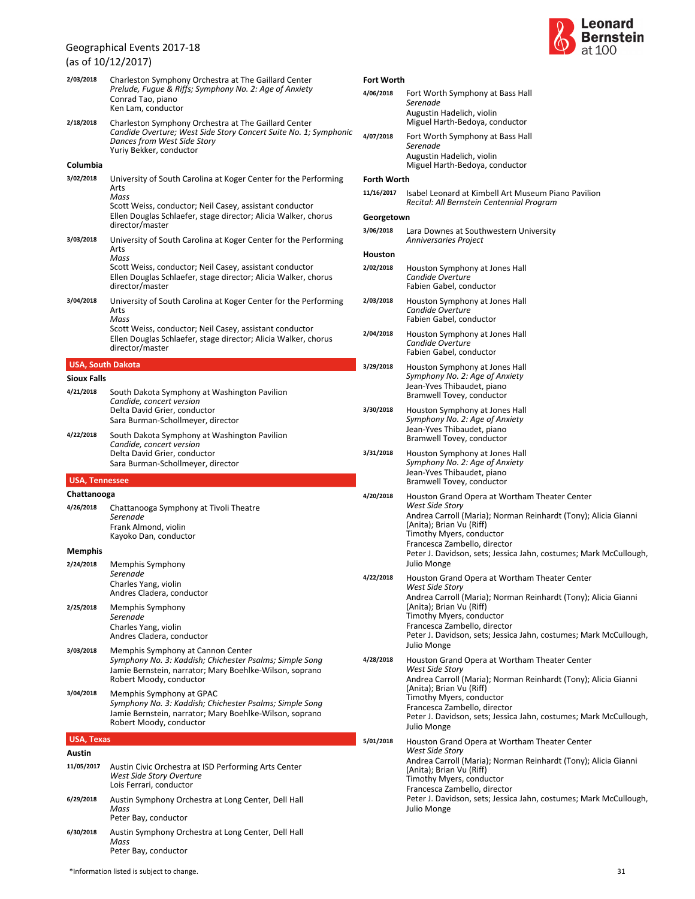Geographical Events 2017-18
(as of 10/12/2017)

**2/03/2018** Charleston Symphony Orchestra at The Gaillard Center
*Prelude, Fugue & Riffs; Symphony No. 2: Age of Anxiety*
Conrad Tao, piano
Ken Lam, conductor

**2/18/2018** Charleston Symphony Orchestra at The Gaillard Center
*Candide Overture; West Side Story Concert Suite No. 1; Symphonic Dances from West Side Story*
Yuriy Bekker, conductor

### Columbia

**3/02/2018** University of South Carolina at Koger Center for the Performing Arts
*Mass*
Scott Weiss, conductor; Neil Casey, assistant conductor
Ellen Douglas Schlaefer, stage director; Alicia Walker, chorus director/master

**3/03/2018** University of South Carolina at Koger Center for the Performing Arts
*Mass*
Scott Weiss, conductor; Neil Casey, assistant conductor
Ellen Douglas Schlaefer, stage director; Alicia Walker, chorus director/master

**3/04/2018** University of South Carolina at Koger Center for the Performing Arts
*Mass*
Scott Weiss, conductor; Neil Casey, assistant conductor
Ellen Douglas Schlaefer, stage director; Alicia Walker, chorus director/master

## USA, South Dakota

### Sioux Falls

**4/21/2018** South Dakota Symphony at Washington Pavilion
*Candide, concert version*
Delta David Grier, conductor
Sara Burman-Schollmeyer, director

**4/22/2018** South Dakota Symphony at Washington Pavilion
*Candide, concert version*
Delta David Grier, conductor
Sara Burman-Schollmeyer, director

## USA, Tennessee

### Chattanooga

**4/26/2018** Chattanooga Symphony at Tivoli Theatre
*Serenade*
Frank Almond, violin
Kayoko Dan, conductor

### Memphis

**2/24/2018** Memphis Symphony
*Serenade*
Charles Yang, violin
Andres Cladera, conductor

**2/25/2018** Memphis Symphony
*Serenade*
Charles Yang, violin
Andres Cladera, conductor

**3/03/2018** Memphis Symphony at Cannon Center
*Symphony No. 3: Kaddish; Chichester Psalms; Simple Song*
Jamie Bernstein, narrator; Mary Boehlke-Wilson, soprano
Robert Moody, conductor

**3/04/2018** Memphis Symphony at GPAC
*Symphony No. 3: Kaddish; Chichester Psalms; Simple Song*
Jamie Bernstein, narrator; Mary Boehlke-Wilson, soprano
Robert Moody, conductor

## USA, Texas

### Austin

**11/05/2017** Austin Civic Orchestra at ISD Performing Arts Center
*West Side Story Overture*
Lois Ferrari, conductor

**6/29/2018** Austin Symphony Orchestra at Long Center, Dell Hall
*Mass*
Peter Bay, conductor

**6/30/2018** Austin Symphony Orchestra at Long Center, Dell Hall
*Mass*
Peter Bay, conductor

### Fort Worth

**4/06/2018** Fort Worth Symphony at Bass Hall
*Serenade*
Augustin Hadelich, violin
Miguel Harth-Bedoya, conductor

**4/07/2018** Fort Worth Symphony at Bass Hall
*Serenade*
Augustin Hadelich, violin
Miguel Harth-Bedoya, conductor

### Forth Worth

**11/16/2017** Isabel Leonard at Kimbell Art Museum Piano Pavilion
*Recital: All Bernstein Centennial Program*

### Georgetown

**3/06/2018** Lara Downes at Southwestern University
*Anniversaries Project*

### Houston

**2/02/2018** Houston Symphony at Jones Hall
*Candide Overture*
Fabien Gabel, conductor

**2/03/2018** Houston Symphony at Jones Hall
*Candide Overture*
Fabien Gabel, conductor

**2/04/2018** Houston Symphony at Jones Hall
*Candide Overture*
Fabien Gabel, conductor

**3/29/2018** Houston Symphony at Jones Hall
*Symphony No. 2: Age of Anxiety*
Jean-Yves Thibaudet, piano
Bramwell Tovey, conductor

**3/30/2018** Houston Symphony at Jones Hall
*Symphony No. 2: Age of Anxiety*
Jean-Yves Thibaudet, piano
Bramwell Tovey, conductor

**3/31/2018** Houston Symphony at Jones Hall
*Symphony No. 2: Age of Anxiety*
Jean-Yves Thibaudet, piano
Bramwell Tovey, conductor

**4/20/2018** Houston Grand Opera at Wortham Theater Center
*West Side Story*
Andrea Carroll (Maria); Norman Reinhardt (Tony); Alicia Gianni (Anita); Brian Vu (Riff)
Timothy Myers, conductor
Francesca Zambello, director
Peter J. Davidson, sets; Jessica Jahn, costumes; Mark McCullough, Julio Monge

**4/22/2018** Houston Grand Opera at Wortham Theater Center
*West Side Story*
Andrea Carroll (Maria); Norman Reinhardt (Tony); Alicia Gianni (Anita); Brian Vu (Riff)
Timothy Myers, conductor
Francesca Zambello, director
Peter J. Davidson, sets; Jessica Jahn, costumes; Mark McCullough, Julio Monge

**4/28/2018** Houston Grand Opera at Wortham Theater Center
*West Side Story*
Andrea Carroll (Maria); Norman Reinhardt (Tony); Alicia Gianni (Anita); Brian Vu (Riff)
Timothy Myers, conductor
Francesca Zambello, director
Peter J. Davidson, sets; Jessica Jahn, costumes; Mark McCullough, Julio Monge

**5/01/2018** Houston Grand Opera at Wortham Theater Center
*West Side Story*
Andrea Carroll (Maria); Norman Reinhardt (Tony); Alicia Gianni (Anita); Brian Vu (Riff)
Timothy Myers, conductor
Francesca Zambello, director
Peter J. Davidson, sets; Jessica Jahn, costumes; Mark McCullough, Julio Monge

*Information listed is subject to change.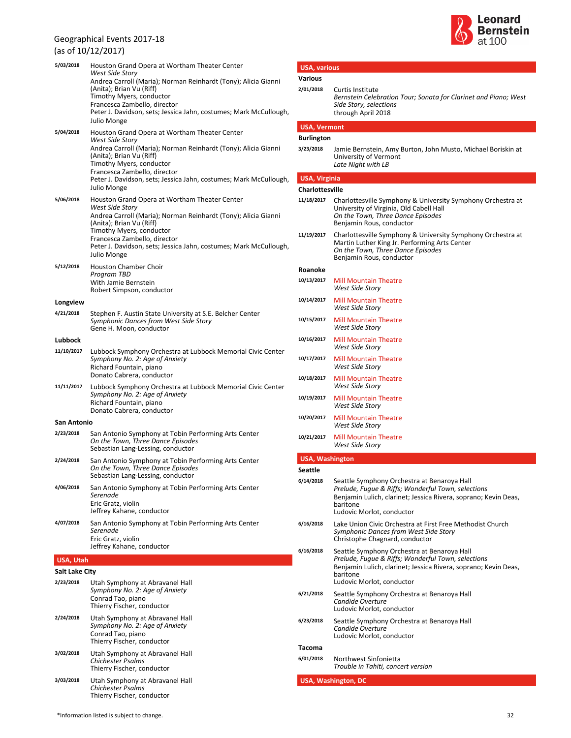Geographical Events 2017-18
(as of 10/12/2017)

**5/03/2018** Houston Grand Opera at Wortham Theater Center
*West Side Story*
Andrea Carroll (Maria); Norman Reinhardt (Tony); Alicia Gianni (Anita); Brian Vu (Riff)
Timothy Myers, conductor
Francesca Zambello, director
Peter J. Davidson, sets; Jessica Jahn, costumes; Mark McCullough, Julio Monge

**5/04/2018** Houston Grand Opera at Wortham Theater Center
*West Side Story*
Andrea Carroll (Maria); Norman Reinhardt (Tony); Alicia Gianni (Anita); Brian Vu (Riff)
Timothy Myers, conductor
Francesca Zambello, director
Peter J. Davidson, sets; Jessica Jahn, costumes; Mark McCullough, Julio Monge

**5/06/2018** Houston Grand Opera at Wortham Theater Center
*West Side Story*
Andrea Carroll (Maria); Norman Reinhardt (Tony); Alicia Gianni (Anita); Brian Vu (Riff)
Timothy Myers, conductor
Francesca Zambello, director
Peter J. Davidson, sets; Jessica Jahn, costumes; Mark McCullough, Julio Monge

**5/12/2018** Houston Chamber Choir
*Program TBD*
With Jamie Bernstein
Robert Simpson, conductor

### Longview

**4/21/2018** Stephen F. Austin State University at S.E. Belcher Center
*Symphonic Dances from West Side Story*
Gene H. Moon, conductor

### Lubbock

**11/10/2017** Lubbock Symphony Orchestra at Lubbock Memorial Civic Center
*Symphony No. 2: Age of Anxiety*
Richard Fountain, piano
Donato Cabrera, conductor

**11/11/2017** Lubbock Symphony Orchestra at Lubbock Memorial Civic Center
*Symphony No. 2: Age of Anxiety*
Richard Fountain, piano
Donato Cabrera, conductor

### San Antonio

**2/23/2018** San Antonio Symphony at Tobin Performing Arts Center
*On the Town, Three Dance Episodes*
Sebastian Lang-Lessing, conductor

**2/24/2018** San Antonio Symphony at Tobin Performing Arts Center
*On the Town, Three Dance Episodes*
Sebastian Lang-Lessing, conductor

**4/06/2018** San Antonio Symphony at Tobin Performing Arts Center
*Serenade*
Eric Gratz, violin
Jeffrey Kahane, conductor

**4/07/2018** San Antonio Symphony at Tobin Performing Arts Center
*Serenade*
Eric Gratz, violin
Jeffrey Kahane, conductor

## USA, Utah

### Salt Lake City

**2/23/2018** Utah Symphony at Abravanel Hall
*Symphony No. 2: Age of Anxiety*
Conrad Tao, piano
Thierry Fischer, conductor

**2/24/2018** Utah Symphony at Abravanel Hall
*Symphony No. 2: Age of Anxiety*
Conrad Tao, piano
Thierry Fischer, conductor

**3/02/2018** Utah Symphony at Abravanel Hall
*Chichester Psalms*
Thierry Fischer, conductor

**3/03/2018** Utah Symphony at Abravanel Hall
*Chichester Psalms*
Thierry Fischer, conductor

## USA, various

### Various

**2/01/2018** Curtis Institute
*Bernstein Celebration Tour; Sonata for Clarinet and Piano; West Side Story, selections*
through April 2018

## USA, Vermont

### Burlington

**3/23/2018** Jamie Bernstein, Amy Burton, John Musto, Michael Boriskin at University of Vermont
*Late Night with LB*

## USA, Virginia

### Charlottesville

**11/18/2017** Charlottesville Symphony & University Symphony Orchestra at University of Virginia, Old Cabell Hall
*On the Town, Three Dance Episodes*
Benjamin Rous, conductor

**11/19/2017** Charlottesville Symphony & University Symphony Orchestra at Martin Luther King Jr. Performing Arts Center
*On the Town, Three Dance Episodes*
Benjamin Rous, conductor

### Roanoke

**10/13/2017** Mill Mountain Theatre
*West Side Story*

**10/14/2017** Mill Mountain Theatre
*West Side Story*

**10/15/2017** Mill Mountain Theatre
*West Side Story*

**10/16/2017** Mill Mountain Theatre
*West Side Story*

**10/17/2017** Mill Mountain Theatre
*West Side Story*

**10/18/2017** Mill Mountain Theatre
*West Side Story*

**10/19/2017** Mill Mountain Theatre
*West Side Story*

**10/20/2017** Mill Mountain Theatre
*West Side Story*

**10/21/2017** Mill Mountain Theatre
*West Side Story*

## USA, Washington

### Seattle

**6/14/2018** Seattle Symphony Orchestra at Benaroya Hall
*Prelude, Fugue & Riffs; Wonderful Town, selections*
Benjamin Lulich, clarinet; Jessica Rivera, soprano; Kevin Deas, baritone
Ludovic Morlot, conductor

**6/16/2018** Lake Union Civic Orchestra at First Free Methodist Church
*Symphonic Dances from West Side Story*
Christophe Chagnard, conductor

**6/16/2018** Seattle Symphony Orchestra at Benaroya Hall
*Prelude, Fugue & Riffs; Wonderful Town, selections*
Benjamin Lulich, clarinet; Jessica Rivera, soprano; Kevin Deas, baritone
Ludovic Morlot, conductor

**6/21/2018** Seattle Symphony Orchestra at Benaroya Hall
*Candide Overture*
Ludovic Morlot, conductor

**6/23/2018** Seattle Symphony Orchestra at Benaroya Hall
*Candide Overture*
Ludovic Morlot, conductor

### Tacoma

**6/01/2018** Northwest Sinfonietta
*Trouble in Tahiti, concert version*

## USA, Washington, DC

*Information listed is subject to change.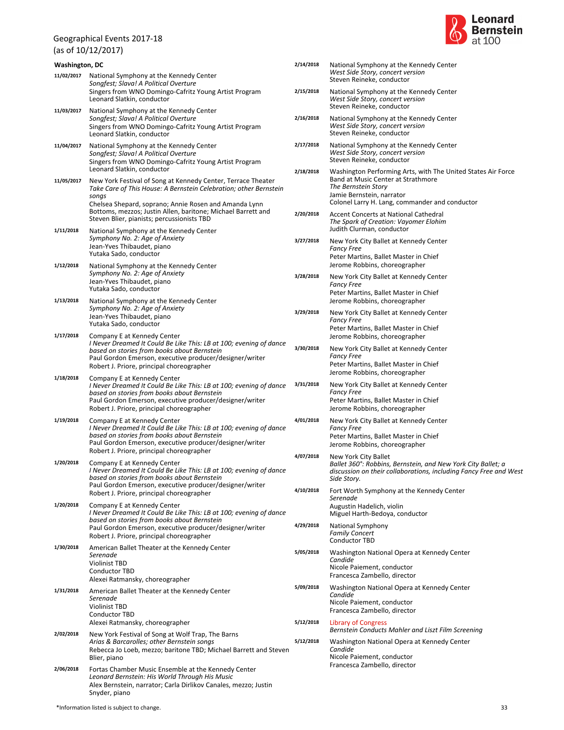Geographical Events 2017-18
(as of 10/12/2017)

**Washington, DC**

**11/02/2017** National Symphony at the Kennedy Center
*Songfest; Slava! A Political Overture*
Singers from WNO Domingo-Cafritz Young Artist Program
Leonard Slatkin, conductor

**11/03/2017** National Symphony at the Kennedy Center
*Songfest; Slava! A Political Overture*
Singers from WNO Domingo-Cafritz Young Artist Program
Leonard Slatkin, conductor

**11/04/2017** National Symphony at the Kennedy Center
*Songfest; Slava! A Political Overture*
Singers from WNO Domingo-Cafritz Young Artist Program
Leonard Slatkin, conductor

**11/05/2017** New York Festival of Song at Kennedy Center, Terrace Theater
*Take Care of This House: A Bernstein Celebration; other Bernstein songs*
Chelsea Shepard, soprano; Annie Rosen and Amanda Lynn Bottoms, mezzos; Justin Allen, baritone; Michael Barrett and Steven Blier, pianists; percussionists TBD

**1/11/2018** National Symphony at the Kennedy Center
*Symphony No. 2: Age of Anxiety*
Jean-Yves Thibaudet, piano
Yutaka Sado, conductor

**1/12/2018** National Symphony at the Kennedy Center
*Symphony No. 2: Age of Anxiety*
Jean-Yves Thibaudet, piano
Yutaka Sado, conductor

**1/13/2018** National Symphony at the Kennedy Center
*Symphony No. 2: Age of Anxiety*
Jean-Yves Thibaudet, piano
Yutaka Sado, conductor

**1/17/2018** Company E at Kennedy Center
*I Never Dreamed It Could Be Like This: LB at 100; evening of dance based on stories from books about Bernstein*
Paul Gordon Emerson, executive producer/designer/writer
Robert J. Priore, principal choreographer

**1/18/2018** Company E at Kennedy Center
*I Never Dreamed It Could Be Like This: LB at 100; evening of dance based on stories from books about Bernstein*
Paul Gordon Emerson, executive producer/designer/writer
Robert J. Priore, principal choreographer

**1/19/2018** Company E at Kennedy Center
*I Never Dreamed It Could Be Like This: LB at 100; evening of dance based on stories from books about Bernstein*
Paul Gordon Emerson, executive producer/designer/writer
Robert J. Priore, principal choreographer

**1/20/2018** Company E at Kennedy Center
*I Never Dreamed It Could Be Like This: LB at 100; evening of dance based on stories from books about Bernstein*
Paul Gordon Emerson, executive producer/designer/writer
Robert J. Priore, principal choreographer

**1/20/2018** Company E at Kennedy Center
*I Never Dreamed It Could Be Like This: LB at 100; evening of dance based on stories from books about Bernstein*
Paul Gordon Emerson, executive producer/designer/writer
Robert J. Priore, principal choreographer

**1/30/2018** American Ballet Theater at the Kennedy Center
*Serenade*
Violinist TBD
Conductor TBD
Alexei Ratmansky, choreographer

**1/31/2018** American Ballet Theater at the Kennedy Center
*Serenade*
Violinist TBD
Conductor TBD
Alexei Ratmansky, choreographer

**2/02/2018** New York Festival of Song at Wolf Trap, The Barns
*Arias & Barcarolles; other Bernstein songs*
Rebecca Jo Loeb, mezzo; baritone TBD; Michael Barrett and Steven Blier, piano

**2/06/2018** Fortas Chamber Music Ensemble at the Kennedy Center
*Leonard Bernstein: His World Through His Music*
Alex Bernstein, narrator; Carla Dirlikov Canales, mezzo; Justin Snyder, piano

**2/14/2018** National Symphony at the Kennedy Center
*West Side Story, concert version*
Steven Reineke, conductor

**2/15/2018** National Symphony at the Kennedy Center
*West Side Story, concert version*
Steven Reineke, conductor

**2/16/2018** National Symphony at the Kennedy Center
*West Side Story, concert version*
Steven Reineke, conductor

**2/17/2018** National Symphony at the Kennedy Center
*West Side Story, concert version*
Steven Reineke, conductor

**2/18/2018** Washington Performing Arts, with The United States Air Force Band at Music Center at Strathmore
*The Bernstein Story*
Jamie Bernstein, narrator
Colonel Larry H. Lang, commander and conductor

**2/20/2018** Accent Concerts at National Cathedral
*The Spark of Creation: Vayomer Elohim*
Judith Clurman, conductor

**3/27/2018** New York City Ballet at Kennedy Center
*Fancy Free*
Peter Martins, Ballet Master in Chief
Jerome Robbins, choreographer

**3/28/2018** New York City Ballet at Kennedy Center
*Fancy Free*
Peter Martins, Ballet Master in Chief
Jerome Robbins, choreographer

**3/29/2018** New York City Ballet at Kennedy Center
*Fancy Free*
Peter Martins, Ballet Master in Chief
Jerome Robbins, choreographer

**3/30/2018** New York City Ballet at Kennedy Center
*Fancy Free*
Peter Martins, Ballet Master in Chief
Jerome Robbins, choreographer

**3/31/2018** New York City Ballet at Kennedy Center
*Fancy Free*
Peter Martins, Ballet Master in Chief
Jerome Robbins, choreographer

**4/01/2018** New York City Ballet at Kennedy Center
*Fancy Free*
Peter Martins, Ballet Master in Chief
Jerome Robbins, choreographer

**4/07/2018** New York City Ballet
*Ballet 360°: Robbins, Bernstein, and New York City Ballet; a discussion on their collaborations, including Fancy Free and West Side Story.*

**4/10/2018** Fort Worth Symphony at the Kennedy Center
*Serenade*
Augustin Hadelich, violin
Miguel Harth-Bedoya, conductor

**4/29/2018** National Symphony
*Family Concert*
Conductor TBD

**5/05/2018** Washington National Opera at Kennedy Center
*Candide*
Nicole Paiement, conductor
Francesca Zambello, director

**5/09/2018** Washington National Opera at Kennedy Center
*Candide*
Nicole Paiement, conductor
Francesca Zambello, director

**5/12/2018** Library of Congress
*Bernstein Conducts Mahler and Liszt Film Screening*

**5/12/2018** Washington National Opera at Kennedy Center
*Candide*
Nicole Paiement, conductor
Francesca Zambello, director

*Information listed is subject to change.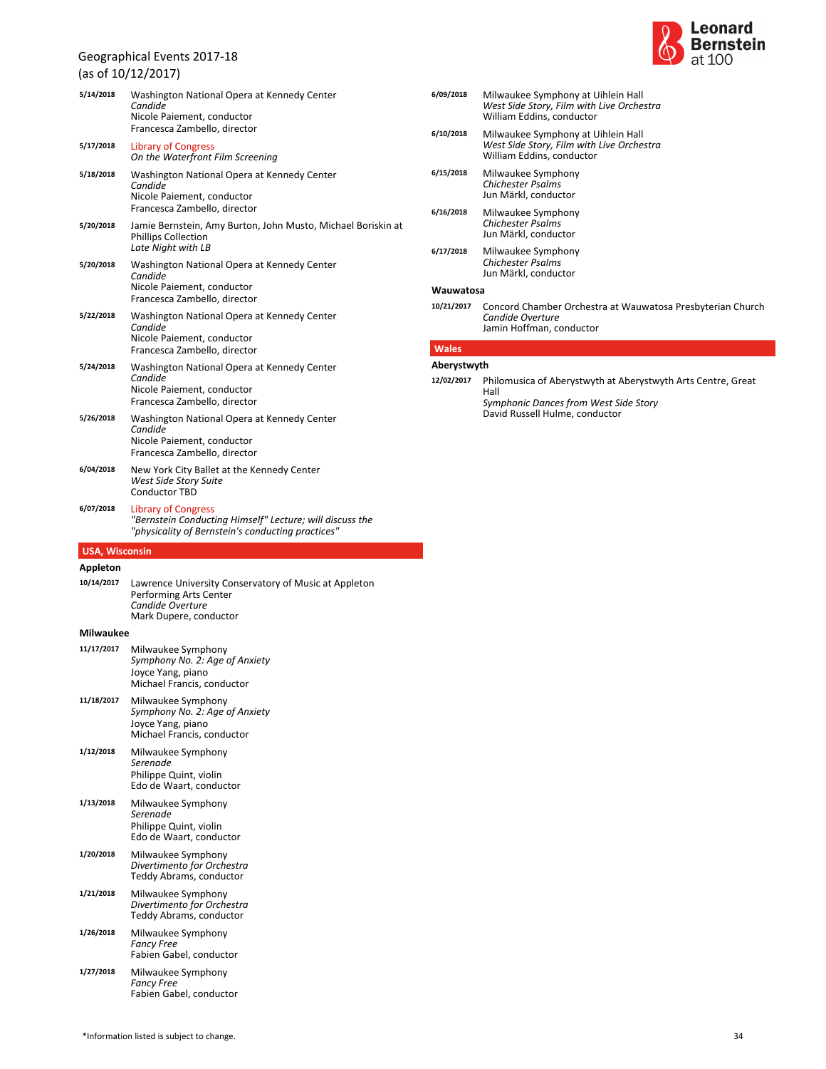Geographical Events 2017-18
(as of 10/12/2017)

**5/14/2018** Washington National Opera at Kennedy Center
*Candide*
Nicole Paiement, conductor
Francesca Zambello, director

**5/17/2018** Library of Congress
*On the Waterfront Film Screening*

**5/18/2018** Washington National Opera at Kennedy Center
*Candide*
Nicole Paiement, conductor
Francesca Zambello, director

**5/20/2018** Jamie Bernstein, Amy Burton, John Musto, Michael Boriskin at Phillips Collection
*Late Night with LB*

**5/20/2018** Washington National Opera at Kennedy Center
*Candide*
Nicole Paiement, conductor
Francesca Zambello, director

**5/22/2018** Washington National Opera at Kennedy Center
*Candide*
Nicole Paiement, conductor
Francesca Zambello, director

**5/24/2018** Washington National Opera at Kennedy Center
*Candide*
Nicole Paiement, conductor
Francesca Zambello, director

**5/26/2018** Washington National Opera at Kennedy Center
*Candide*
Nicole Paiement, conductor
Francesca Zambello, director

**6/04/2018** New York City Ballet at the Kennedy Center
*West Side Story Suite*
Conductor TBD

**6/07/2018** Library of Congress
*"Bernstein Conducting Himself" Lecture; will discuss the "physicality of Bernstein's conducting practices"*

## USA, Wisconsin

### Appleton

**10/14/2017** Lawrence University Conservatory of Music at Appleton Performing Arts Center
*Candide Overture*
Mark Dupere, conductor

### Milwaukee

**11/17/2017** Milwaukee Symphony
*Symphony No. 2: Age of Anxiety*
Joyce Yang, piano
Michael Francis, conductor

**11/18/2017** Milwaukee Symphony
*Symphony No. 2: Age of Anxiety*
Joyce Yang, piano
Michael Francis, conductor

**1/12/2018** Milwaukee Symphony
*Serenade*
Philippe Quint, violin
Edo de Waart, conductor

**1/13/2018** Milwaukee Symphony
*Serenade*
Philippe Quint, violin
Edo de Waart, conductor

**1/20/2018** Milwaukee Symphony
*Divertimento for Orchestra*
Teddy Abrams, conductor

**1/21/2018** Milwaukee Symphony
*Divertimento for Orchestra*
Teddy Abrams, conductor

**1/26/2018** Milwaukee Symphony
*Fancy Free*
Fabien Gabel, conductor

**1/27/2018** Milwaukee Symphony
*Fancy Free*
Fabien Gabel, conductor

**6/09/2018** Milwaukee Symphony at Uihlein Hall
*West Side Story, Film with Live Orchestra*
William Eddins, conductor

**6/10/2018** Milwaukee Symphony at Uihlein Hall
*West Side Story, Film with Live Orchestra*
William Eddins, conductor

**6/15/2018** Milwaukee Symphony
*Chichester Psalms*
Jun Märkl, conductor

**6/16/2018** Milwaukee Symphony
*Chichester Psalms*
Jun Märkl, conductor

**6/17/2018** Milwaukee Symphony
*Chichester Psalms*
Jun Märkl, conductor

### Wauwatosa

**10/21/2017** Concord Chamber Orchestra at Wauwatosa Presbyterian Church
*Candide Overture*
Jamin Hoffman, conductor

## Wales

### Aberystwyth

**12/02/2017** Philomusica of Aberystwyth at Aberystwyth Arts Centre, Great Hall
*Symphonic Dances from West Side Story*
David Russell Hulme, conductor

*Information listed is subject to change.